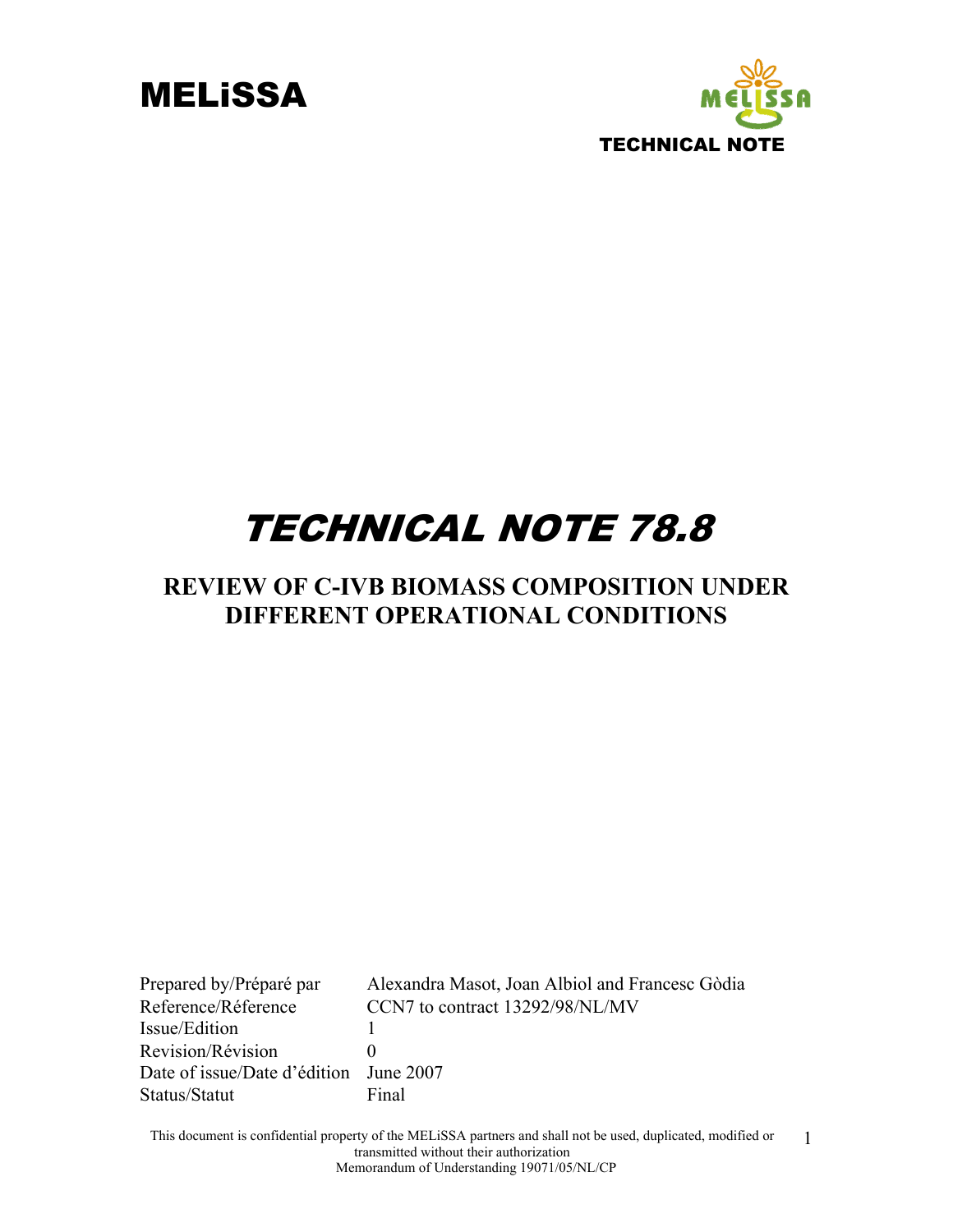# MELiSSA

TECHNICAL NOTE

# TECHNICAL NOTE 78.8

## REVIEW OF C-IVB BIOMASS COMPOSITION UNDER DIFFERENT OPERATIONAL CONDITIONS

| | |
|---|---|
| Prepared by/Préparé par | Alexandra Masot, Joan Albiol and Francesc Gòdia |
| Reference/Réference | CCN7 to contract 13292/98/NL/MV |
| Issue/Edition | 1 |
| Revision/Révision | 0 |
| Date of issue/Date d'édition | June 2007 |
| Status/Statut | Final |

This document is confidential property of the MELiSSA partners and shall not be used, duplicated, modified or transmitted without their authorization
Memorandum of Understanding 19071/05/NL/CP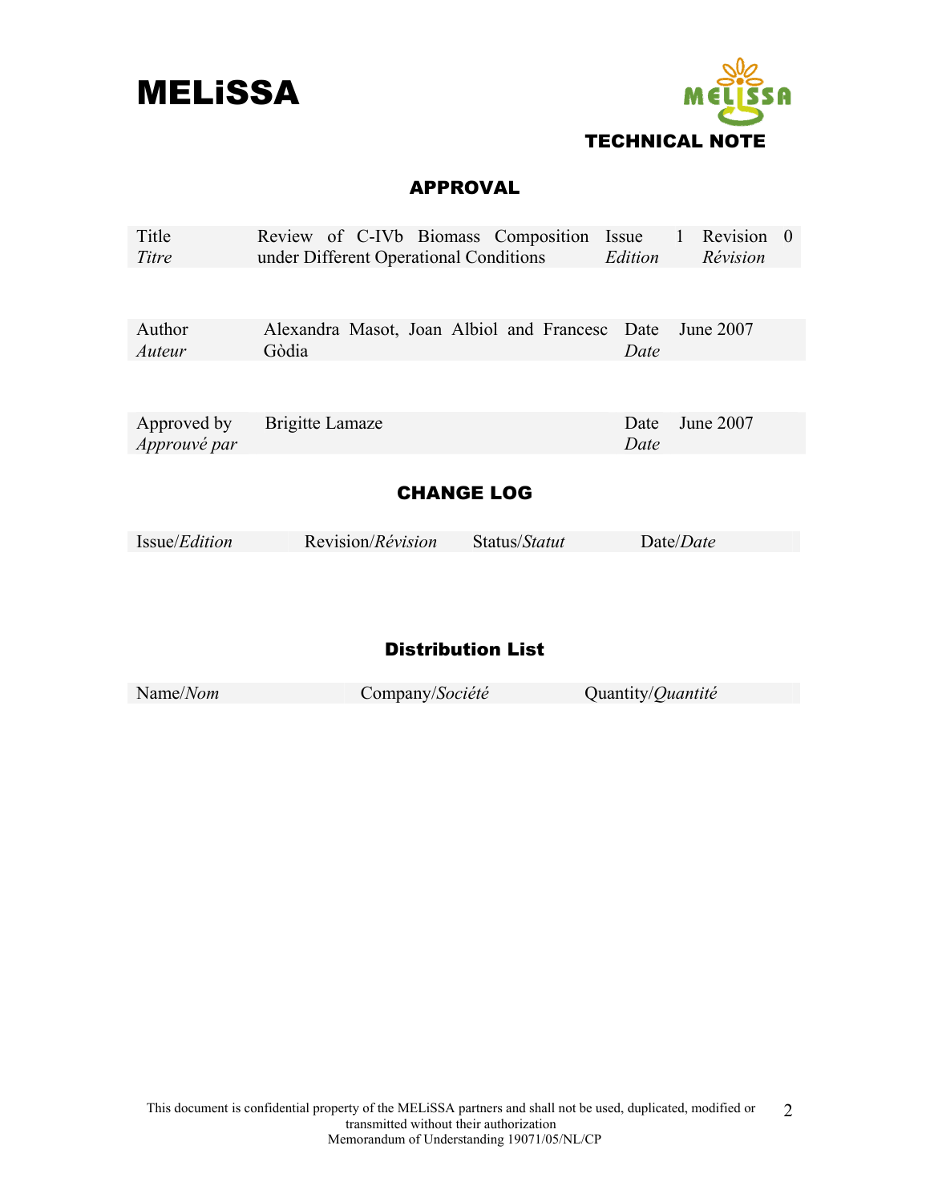# APPROVAL

| Title *Titre* | Review of C-IVb Biomass Composition under Different Operational Conditions | Issue *Edition* | 1 | Revision *Révision* | 0 |
|---|---|---|---|---|---|

| Author *Auteur* | Alexandra Masot, Joan Albiol and Francesc Gòdia | Date *Date* | June 2007 |
|---|---|---|---|

| Approved by *Approuvé par* | Brigitte Lamaze | Date *Date* | June 2007 |
|---|---|---|---|

# CHANGE LOG

| Issue/*Edition* | Revision/*Révision* | Status/*Statut* | Date/*Date* |
|---|---|---|---|

# Distribution List

| Name/*Nom* | Company/*Société* | Quantity/*Quantité* |
|---|---|---|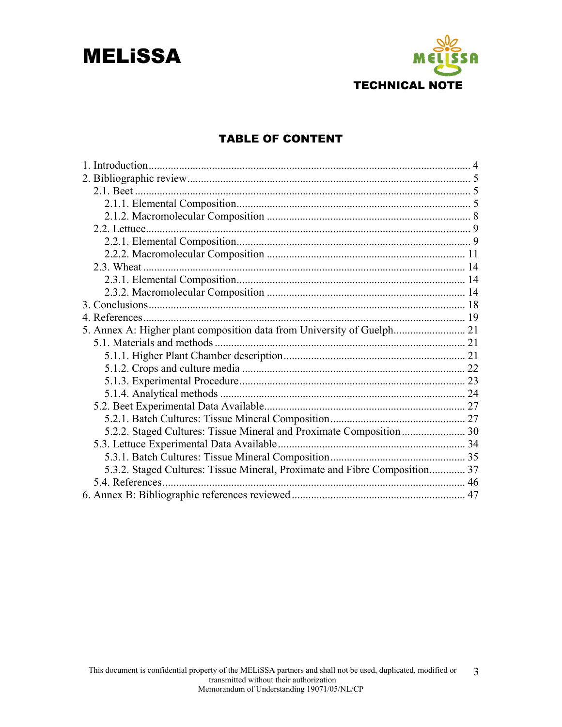# TABLE OF CONTENT

1. Introduction .................................................................................................... 4
2. Bibliographic review ...................................................................................... 5
   - 2.1. Beet ......................................................................................................... 5
     - 2.1.1. Elemental Composition .................................................................... 5
     - 2.1.2. Macromolecular Composition ......................................................... 8
   - 2.2. Lettuce ..................................................................................................... 9
     - 2.2.1. Elemental Composition .................................................................... 9
     - 2.2.2. Macromolecular Composition ....................................................... 11
   - 2.3. Wheat .................................................................................................... 14
     - 2.3.1. Elemental Composition .................................................................. 14
     - 2.3.2. Macromolecular Composition ....................................................... 14
3. Conclusions .................................................................................................. 18
4. References .................................................................................................... 19
5. Annex A: Higher plant composition data from University of Guelph .......................... 21
   - 5.1. Materials and methods ........................................................................... 21
     - 5.1.1. Higher Plant Chamber description .................................................. 21
     - 5.1.2. Crops and culture media ................................................................. 22
     - 5.1.3. Experimental Procedure ................................................................. 23
     - 5.1.4. Analytical methods ........................................................................ 24
   - 5.2. Beet Experimental Data Available ......................................................... 27
     - 5.2.1. Batch Cultures: Tissue Mineral Composition ................................. 27
     - 5.2.2. Staged Cultures: Tissue Mineral and Proximate Composition ....................... 30
   - 5.3. Lettuce Experimental Data Available .................................................... 34
     - 5.3.1. Batch Cultures: Tissue Mineral Composition ................................. 35
     - 5.3.2. Staged Cultures: Tissue Mineral, Proximate and Fibre Composition ............. 37
   - 5.4. References ............................................................................................. 46
6. Annex B: Bibliographic references reviewed ............................................................ 47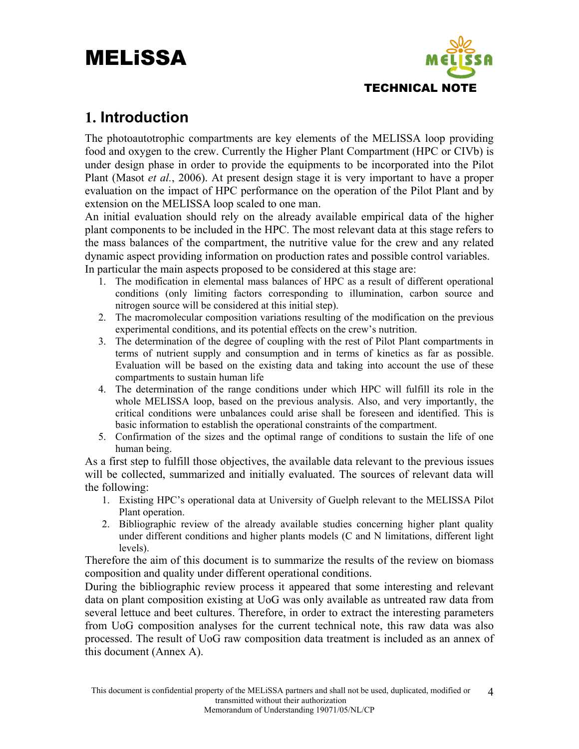# 1. Introduction

The photoautotrophic compartments are key elements of the MELISSA loop providing food and oxygen to the crew. Currently the Higher Plant Compartment (HPC or CIVb) is under design phase in order to provide the equipments to be incorporated into the Pilot Plant (Masot *et al.*, 2006). At present design stage it is very important to have a proper evaluation on the impact of HPC performance on the operation of the Pilot Plant and by extension on the MELISSA loop scaled to one man.

An initial evaluation should rely on the already available empirical data of the higher plant components to be included in the HPC. The most relevant data at this stage refers to the mass balances of the compartment, the nutritive value for the crew and any related dynamic aspect providing information on production rates and possible control variables. In particular the main aspects proposed to be considered at this stage are:

1. The modification in elemental mass balances of HPC as a result of different operational conditions (only limiting factors corresponding to illumination, carbon source and nitrogen source will be considered at this initial step).
2. The macromolecular composition variations resulting of the modification on the previous experimental conditions, and its potential effects on the crew's nutrition.
3. The determination of the degree of coupling with the rest of Pilot Plant compartments in terms of nutrient supply and consumption and in terms of kinetics as far as possible. Evaluation will be based on the existing data and taking into account the use of these compartments to sustain human life
4. The determination of the range conditions under which HPC will fulfill its role in the whole MELISSA loop, based on the previous analysis. Also, and very importantly, the critical conditions were unbalances could arise shall be foreseen and identified. This is basic information to establish the operational constraints of the compartment.
5. Confirmation of the sizes and the optimal range of conditions to sustain the life of one human being.

As a first step to fulfill those objectives, the available data relevant to the previous issues will be collected, summarized and initially evaluated. The sources of relevant data will the following:

1. Existing HPC's operational data at University of Guelph relevant to the MELISSA Pilot Plant operation.
2. Bibliographic review of the already available studies concerning higher plant quality under different conditions and higher plants models (C and N limitations, different light levels).

Therefore the aim of this document is to summarize the results of the review on biomass composition and quality under different operational conditions.

During the bibliographic review process it appeared that some interesting and relevant data on plant composition existing at UoG was only available as untreated raw data from several lettuce and beet cultures. Therefore, in order to extract the interesting parameters from UoG composition analyses for the current technical note, this raw data was also processed. The result of UoG raw composition data treatment is included as an annex of this document (Annex A).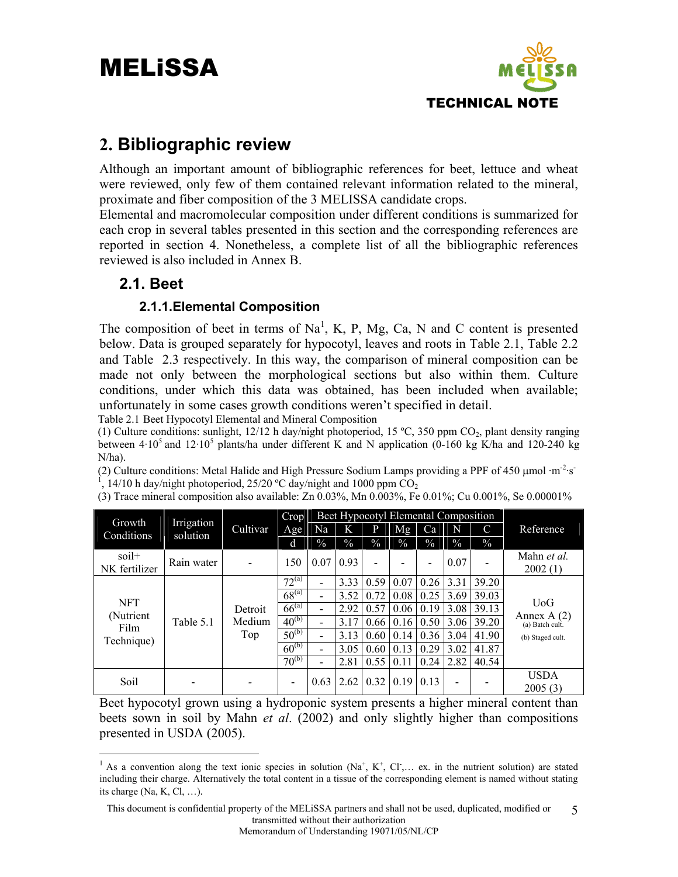## 2. Bibliographic review

Although an important amount of bibliographic references for beet, lettuce and wheat were reviewed, only few of them contained relevant information related to the mineral, proximate and fiber composition of the 3 MELISSA candidate crops.
Elemental and macromolecular composition under different conditions is summarized for each crop in several tables presented in this section and the corresponding references are reported in section 4. Nonetheless, a complete list of all the bibliographic references reviewed is also included in Annex B.

### 2.1. Beet

#### 2.1.1. Elemental Composition

The composition of beet in terms of Na[1], K, P, Mg, Ca, N and C content is presented below. Data is grouped separately for hypocotyl, leaves and roots in Table 2.1, Table 2.2 and Table 2.3 respectively. In this way, the comparison of mineral composition can be made not only between the morphological sections but also within them. Culture conditions, under which this data was obtained, has been included when available; unfortunately in some cases growth conditions weren't specified in detail.

Table 2.1 Beet Hypocotyl Elemental and Mineral Composition

(1) Culture conditions: sunlight, 12/12 h day/night photoperiod, 15 ºC, 350 ppm $CO_2$, plant density ranging between $4 \cdot 10^5$ and $12 \cdot 10^5$ plants/ha under different K and N application (0-160 kg K/ha and 120-240 kg N/ha).

(2) Culture conditions: Metal Halide and High Pressure Sodium Lamps providing a PPF of 450 µmol $\cdot m^{-2} \cdot s^{-1}$, 14/10 h day/night photoperiod, 25/20 ºC day/night and 1000 ppm $CO_2$

(3) Trace mineral composition also available: Zn 0.03%, Mn 0.003%, Fe 0.01%; Cu 0.001%, Se 0.00001%

| Growth Conditions | Irrigation solution | Cultivar | Crop Age | Beet Hypocotyl Elemental Composition | | | | | | | Reference |
|---|---|---|---|---|---|---|---|---|---|---|---|
| | | | | Na | K | P | Mg | Ca | N | C | |
| | | | d | % | % | % | % | % | % | % | |
| soil+ NK fertilizer | Rain water | - | 150 | 0.07 | 0.93 | - | - | - | 0.07 | - | Mahn *et al.* 2002 (1) |
| NFT (Nutrient Film Technique) | Table 5.1 | Detroit Medium Top | 72(a) | - | 3.33 | 0.59 | 0.07 | 0.26 | 3.31 | 39.20 | UoG Annex A (2) (a) Batch cult. (b) Staged cult. |
| | | | 68(a) | - | 3.52 | 0.72 | 0.08 | 0.25 | 3.69 | 39.03 | |
| | | | 66(a) | - | 2.92 | 0.57 | 0.06 | 0.19 | 3.08 | 39.13 | |
| | | | 40(b) | - | 3.17 | 0.66 | 0.16 | 0.50 | 3.06 | 39.20 | |
| | | | 50(b) | - | 3.13 | 0.60 | 0.14 | 0.36 | 3.04 | 41.90 | |
| | | | 60(b) | - | 3.05 | 0.60 | 0.13 | 0.29 | 3.02 | 41.87 | |
| | | | 70(b) | - | 2.81 | 0.55 | 0.11 | 0.24 | 2.82 | 40.54 | |
| Soil | - | - | - | 0.63 | 2.62 | 0.32 | 0.19 | 0.13 | - | - | USDA 2005 (3) |

Beet hypocotyl grown using a hydroponic system presents a higher mineral content than beets sown in soil by Mahn *et al*. (2002) and only slightly higher than compositions presented in USDA (2005).

[1] As a convention along the text ionic species in solution ($Na^+$, $K^+$, $Cl^-$,… ex. in the nutrient solution) are stated including their charge. Alternatively the total content in a tissue of the corresponding element is named without stating its charge (Na, K, Cl, …).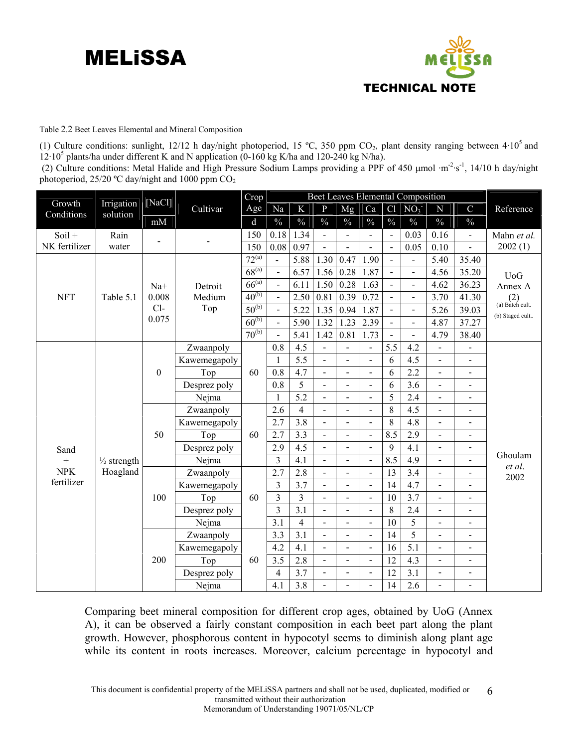Table 2.2 Beet Leaves Elemental and Mineral Composition

(1) Culture conditions: sunlight, 12/12 h day/night photoperiod, 15 ºC, 350 ppm $CO_2$, plant density ranging between $4 \cdot 10^5$ and $12 \cdot 10^5$ plants/ha under different K and N application (0-160 kg K/ha and 120-240 kg N/ha).

(2) Culture conditions: Metal Halide and High Pressure Sodium Lamps providing a PPF of 450 μmol $\cdot m^{-2} \cdot s^{-1}$, 14/10 h day/night photoperiod, 25/20 ºC day/night and 1000 ppm $CO_2$

| Growth Conditions | Irrigation solution | [NaCl] | Cultivar | Crop Age | Beet Leaves Elemental Composition | | | | | | | | | Reference |
|---|---|---|---|---|---|---|---|---|---|---|---|---|---|---|
| | | mM | | d | Na | K | P | Mg | Ca | Cl | $NO_3^-$ | N | C | |
| | | | | | % | % | % | % | % | % | % | % | % | |
| Soil + NK fertilizer | Rain water | - | - | 150 | 0.18 | 1.34 | - | - | - | - | 0.03 | 0.16 | - | Mahn *et al.* 2002 (1) |
| | | | | 150 | 0.08 | 0.97 | - | - | - | - | 0.05 | 0.10 | - | |
| NFT | Table 5.1 | Na+ 0.008 Cl- 0.075 | Detroit Medium Top | 72[a] | - | 5.88 | 1.30 | 0.47 | 1.90 | - | - | 5.40 | 35.40 | UoG Annex A (2) (a) Batch cult. (b) Staged cult.. |
| | | | | 68[a] | - | 6.57 | 1.56 | 0.28 | 1.87 | - | - | 4.56 | 35.20 | |
| | | | | 66[a] | - | 6.11 | 1.50 | 0.28 | 1.63 | - | - | 4.62 | 36.23 | |
| | | | | 40[b] | - | 2.50 | 0.81 | 0.39 | 0.72 | - | - | 3.70 | 41.30 | |
| | | | | 50[b] | - | 5.22 | 1.35 | 0.94 | 1.87 | - | - | 5.26 | 39.03 | |
| | | | | 60[b] | - | 5.90 | 1.32 | 1.23 | 2.39 | - | - | 4.87 | 37.27 | |
| | | | | 70[b] | - | 5.41 | 1.42 | 0.81 | 1.73 | - | - | 4.79 | 38.40 | |
| Sand + NPK fertilizer | ½ strength Hoagland | 0 | Zwaanpoly | 60 | 0.8 | 4.5 | - | - | - | 5.5 | 4.2 | - | - | Ghoulam *et al.* 2002 |
| | | | Kawemegapoly | | 1 | 5.5 | - | - | - | 6 | 4.5 | - | - | |
| | | | Top | | 0.8 | 4.7 | - | - | - | 6 | 2.2 | - | - | |
| | | | Desprez poly | | 0.8 | 5 | - | - | - | 6 | 3.6 | - | - | |
| | | | Nejma | | 1 | 5.2 | - | - | - | 5 | 2.4 | - | - | |
| | | 50 | Zwaanpoly | 60 | 2.6 | 4 | - | - | - | 8 | 4.5 | - | - | |
| | | | Kawemegapoly | | 2.7 | 3.8 | - | - | - | 8 | 4.8 | - | - | |
| | | | Top | | 2.7 | 3.3 | - | - | - | 8.5 | 2.9 | - | - | |
| | | | Desprez poly | | 2.9 | 4.5 | - | - | - | 9 | 4.1 | - | - | |
| | | | Nejma | | 3 | 4.1 | - | - | - | 8.5 | 4.9 | - | - | |
| | | 100 | Zwaanpoly | 60 | 2.7 | 2.8 | - | - | - | 13 | 3.4 | - | - | |
| | | | Kawemegapoly | | 3 | 3.7 | - | - | - | 14 | 4.7 | - | - | |
| | | | Top | | 3 | 3 | - | - | - | 10 | 3.7 | - | - | |
| | | | Desprez poly | | 3 | 3.1 | - | - | - | 8 | 2.4 | - | - | |
| | | | Nejma | | 3.1 | 4 | - | - | - | 10 | 5 | - | - | |
| | | 200 | Zwaanpoly | 60 | 3.3 | 3.1 | - | - | - | 14 | 5 | - | - | |
| | | | Kawemegapoly | | 4.2 | 4.1 | - | - | - | 16 | 5.1 | - | - | |
| | | | Top | | 3.5 | 2.8 | - | - | - | 12 | 4.3 | - | - | |
| | | | Desprez poly | | 4 | 3.7 | - | - | - | 12 | 3.1 | - | - | |
| | | | Nejma | | 4.1 | 3.8 | - | - | - | 14 | 2.6 | - | - | |

Comparing beet mineral composition for different crop ages, obtained by UoG (Annex A), it can be observed a fairly constant composition in each beet part along the plant growth. However, phosphorous content in hypocotyl seems to diminish along plant age while its content in roots increases. Moreover, calcium percentage in hypocotyl and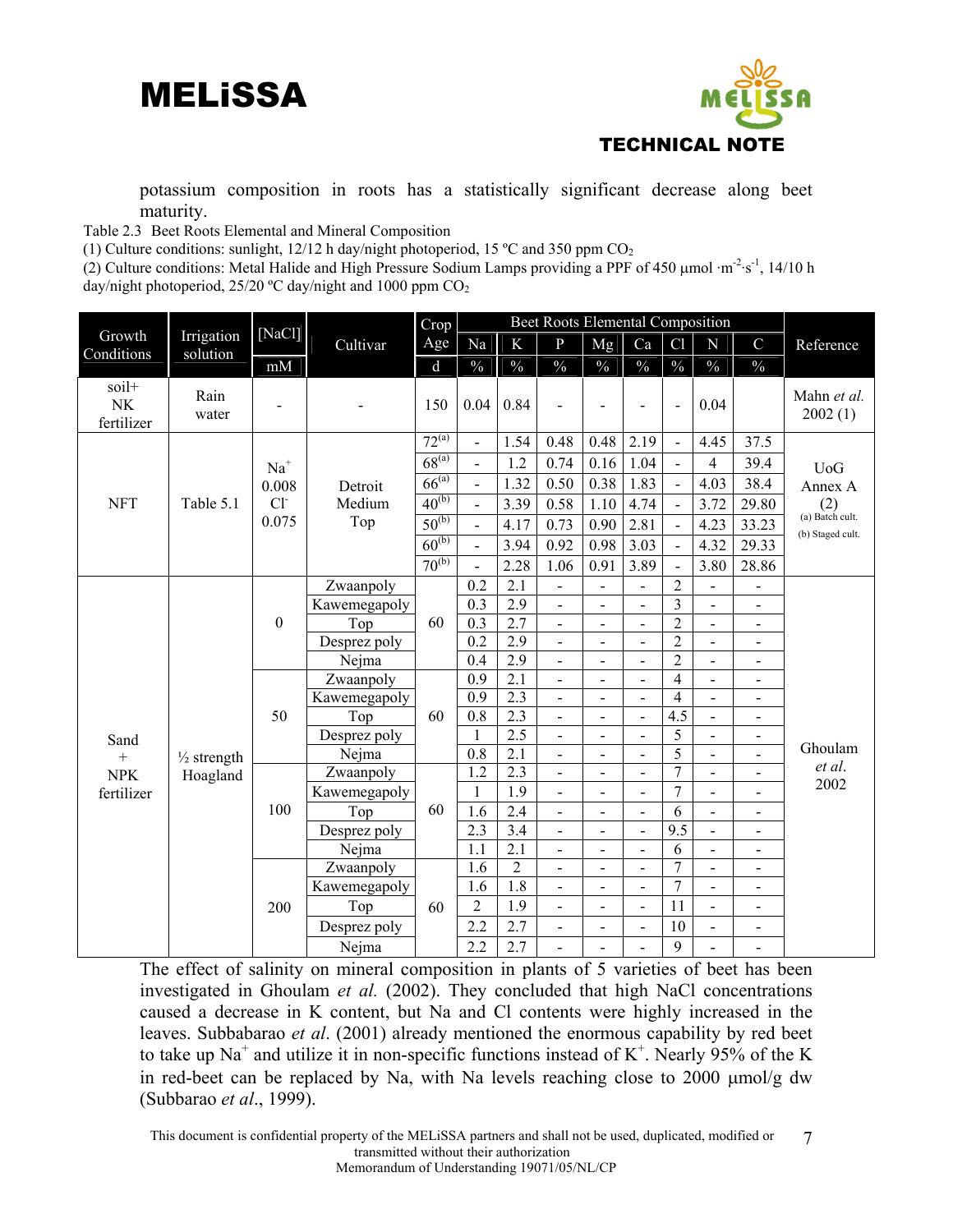potassium composition in roots has a statistically significant decrease along beet maturity.

Table 2.3 Beet Roots Elemental and Mineral Composition

(1) Culture conditions: sunlight, 12/12 h day/night photoperiod, 15 ºC and 350 ppm $CO_2$

(2) Culture conditions: Metal Halide and High Pressure Sodium Lamps providing a PPF of 450 μmol ·$m^{-2}$·$s^{-1}$, 14/10 h day/night photoperiod, 25/20 ºC day/night and 1000 ppm $CO_2$

| Growth Conditions | Irrigation solution | [NaCl] | Cultivar | Crop Age | Na | K | P | Mg | Ca | Cl | N | C | Reference |
|---|---|---|---|---|---|---|---|---|---|---|---|---|---|
| | | mM | | d | % | % | % | % | % | % | % | % | |
| soil+ NK fertilizer | Rain water | - | - | 150 | 0.04 | 0.84 | - | - | - | - | 0.04 | | Mahn *et al.* 2002 (1) |
| NFT | Table 5.1 | $Na^+$ 0.008 $Cl^-$ 0.075 | Detroit Medium Top | 72[(a)] | - | 1.54 | 0.48 | 0.48 | 2.19 | - | 4.45 | 37.5 | UoG Annex A (2) (a) Batch cult. (b) Staged cult. |
| | | | | 68[(a)] | - | 1.2 | 0.74 | 0.16 | 1.04 | - | 4 | 39.4 | |
| | | | | 66[(a)] | - | 1.32 | 0.50 | 0.38 | 1.83 | - | 4.03 | 38.4 | |
| | | | | 40[(b)] | - | 3.39 | 0.58 | 1.10 | 4.74 | - | 3.72 | 29.80 | |
| | | | | 50[(b)] | - | 4.17 | 0.73 | 0.90 | 2.81 | - | 4.23 | 33.23 | |
| | | | | 60[(b)] | - | 3.94 | 0.92 | 0.98 | 3.03 | - | 4.32 | 29.33 | |
| | | | | 70[(b)] | - | 2.28 | 1.06 | 0.91 | 3.89 | - | 3.80 | 28.86 | |
| Sand + NPK fertilizer | ½ strength Hoagland | 0 | Zwaanpoly | 60 | 0.2 | 2.1 | - | - | - | 2 | - | - | Ghoulam *et al.* 2002 |
| | | | Kawemegapoly | | 0.3 | 2.9 | - | - | - | 3 | - | - | |
| | | | Top | | 0.3 | 2.7 | - | - | - | 2 | - | - | |
| | | | Desprez poly | | 0.2 | 2.9 | - | - | - | 2 | - | - | |
| | | | Nejma | | 0.4 | 2.9 | - | - | - | 2 | - | - | |
| | | 50 | Zwaanpoly | 60 | 0.9 | 2.1 | - | - | - | 4 | - | - | |
| | | | Kawemegapoly | | 0.9 | 2.3 | - | - | - | 4 | - | - | |
| | | | Top | | 0.8 | 2.3 | - | - | - | 4.5 | - | - | |
| | | | Desprez poly | | 1 | 2.5 | - | - | - | 5 | - | - | |
| | | | Nejma | | 0.8 | 2.1 | - | - | - | 5 | - | - | |
| | | 100 | Zwaanpoly | 60 | 1.2 | 2.3 | - | - | - | 7 | - | - | |
| | | | Kawemegapoly | | 1 | 1.9 | - | - | - | 7 | - | - | |
| | | | Top | | 1.6 | 2.4 | - | - | - | 6 | - | - | |
| | | | Desprez poly | | 2.3 | 3.4 | - | - | - | 9.5 | - | - | |
| | | | Nejma | | 1.1 | 2.1 | - | - | - | 6 | - | - | |
| | | 200 | Zwaanpoly | 60 | 1.6 | 2 | - | - | - | 7 | - | - | |
| | | | Kawemegapoly | | 1.6 | 1.8 | - | - | - | 7 | - | - | |
| | | | Top | | 2 | 1.9 | - | - | - | 11 | - | - | |
| | | | Desprez poly | | 2.2 | 2.7 | - | - | - | 10 | - | - | |
| | | | Nejma | | 2.2 | 2.7 | - | - | - | 9 | - | - | |

The effect of salinity on mineral composition in plants of 5 varieties of beet has been investigated in Ghoulam *et al.* (2002). They concluded that high NaCl concentrations caused a decrease in K content, but Na and Cl contents were highly increased in the leaves. Subbabarao *et al*. (2001) already mentioned the enormous capability by red beet to take up $Na^+$ and utilize it in non-specific functions instead of $K^+$. Nearly 95% of the K in red-beet can be replaced by Na, with Na levels reaching close to 2000 μmol/g dw (Subbarao *et al*., 1999).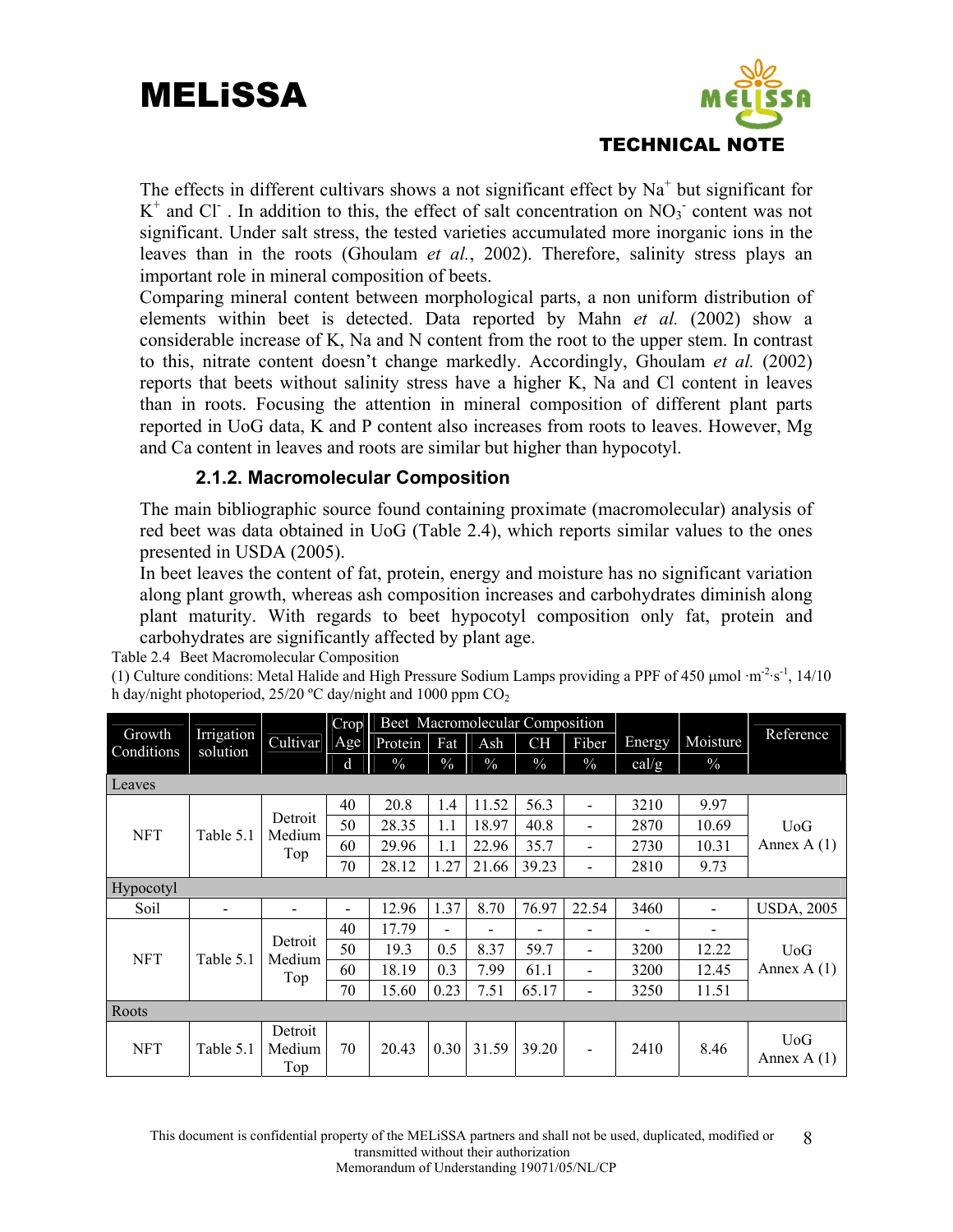The effects in different cultivars shows a not significant effect by $Na^+$ but significant for $K^+$ and $Cl^-$ . In addition to this, the effect of salt concentration on $NO_3^-$ content was not significant. Under salt stress, the tested varieties accumulated more inorganic ions in the leaves than in the roots (Ghoulam *et al.*, 2002). Therefore, salinity stress plays an important role in mineral composition of beets.

Comparing mineral content between morphological parts, a non uniform distribution of elements within beet is detected. Data reported by Mahn *et al.* (2002) show a considerable increase of K, Na and N content from the root to the upper stem. In contrast to this, nitrate content doesn't change markedly. Accordingly, Ghoulam *et al.* (2002) reports that beets without salinity stress have a higher K, Na and Cl content in leaves than in roots. Focusing the attention in mineral composition of different plant parts reported in UoG data, K and P content also increases from roots to leaves. However, Mg and Ca content in leaves and roots are similar but higher than hypocotyl.

### 2.1.2. Macromolecular Composition

The main bibliographic source found containing proximate (macromolecular) analysis of red beet was data obtained in UoG (Table 2.4), which reports similar values to the ones presented in USDA (2005).

In beet leaves the content of fat, protein, energy and moisture has no significant variation along plant growth, whereas ash composition increases and carbohydrates diminish along plant maturity. With regards to beet hypocotyl composition only fat, protein and carbohydrates are significantly affected by plant age.

Table 2.4 Beet Macromolecular Composition

(1) Culture conditions: Metal Halide and High Pressure Sodium Lamps providing a PPF of 450 μmol $\cdot m^{-2} \cdot s^{-1}$, 14/10 h day/night photoperiod, 25/20 ºC day/night and 1000 ppm $CO_2$

| Growth Conditions | Irrigation solution | Cultivar | Crop Age | Beet Macromolecular Composition | | | | | Energy | Moisture | Reference |
|---|---|---|---|---|---|---|---|---|---|---|---|
| | | | | Protein | Fat | Ash | CH | Fiber | | | |
| | | | d | % | % | % | % | % | cal/g | % | |
| **Leaves** | | | | | | | | | | | |
| NFT | Table 5.1 | Detroit Medium Top | 40 | 20.8 | 1.4 | 11.52 | 56.3 | - | 3210 | 9.97 | UoG Annex A (1) |
| | | | 50 | 28.35 | 1.1 | 18.97 | 40.8 | - | 2870 | 10.69 | |
| | | | 60 | 29.96 | 1.1 | 22.96 | 35.7 | - | 2730 | 10.31 | |
| | | | 70 | 28.12 | 1.27 | 21.66 | 39.23 | - | 2810 | 9.73 | |
| **Hypocotyl** | | | | | | | | | | | |
| Soil | - | - | - | 12.96 | 1.37 | 8.70 | 76.97 | 22.54 | 3460 | - | USDA, 2005 |
| NFT | Table 5.1 | Detroit Medium Top | 40 | 17.79 | - | - | - | - | - | - | UoG Annex A (1) |
| | | | 50 | 19.3 | 0.5 | 8.37 | 59.7 | - | 3200 | 12.22 | |
| | | | 60 | 18.19 | 0.3 | 7.99 | 61.1 | - | 3200 | 12.45 | |
| | | | 70 | 15.60 | 0.23 | 7.51 | 65.17 | - | 3250 | 11.51 | |
| **Roots** | | | | | | | | | | | |
| NFT | Table 5.1 | Detroit Medium Top | 70 | 20.43 | 0.30 | 31.59 | 39.20 | - | 2410 | 8.46 | UoG Annex A (1) |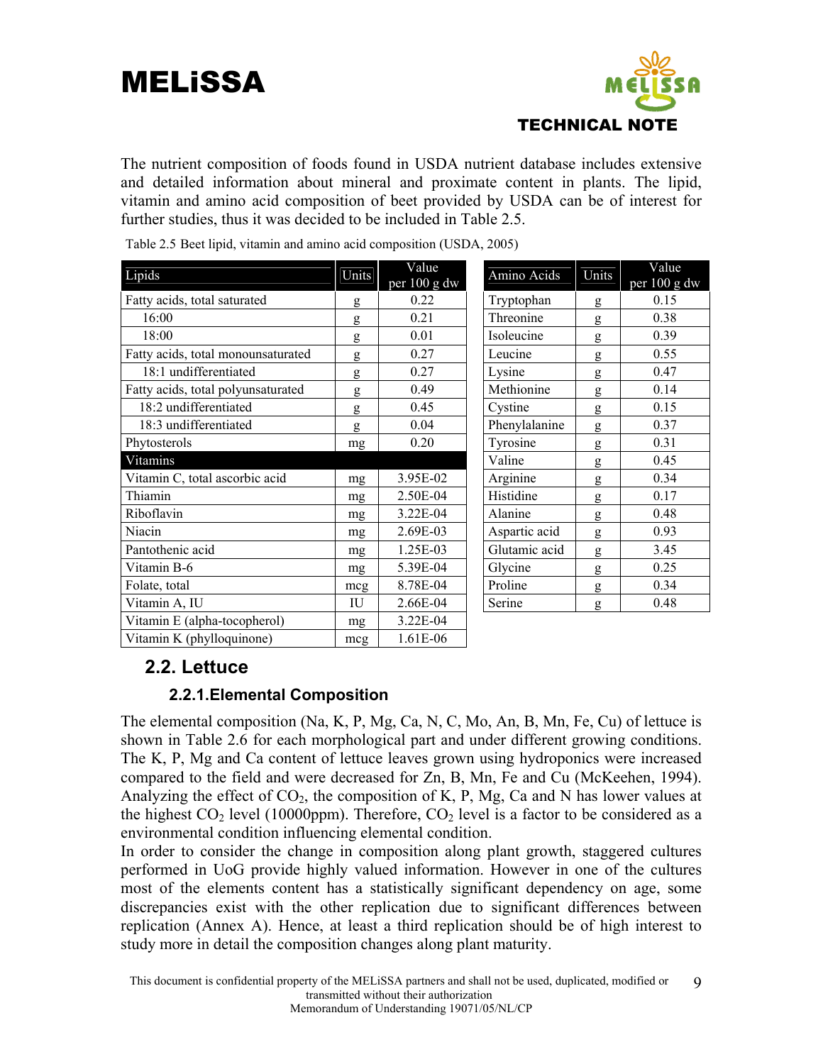The nutrient composition of foods found in USDA nutrient database includes extensive and detailed information about mineral and proximate content in plants. The lipid, vitamin and amino acid composition of beet provided by USDA can be of interest for further studies, thus it was decided to be included in Table 2.5.

Table 2.5 Beet lipid, vitamin and amino acid composition (USDA, 2005)

| Lipids | Units | Value per 100 g dw |
|---|---|---|
| Fatty acids, total saturated | g | 0.22 |
| 16:00 | g | 0.21 |
| 18:00 | g | 0.01 |
| Fatty acids, total monounsaturated | g | 0.27 |
| 18:1 undifferentiated | g | 0.27 |
| Fatty acids, total polyunsaturated | g | 0.49 |
| 18:2 undifferentiated | g | 0.45 |
| 18:3 undifferentiated | g | 0.04 |
| Phytosterols | mg | 0.20 |
| **Vitamins** | | |
| Vitamin C, total ascorbic acid | mg | 3.95E-02 |
| Thiamin | mg | 2.50E-04 |
| Riboflavin | mg | 3.22E-04 |
| Niacin | mg | 2.69E-03 |
| Pantothenic acid | mg | 1.25E-03 |
| Vitamin B-6 | mg | 5.39E-04 |
| Folate, total | mcg | 8.78E-04 |
| Vitamin A, IU | IU | 2.66E-04 |
| Vitamin E (alpha-tocopherol) | mg | 3.22E-04 |
| Vitamin K (phylloquinone) | mcg | 1.61E-06 |

| Amino Acids | Units | Value per 100 g dw |
|---|---|---|
| Tryptophan | g | 0.15 |
| Threonine | g | 0.38 |
| Isoleucine | g | 0.39 |
| Leucine | g | 0.55 |
| Lysine | g | 0.47 |
| Methionine | g | 0.14 |
| Cystine | g | 0.15 |
| Phenylalanine | g | 0.37 |
| Tyrosine | g | 0.31 |
| Valine | g | 0.45 |
| Arginine | g | 0.34 |
| Histidine | g | 0.17 |
| Alanine | g | 0.48 |
| Aspartic acid | g | 0.93 |
| Glutamic acid | g | 3.45 |
| Glycine | g | 0.25 |
| Proline | g | 0.34 |
| Serine | g | 0.48 |

## 2.2. Lettuce

### 2.2.1. Elemental Composition

The elemental composition (Na, K, P, Mg, Ca, N, C, Mo, An, B, Mn, Fe, Cu) of lettuce is shown in Table 2.6 for each morphological part and under different growing conditions. The K, P, Mg and Ca content of lettuce leaves grown using hydroponics were increased compared to the field and were decreased for Zn, B, Mn, Fe and Cu (McKeehen, 1994). Analyzing the effect of $CO_2$, the composition of K, P, Mg, Ca and N has lower values at the highest $CO_2$ level (10000ppm). Therefore, $CO_2$ level is a factor to be considered as a environmental condition influencing elemental condition.

In order to consider the change in composition along plant growth, staggered cultures performed in UoG provide highly valued information. However in one of the cultures most of the elements content has a statistically significant dependency on age, some discrepancies exist with the other replication due to significant differences between replication (Annex A). Hence, at least a third replication should be of high interest to study more in detail the composition changes along plant maturity.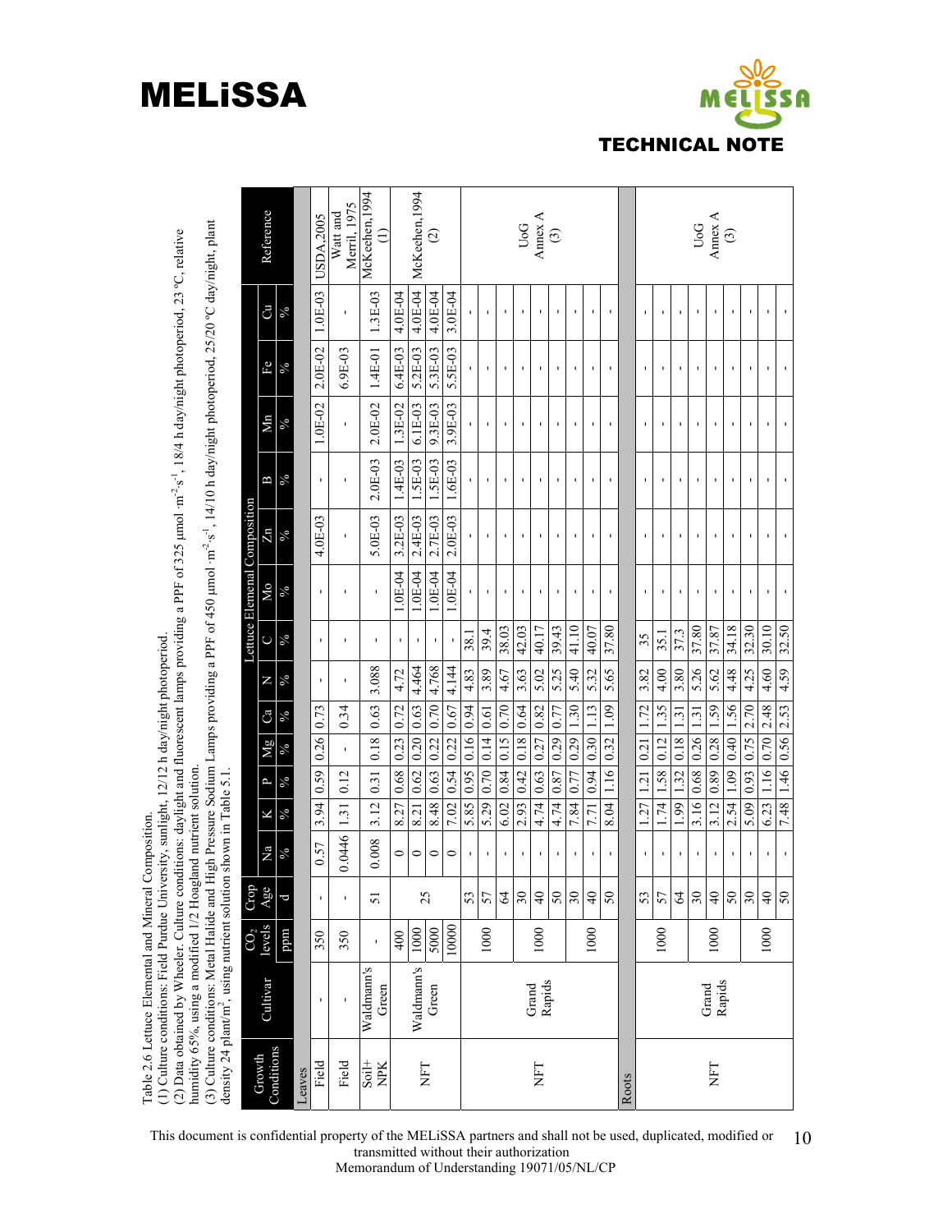Table 2.6 Lettuce Elemental and Mineral Composition.
(1) Culture conditions: Field Purdue University, sunlight, 12/12 h day/night photoperiod.
(2) Data obtained by Wheeler. Culture conditions: daylight and fluorescent lamps providing a PPF of 325 µmol ·m$^{-2}$·s$^{-1}$, 18/4 h day/night photoperiod, 23 ºC, relative humidity 65%, using a modified 1/2 Hoagland nutrient solution.
(3) Culture conditions: Metal Halide and High Pressure Sodium Lamps providing a PPF of 450 µmol ·m$^{-2}$·s$^{-1}$, 14/10 h day/night photoperiod, 25/20 ºC day/night, plant density 24 plant/m$^2$, using nutrient solution shown in Table 5.1.

| Growth Conditions | Cultivar | $CO_2$ levels | Crop Age | Lettuce Elemental Composition | | | | | | | | | | | | | | Reference |
|---|---|---|---|---|---|---|---|---|---|---|---|---|---|---|---|---|---|---|
| | | | | Na | K | P | Mg | Ca | N | C | Mo | Zn | B | Mn | Fe | Cu | | |
| | | ppm | d | % | % | % | % | % | % | % | % | % | % | % | % | % | | |
| **Leaves** | | | | | | | | | | | | | | | | | | |
| Field | - | 350 | - | 0.57 | 3.94 | 0.59 | 0.26 | 0.73 | - | - | - | 4.0E-03 | - | 1.0E-02 | 2.0E-02 | 1.0E-03 | | USDA,2005 |
| Field | - | 350 | - | 0.0446 | 1.31 | 0.12 | - | 0.34 | - | - | - | - | - | - | 6.9E-03 | - | | Watt and Merril, 1975 |
| Soil+ NPK | Waldmann's Green | - | 51 | 0.008 | 3.12 | 0.31 | 0.18 | 0.63 | 3.088 | - | - | 5.0E-03 | 2.0E-03 | 2.0E-02 | 1.4E-01 | 1.3E-03 | | McKeehen,1994 (1) |
| NFT | Waldmann's Green | 400 | 25 | 0 | 8.27 | 0.68 | 0.23 | 0.72 | 4.72 | - | 1.0E-04 | 3.2E-03 | 1.4E-03 | 1.3E-02 | 6.4E-03 | 4.0E-04 | | McKeehen,1994 (2) |
| | | 1000 | | 0 | 8.21 | 0.62 | 0.20 | 0.63 | 4.464 | - | 1.0E-04 | 2.4E-03 | 1.5E-03 | 6.1E-03 | 5.2E-03 | 4.0E-04 | | |
| | | 5000 | | 0 | 8.48 | 0.63 | 0.22 | 0.70 | 4.768 | - | 1.0E-04 | 2.7E-03 | 1.5E-03 | 9.3E-03 | 5.3E-03 | 4.0E-04 | | |
| | | 10000 | | 0 | 7.02 | 0.54 | 0.22 | 0.67 | 4.144 | - | 1.0E-04 | 2.0E-03 | 1.6E-03 | 3.9E-03 | 5.5E-03 | 3.0E-04 | | |
| NFT | Grand Rapids | 1000 | 53 | - | 5.85 | 0.95 | 0.16 | 0.94 | 4.83 | 38.1 | - | - | - | - | - | - | | UoG Annex A (3) |
| | | | 57 | - | 5.29 | 0.70 | 0.14 | 0.61 | 3.89 | 39.4 | - | - | - | - | - | - | | |
| | | | 64 | - | 6.02 | 0.84 | 0.15 | 0.70 | 4.67 | 38.03 | - | - | - | - | - | - | | |
| | | 1000 | 30 | - | 2.93 | 0.42 | 0.18 | 0.64 | 3.63 | 42.03 | - | - | - | - | - | - | | |
| | | | 40 | - | 4.74 | 0.63 | 0.27 | 0.82 | 5.02 | 40.17 | - | - | - | - | - | - | | |
| | | | 50 | - | 4.74 | 0.87 | 0.29 | 0.77 | 5.25 | 39.43 | - | - | - | - | - | - | | |
| | | 1000 | 30 | - | 7.84 | 0.77 | 0.29 | 1.30 | 5.40 | 41.10 | - | - | - | - | - | - | | |
| | | | 40 | - | 7.71 | 0.94 | 0.30 | 1.13 | 5.32 | 40.07 | - | - | - | - | - | - | | |
| | | | 50 | - | 8.04 | 1.16 | 0.32 | 1.09 | 5.65 | 37.80 | - | - | - | - | - | - | | |
| **Roots** | | | | | | | | | | | | | | | | | | |
| NFT | Grand Rapids | 1000 | 53 | - | 1.27 | 1.21 | 0.21 | 1.72 | 3.82 | 35 | - | - | - | - | - | - | | UoG Annex A (3) |
| | | | 57 | - | 1.74 | 1.58 | 0.12 | 1.35 | 4.00 | 35.1 | - | - | - | - | - | - | | |
| | | | 64 | - | 1.99 | 1.32 | 0.18 | 1.31 | 3.80 | 37.3 | - | - | - | - | - | - | | |
| | | 1000 | 30 | - | 3.16 | 0.68 | 0.26 | 1.31 | 5.26 | 37.80 | - | - | - | - | - | - | | |
| | | | 40 | - | 3.12 | 0.89 | 0.28 | 1.59 | 5.62 | 37.87 | - | - | - | - | - | - | | |
| | | | 50 | - | 2.54 | 1.09 | 0.40 | 1.56 | 4.48 | 34.18 | - | - | - | - | - | - | | |
| | | 1000 | 30 | - | 5.09 | 0.93 | 0.75 | 2.70 | 4.25 | 32.30 | - | - | - | - | - | - | | |
| | | | 40 | - | 6.23 | 1.16 | 0.70 | 2.48 | 4.60 | 30.10 | - | - | - | - | - | - | | |
| | | | 50 | - | 7.48 | 1.46 | 0.56 | 2.53 | 4.59 | 32.50 | - | - | - | - | - | - | | |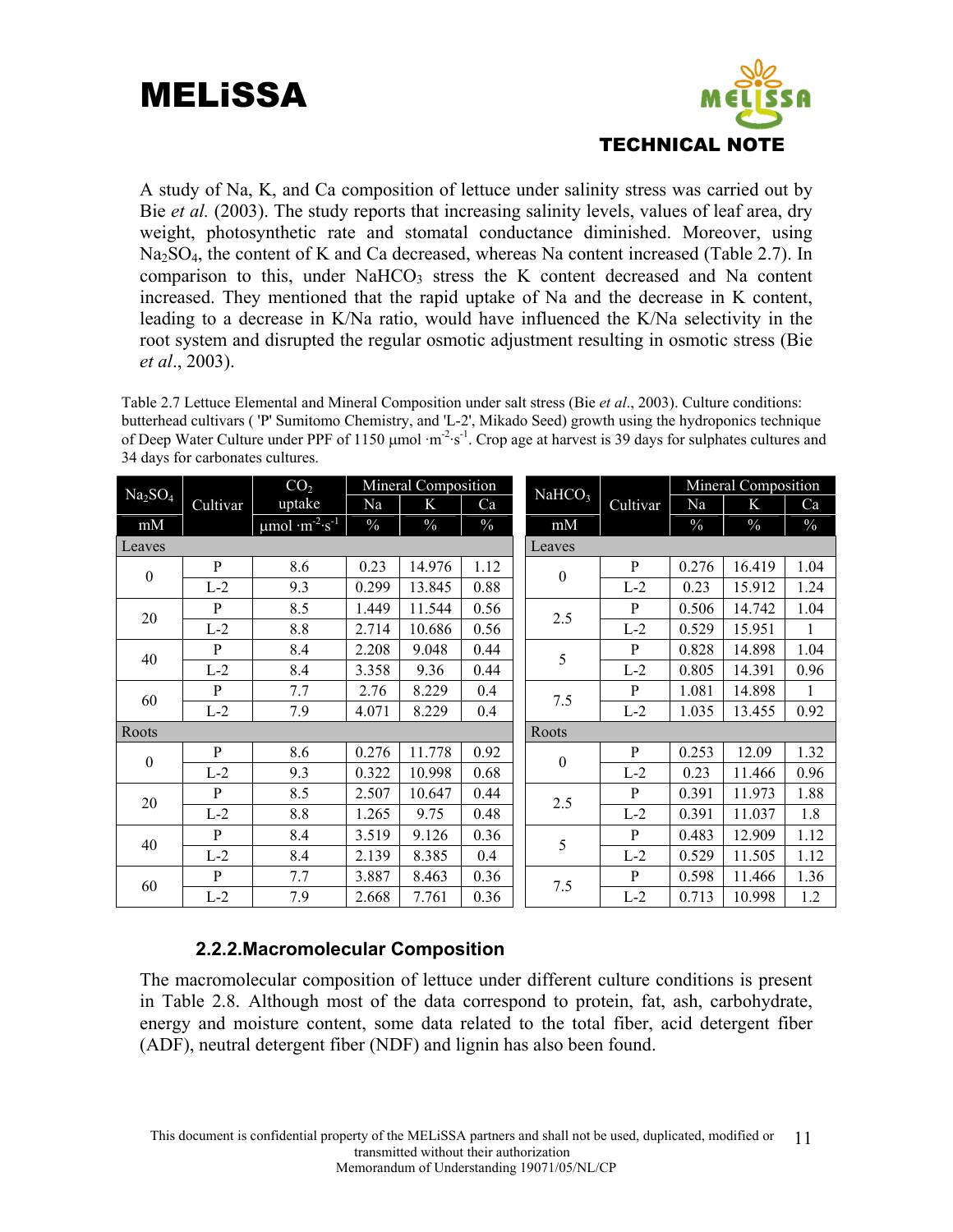A study of Na, K, and Ca composition of lettuce under salinity stress was carried out by Bie *et al.* (2003). The study reports that increasing salinity levels, values of leaf area, dry weight, photosynthetic rate and stomatal conductance diminished. Moreover, using $Na_2SO_4$, the content of K and Ca decreased, whereas Na content increased (Table 2.7). In comparison to this, under $NaHCO_3$ stress the K content decreased and Na content increased. They mentioned that the rapid uptake of Na and the decrease in K content, leading to a decrease in K/Na ratio, would have influenced the K/Na selectivity in the root system and disrupted the regular osmotic adjustment resulting in osmotic stress (Bie *et al*., 2003).

Table 2.7 Lettuce Elemental and Mineral Composition under salt stress (Bie *et al*., 2003). Culture conditions: butterhead cultivars ( 'P' Sumitomo Chemistry, and 'L-2', Mikado Seed) growth using the hydroponics technique of Deep Water Culture under PPF of 1150 µmol $\cdot m^{-2} \cdot s^{-1}$. Crop age at harvest is 39 days for sulphates cultures and 34 days for carbonates cultures.

| $Na_2SO_4$ | Cultivar | $CO_2$ uptake | Mineral Composition | | | $NaHCO_3$ | Cultivar | Mineral Composition | | |
|---|---|---|---|---|---|---|---|---|---|---|
| | | | Na | K | Ca | | | Na | K | Ca |
| mM | | µmol $\cdot m^{-2} \cdot s^{-1}$ | % | % | % | mM | | % | % | % |
| Leaves | | | | | | Leaves | | | | |
| 0 | P | 8.6 | 0.23 | 14.976 | 1.12 | 0 | P | 0.276 | 16.419 | 1.04 |
| | L-2 | 9.3 | 0.299 | 13.845 | 0.88 | | L-2 | 0.23 | 15.912 | 1.24 |
| 20 | P | 8.5 | 1.449 | 11.544 | 0.56 | 2.5 | P | 0.506 | 14.742 | 1.04 |
| | L-2 | 8.8 | 2.714 | 10.686 | 0.56 | | L-2 | 0.529 | 15.951 | 1 |
| 40 | P | 8.4 | 2.208 | 9.048 | 0.44 | 5 | P | 0.828 | 14.898 | 1.04 |
| | L-2 | 8.4 | 3.358 | 9.36 | 0.44 | | L-2 | 0.805 | 14.391 | 0.96 |
| 60 | P | 7.7 | 2.76 | 8.229 | 0.4 | 7.5 | P | 1.081 | 14.898 | 1 |
| | L-2 | 7.9 | 4.071 | 8.229 | 0.4 | | L-2 | 1.035 | 13.455 | 0.92 |
| Roots | | | | | | Roots | | | | |
| 0 | P | 8.6 | 0.276 | 11.778 | 0.92 | 0 | P | 0.253 | 12.09 | 1.32 |
| | L-2 | 9.3 | 0.322 | 10.998 | 0.68 | | L-2 | 0.23 | 11.466 | 0.96 |
| 20 | P | 8.5 | 2.507 | 10.647 | 0.44 | 2.5 | P | 0.391 | 11.973 | 1.88 |
| | L-2 | 8.8 | 1.265 | 9.75 | 0.48 | | L-2 | 0.391 | 11.037 | 1.8 |
| 40 | P | 8.4 | 3.519 | 9.126 | 0.36 | 5 | P | 0.483 | 12.909 | 1.12 |
| | L-2 | 8.4 | 2.139 | 8.385 | 0.4 | | L-2 | 0.529 | 11.505 | 1.12 |
| 60 | P | 7.7 | 3.887 | 8.463 | 0.36 | 7.5 | P | 0.598 | 11.466 | 1.36 |
| | L-2 | 7.9 | 2.668 | 7.761 | 0.36 | | L-2 | 0.713 | 10.998 | 1.2 |

### 2.2.2. Macromolecular Composition

The macromolecular composition of lettuce under different culture conditions is present in Table 2.8. Although most of the data correspond to protein, fat, ash, carbohydrate, energy and moisture content, some data related to the total fiber, acid detergent fiber (ADF), neutral detergent fiber (NDF) and lignin has also been found.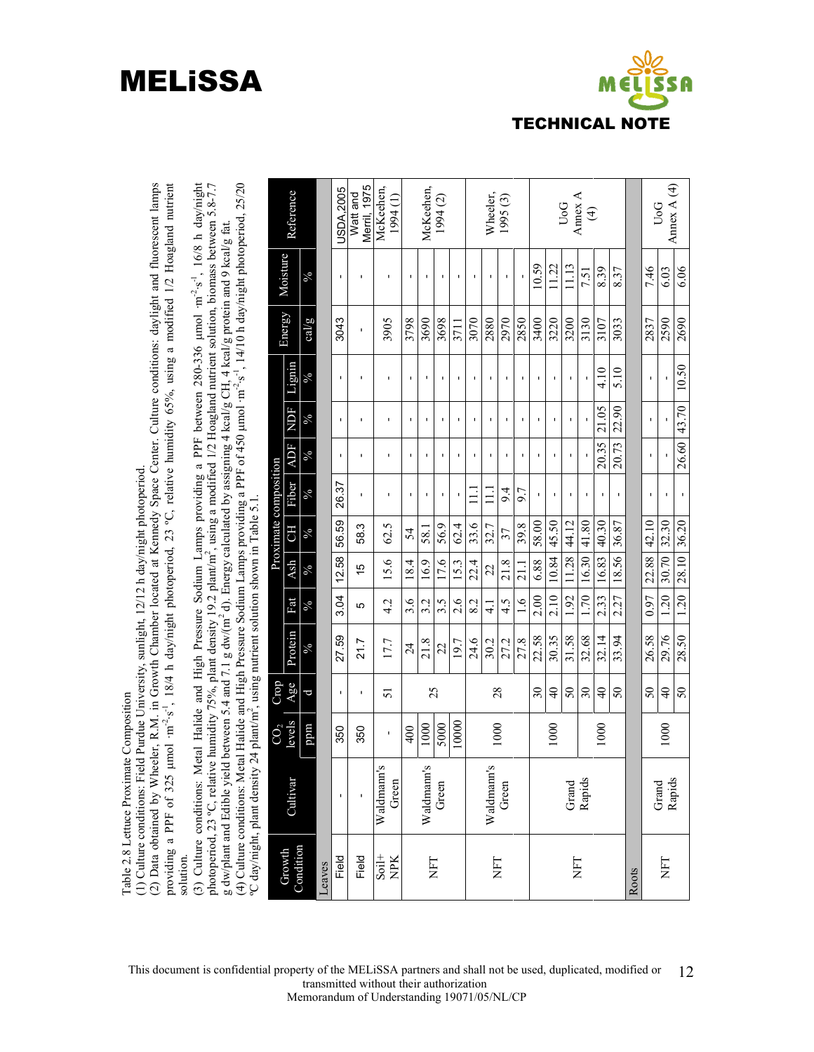Table 2.8 Lettuce Proximate Composition

(1) Culture conditions: Field Purdue University, sunlight, 12/12 h day/night photoperiod.
(2) Data obtained by Wheeler, R.M. in Growth Chamber located at Kennedy Space Center. Culture conditions: daylight and fluorescent lamps providing a PPF of 325 µmol ·m$^{-2}$·s$^{-1}$, 18/4 h day/night photoperiod, 23 ºC, relative humidity 65%, using a modified 1/2 Hoagland nutrient solution.
(3) Culture conditions: Metal Halide and High Pressure Sodium Lamps providing a PPF between 280-336 µmol ·m$^{-2}$·s$^{-1}$, 16/8 h day/night photoperiod, 23 ºC, relative humidity 75%, plant density 19.2 plant/m$^2$, using a modified 1/2 Hoagland nutrient solution, biomass between 5.8-7.7 g dw/plant and Edible yield between 5.4 and 7.1 g dw/(m$^2$ d). Energy calculated by assigning 4 kcal/g CH, 4 kcal/g protein and 9 kcal/g fat.
(4) Culture conditions: Metal Halide and High Pressure Sodium Lamps providing a PPF of 450 µmol ·m$^{-2}$s$^{-1}$, 14/10 h day/night photoperiod, 25/20 ºC day/night, plant density 24 plant/m$^2$, using nutrient solution shown in Table 5.1.

| Growth Condition | Cultivar | $CO_2$ levels | Crop Age | Proximate composition | | | | | | | | Energy | Moisture | Reference |
|---|---|---|---|---|---|---|---|---|---|---|---|---|---|---|
| | | | | Protein | Fat | Ash | CH | Fiber | ADF | NDF | Lignin | | | |
| | | ppm | d | % | % | % | % | % | % | % | % | cal/g | % | |
| **Leaves** | | | | | | | | | | | | | | |
| Field | - | 350 | - | 27.59 | 3.04 | 12.58 | 56.59 | 26.37 | - | - | - | 3043 | - | USDA 2005 |
| Field | - | 350 | - | 21.7 | 5 | 15 | 58.3 | - | - | - | - | - | - | Watt and Merril, 1975 |
| Soil+ NPK | Waldmann's Green | - | 51 | 17.7 | 4.2 | 15.6 | 62.5 | - | - | - | - | 3905 | - | McKeehen, 1994 (1) |
| NFT | Waldmann's Green | 400 | 25 | 24 | 3.6 | 18.4 | 54 | - | - | - | - | 3798 | - | McKeehen, 1994 (2) |
| | | 1000 | | 21.8 | 3.2 | 16.9 | 58.1 | - | - | - | - | 3690 | - | |
| | | 5000 | | 22 | 3.5 | 17.6 | 56.9 | - | - | - | - | 3698 | - | |
| | | 10000 | | 19.7 | 2.6 | 15.3 | 62.4 | - | - | - | - | 3711 | - | |
| NFT | Waldmann's Green | 1000 | 28 | 24.6 | 8.2 | 22.4 | 33.6 | 11.1 | - | - | - | 3070 | - | Wheeler, 1995 (3) |
| | | | | 30.2 | 4.1 | 22 | 32.7 | 11.1 | - | - | - | 2880 | - | |
| | | | | 27.2 | 4.5 | 21.8 | 37 | 9.4 | - | - | - | 2970 | - | |
| | | | | 27.8 | 1.6 | 21.1 | 39.8 | 9.7 | - | - | - | 2850 | - | |
| NFT | Grand Rapids | 1000 | 30 | 22.58 | 2.00 | 6.88 | 58.00 | - | - | - | - | 3400 | 10.59 | UoG Annex A (4) |
| | | | 40 | 30.35 | 2.10 | 10.84 | 45.50 | - | - | - | - | 3220 | 11.22 | |
| | | | 50 | 31.58 | 1.92 | 11.28 | 44.12 | - | - | - | - | 3200 | 11.13 | |
| | | 1000 | 30 | 32.68 | 1.70 | 16.30 | 41.80 | - | - | - | - | 3130 | 7.51 | |
| | | | 40 | 32.14 | 2.33 | 16.83 | 40.30 | - | 20.35 | 21.05 | 4.10 | 3107 | 8.39 | |
| | | | 50 | 33.94 | 2.27 | 18.56 | 36.87 | - | 20.73 | 22.90 | 5.10 | 3033 | 8.37 | |
| **Roots** | | | | | | | | | | | | | | |
| NFT | Grand Rapids | 1000 | 50 | 26.58 | 0.97 | 22.88 | 42.10 | - | - | - | - | 2837 | 7.46 | UoG Annex A (4) |
| | | | 40 | 29.76 | 1.20 | 30.70 | 32.30 | - | - | - | - | 2590 | 6.03 | |
| | | | 50 | 28.50 | 1.20 | 28.10 | 36.20 | - | 26.60 | 43.70 | 10.50 | 2690 | 6.06 | |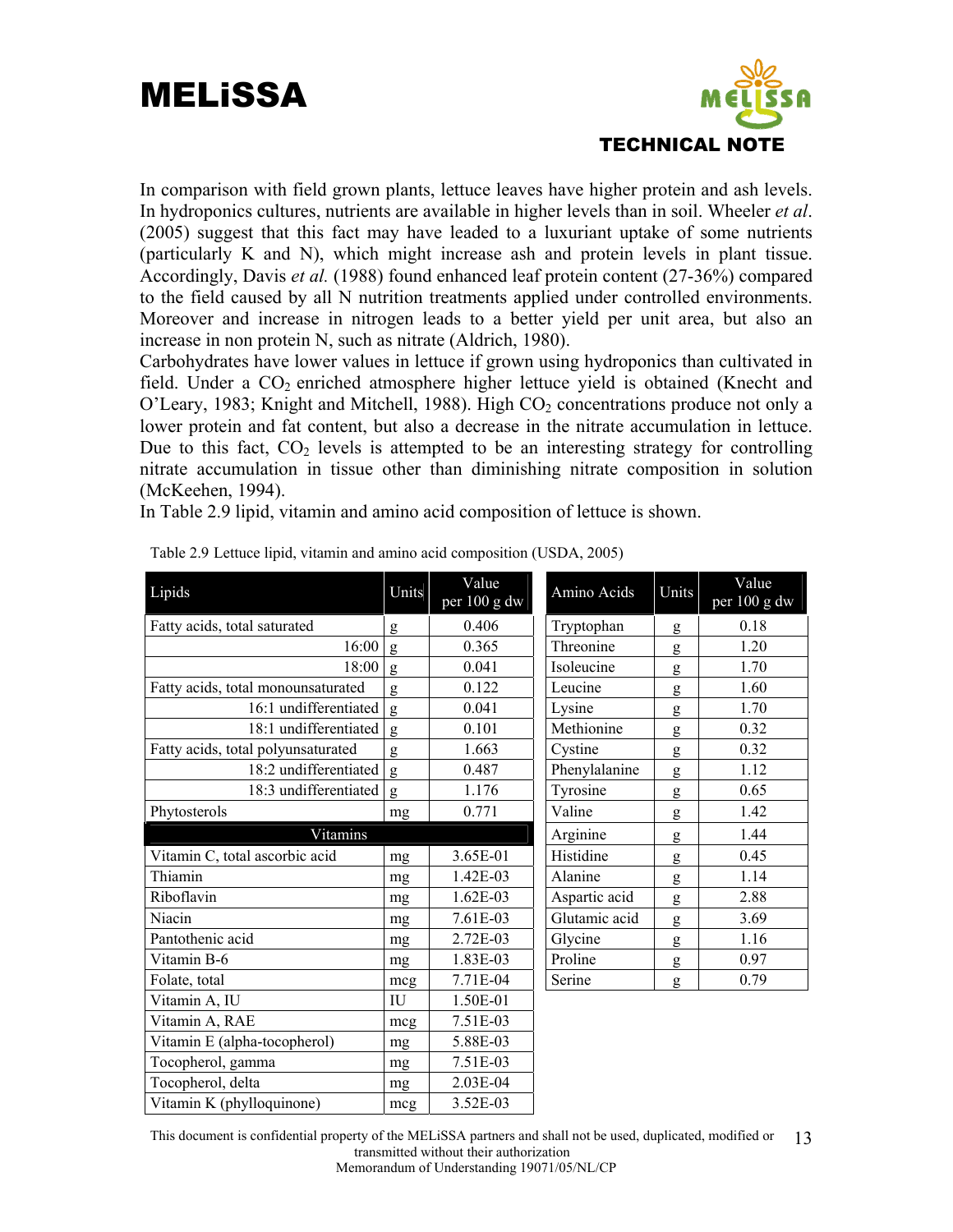In comparison with field grown plants, lettuce leaves have higher protein and ash levels. In hydroponics cultures, nutrients are available in higher levels than in soil. Wheeler *et al*. (2005) suggest that this fact may have leaded to a luxuriant uptake of some nutrients (particularly K and N), which might increase ash and protein levels in plant tissue. Accordingly, Davis *et al.* (1988) found enhanced leaf protein content (27-36%) compared to the field caused by all N nutrition treatments applied under controlled environments. Moreover and increase in nitrogen leads to a better yield per unit area, but also an increase in non protein N, such as nitrate (Aldrich, 1980).

Carbohydrates have lower values in lettuce if grown using hydroponics than cultivated in field. Under a $CO_2$ enriched atmosphere higher lettuce yield is obtained (Knecht and O'Leary, 1983; Knight and Mitchell, 1988). High $CO_2$ concentrations produce not only a lower protein and fat content, but also a decrease in the nitrate accumulation in lettuce. Due to this fact, $CO_2$ levels is attempted to be an interesting strategy for controlling nitrate accumulation in tissue other than diminishing nitrate composition in solution (McKeehen, 1994).

In Table 2.9 lipid, vitamin and amino acid composition of lettuce is shown.

Table 2.9 Lettuce lipid, vitamin and amino acid composition (USDA, 2005)

| Lipids | Units | Value per 100 g dw |
|---|---|---|
| Fatty acids, total saturated | g | 0.406 |
| 16:00 | g | 0.365 |
| 18:00 | g | 0.041 |
| Fatty acids, total monounsaturated | g | 0.122 |
| 16:1 undifferentiated | g | 0.041 |
| 18:1 undifferentiated | g | 0.101 |
| Fatty acids, total polyunsaturated | g | 1.663 |
| 18:2 undifferentiated | g | 0.487 |
| 18:3 undifferentiated | g | 1.176 |
| Phytosterols | mg | 0.771 |
| **Vitamins** | | |
| Vitamin C, total ascorbic acid | mg | 3.65E-01 |
| Thiamin | mg | 1.42E-03 |
| Riboflavin | mg | 1.62E-03 |
| Niacin | mg | 7.61E-03 |
| Pantothenic acid | mg | 2.72E-03 |
| Vitamin B-6 | mg | 1.83E-03 |
| Folate, total | mcg | 7.71E-04 |
| Vitamin A, IU | IU | 1.50E-01 |
| Vitamin A, RAE | mcg | 7.51E-03 |
| Vitamin E (alpha-tocopherol) | mg | 5.88E-03 |
| Tocopherol, gamma | mg | 7.51E-03 |
| Tocopherol, delta | mg | 2.03E-04 |
| Vitamin K (phylloquinone) | mcg | 3.52E-03 |

| Amino Acids | Units | Value per 100 g dw |
|---|---|---|
| Tryptophan | g | 0.18 |
| Threonine | g | 1.20 |
| Isoleucine | g | 1.70 |
| Leucine | g | 1.60 |
| Lysine | g | 1.70 |
| Methionine | g | 0.32 |
| Cystine | g | 0.32 |
| Phenylalanine | g | 1.12 |
| Tyrosine | g | 0.65 |
| Valine | g | 1.42 |
| Arginine | g | 1.44 |
| Histidine | g | 0.45 |
| Alanine | g | 1.14 |
| Aspartic acid | g | 2.88 |
| Glutamic acid | g | 3.69 |
| Glycine | g | 1.16 |
| Proline | g | 0.97 |
| Serine | g | 0.79 |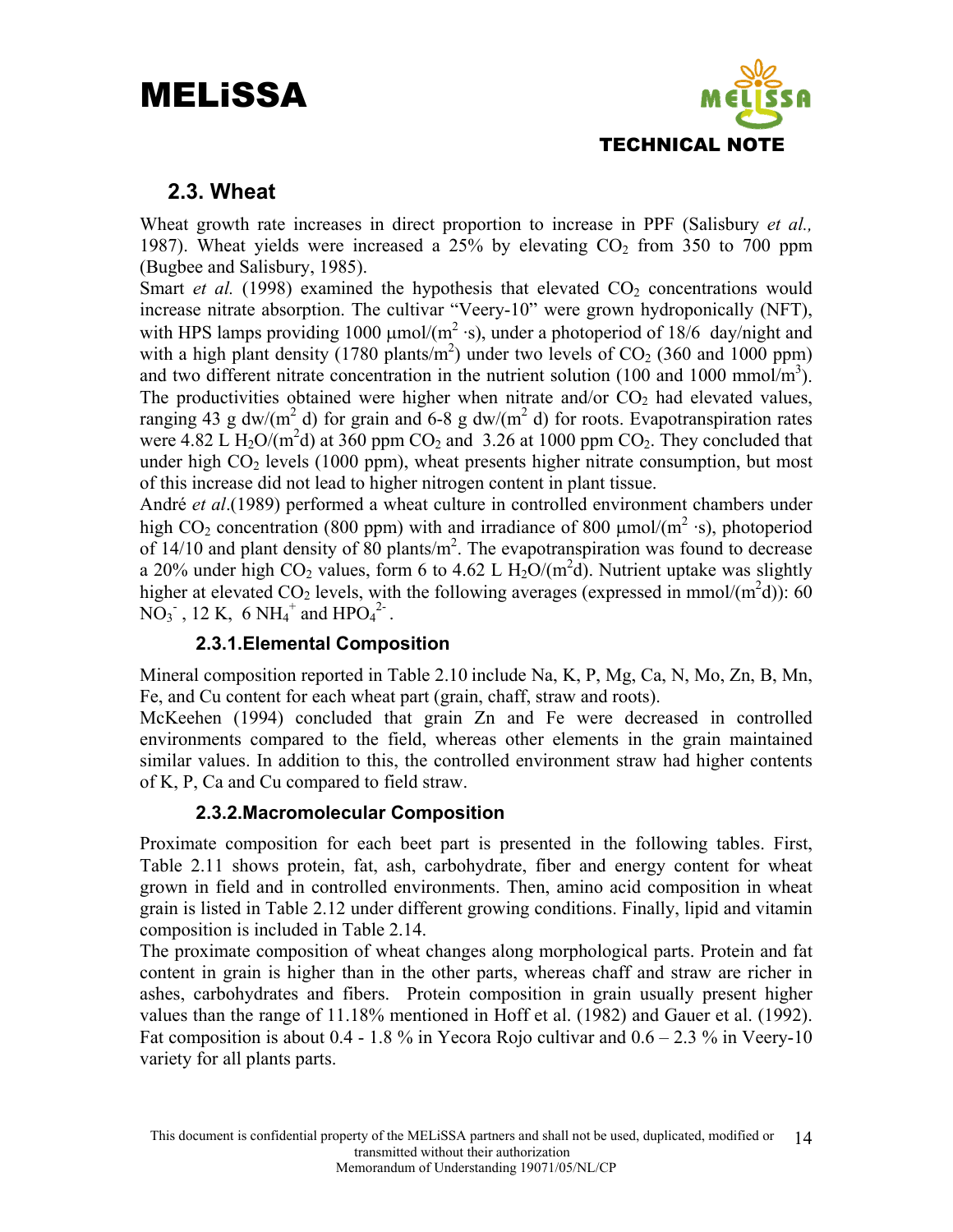## 2.3. Wheat

Wheat growth rate increases in direct proportion to increase in PPF (Salisbury *et al.,* 1987). Wheat yields were increased a 25% by elevating $CO_2$ from 350 to 700 ppm (Bugbee and Salisbury, 1985).

Smart *et al.* (1998) examined the hypothesis that elevated $CO_2$ concentrations would increase nitrate absorption. The cultivar "Veery-10" were grown hydroponically (NFT), with HPS lamps providing 1000 µmol/($m^2$ ·s), under a photoperiod of 18/6 day/night and with a high plant density (1780 plants/$m^2$) under two levels of $CO_2$ (360 and 1000 ppm) and two different nitrate concentration in the nutrient solution (100 and 1000 mmol/$m^3$). The productivities obtained were higher when nitrate and/or $CO_2$ had elevated values, ranging 43 g dw/($m^2$ d) for grain and 6-8 g dw/($m^2$ d) for roots. Evapotranspiration rates were 4.82 L $H_2O$/($m^2$d) at 360 ppm $CO_2$ and 3.26 at 1000 ppm $CO_2$. They concluded that under high $CO_2$ levels (1000 ppm), wheat presents higher nitrate consumption, but most of this increase did not lead to higher nitrogen content in plant tissue.

André *et al*.(1989) performed a wheat culture in controlled environment chambers under high $CO_2$ concentration (800 ppm) with and irradiance of 800 µmol/($m^2$ ·s), photoperiod of 14/10 and plant density of 80 plants/$m^2$. The evapotranspiration was found to decrease a 20% under high $CO_2$ values, form 6 to 4.62 L $H_2O$/($m^2$d). Nutrient uptake was slightly higher at elevated $CO_2$ levels, with the following averages (expressed in mmol/($m^2$d)): 60 $NO_3^-$ , 12 K, 6 $NH_4^+$ and $HPO_4^{2-}$ .

### 2.3.1. Elemental Composition

Mineral composition reported in Table 2.10 include Na, K, P, Mg, Ca, N, Mo, Zn, B, Mn, Fe, and Cu content for each wheat part (grain, chaff, straw and roots).

McKeehen (1994) concluded that grain Zn and Fe were decreased in controlled environments compared to the field, whereas other elements in the grain maintained similar values. In addition to this, the controlled environment straw had higher contents of K, P, Ca and Cu compared to field straw.

### 2.3.2. Macromolecular Composition

Proximate composition for each beet part is presented in the following tables. First, Table 2.11 shows protein, fat, ash, carbohydrate, fiber and energy content for wheat grown in field and in controlled environments. Then, amino acid composition in wheat grain is listed in Table 2.12 under different growing conditions. Finally, lipid and vitamin composition is included in Table 2.14.

The proximate composition of wheat changes along morphological parts. Protein and fat content in grain is higher than in the other parts, whereas chaff and straw are richer in ashes, carbohydrates and fibers. Protein composition in grain usually present higher values than the range of 11.18% mentioned in Hoff et al. (1982) and Gauer et al. (1992). Fat composition is about 0.4 - 1.8 % in Yecora Rojo cultivar and 0.6 – 2.3 % in Veery-10 variety for all plants parts.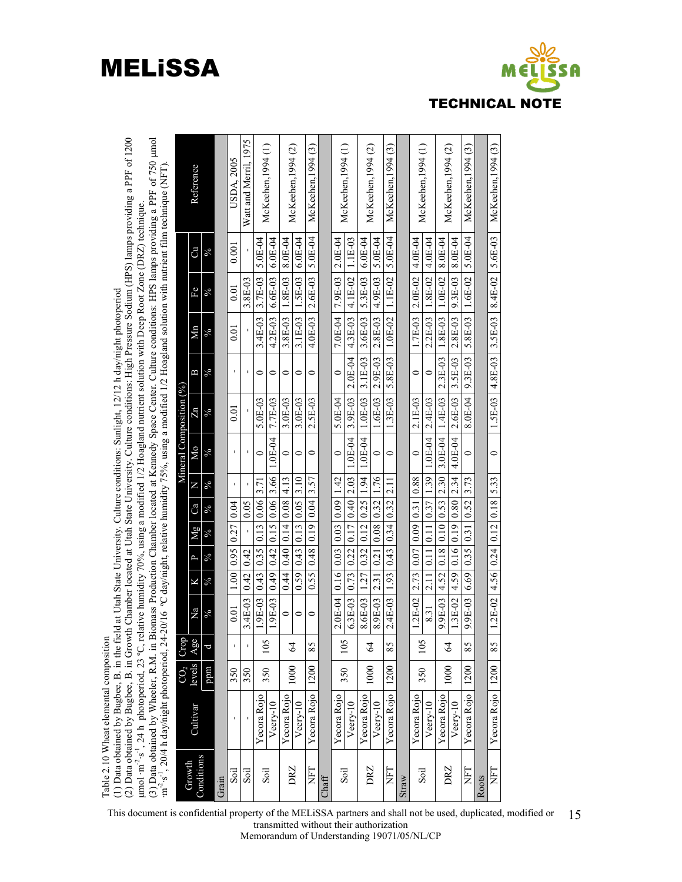Table 2.10 Wheat elemental composition

(1) Data obtained by Bugbee, B. in the field at Utah State University. Culture conditions: Sunlight, 12/12 h day/night photoperiod

(2) Data obtained by Bugbee, B. in Growth Chamber located at Utah State University. Culture conditions: High Pressure Sodium (HPS) lamps providing a PPF of 1200 µmol ·m$^{-2}$·s$^{-1}$, 24 h photoperiod, 23 ºC, relative humidity 70%, using a modified 1/2 Hoagland nutrient solution with Deep Root Zone (DRZ) technique.

(3) Data obtained by Wheeler, R.M. in Biomass Production Chamber located at Kennedy Space Center. Culture conditions: HPS lamps providing a PPF of 750 µmol ·m$^{-2}$·s$^{-1}$, 20/4 h day/night photoperiod, 24-20/16 ºC day/night, relative humidity 75%, using a modified 1/2 Hoagland solution with nutrient film technique (NFT).

| Growth Conditions | Cultivar | $CO_2$ levels | Crop Age | Mineral Composition (%) | | | | | | | | | | | | | Reference |
|---|---|---|---|---|---|---|---|---|---|---|---|---|---|---|---|---|---|
| | | | | Na | K | P | Mg | Ca | N | Mo | Zn | B | Mn | Fe | Cu | | |
| | | ppm | d | % | % | % | % | % | % | % | % | % | % | % | % | | |
| **Grain** | | | | | | | | | | | | | | | | | |
| Soil | - | 350 | - | 0.01 | 1.00 | 0.95 | 0.27 | 0.04 | - | - | 0.01 | - | 0.01 | 0.01 | 0.001 | | USDA, 2005 |
| Soil | - | 350 | - | 3.4E-03 | 0.42 | 0.42 | - | 0.05 | - | - | - | - | - | 3.8E-03 | - | | Watt and Merril, 1975 |
| Soil | Yecora Rojo | 350 | 105 | 1.9E-03 | 0.43 | 0.35 | 0.13 | 0.06 | 3.71 | 0 | 5.0E-03 | 0 | 3.4E-03 | 3.7E-03 | 5.0E-04 | | McKeehen,1994 (1) |
| | Veery-10 | | | 1.9E-03 | 0.49 | 0.42 | 0.15 | 0.06 | 3.66 | 1.0E-04 | 7.7E-03 | 0 | 4.2E-03 | 6.6E-03 | 6.0E-04 | | |
| DRZ | Yecora Rojo | 1000 | 64 | 0 | 0.44 | 0.40 | 0.14 | 0.08 | 4.13 | 0 | 3.0E-03 | 0 | 3.8E-03 | 1.8E-03 | 8.0E-04 | | McKeehen,1994 (2) |
| | Veery-10 | | | 0 | 0.59 | 0.43 | 0.13 | 0.05 | 3.10 | 0 | 3.0E-03 | 0 | 3.1E-03 | 1.5E-03 | 6.0E-04 | | |
| NFT | Yecora Rojo | 1200 | 85 | 0 | 0.55 | 0.48 | 0.19 | 0.04 | 3.57 | 0 | 2.5E-03 | 0 | 4.0E-03 | 2.6E-03 | 5.0E-04 | | McKeehen,1994 (3) |
| **Chaff** | | | | | | | | | | | | | | | | | |
| Soil | Yecora Rojo | 350 | 105 | 2.0E-04 | 0.16 | 0.03 | 0.03 | 0.09 | 1.42 | 0 | 5.0E-04 | 0 | 7.0E-04 | 7.9E-03 | 2.0E-04 | | McKeehen,1994 (1) |
| | Veery-10 | | | 6.3E-03 | 0.73 | 0.22 | 0.17 | 0.40 | 2.03 | 1.0E-04 | 3.9E-03 | 2.0E-04 | 4.3E-03 | 4.1E-02 | 1.1E-03 | | |
| DRZ | Yecora Rojo | 1000 | 64 | 8.6E-03 | 1.27 | 0.32 | 0.12 | 0.25 | 1.94 | 1.0E-04 | 1.0E-03 | 3.1E-03 | 3.6E-03 | 5.3E-03 | 6.0E-04 | | McKeehen,1994 (2) |
| | Veery-10 | | | 8.9E-03 | 2.31 | 0.21 | 0.08 | 0.32 | 1.76 | 0 | 1.6E-03 | 2.9E-03 | 2.8E-03 | 4.9E-03 | 5.0E-04 | | |
| NFT | Yecora Rojo | 1200 | 85 | 2.4E-03 | 1.93 | 0.43 | 0.34 | 0.32 | 2.11 | 0 | 1.3E-03 | 5.8E-03 | 1.0E-02 | 1.1E-02 | 5.0E-04 | | McKeehen,1994 (3) |
| **Straw** | | | | | | | | | | | | | | | | | |
| Soil | Yecora Rojo | 350 | 105 | 1.2E-02 | 2.73 | 0.07 | 0.09 | 0.31 | 0.88 | 0 | 2.1E-03 | 0 | 1.7E-03 | 2.0E-02 | 4.0E-04 | | McKeehen,1994 (1) |
| | Veery-10 | | | 8.31 | 2.11 | 0.11 | 0.11 | 0.37 | 1.39 | 1.0E-04 | 2.4E-03 | 0 | 2.2E-03 | 1.8E-02 | 4.0E-04 | | |
| DRZ | Yecora Rojo | 1000 | 64 | 9.9E-03 | 4.52 | 0.18 | 0.10 | 0.53 | 2.30 | 3.0E-04 | 1.4E-03 | 2.3E-03 | 1.8E-03 | 1.0E-02 | 8.0E-04 | | McKeehen,1994 (2) |
| | Veery-10 | | | 1.3E-02 | 4.59 | 0.16 | 0.19 | 0.80 | 2.34 | 4.0E-04 | 2.6E-03 | 3.5E-03 | 2.8E-03 | 9.3E-03 | 8.0E-04 | | |
| NFT | Yecora Rojo | 1200 | 85 | 9.9E-03 | 6.69 | 0.35 | 0.31 | 0.52 | 3.73 | 0 | 8.0E-04 | 9.3E-03 | 5.8E-03 | 1.6E-02 | 5.0E-04 | | McKeehen,1994 (3) |
| **Roots** | | | | | | | | | | | | | | | | | |
| NFT | Yecora Rojo | 1200 | 85 | 1.2E-02 | 4.56 | 0.24 | 0.12 | 0.18 | 5.33 | 0 | 1.5E-03 | 4.8E-03 | 3.5E-03 | 8.4E-02 | 5.6E-03 | | McKeehen,1994 (3) |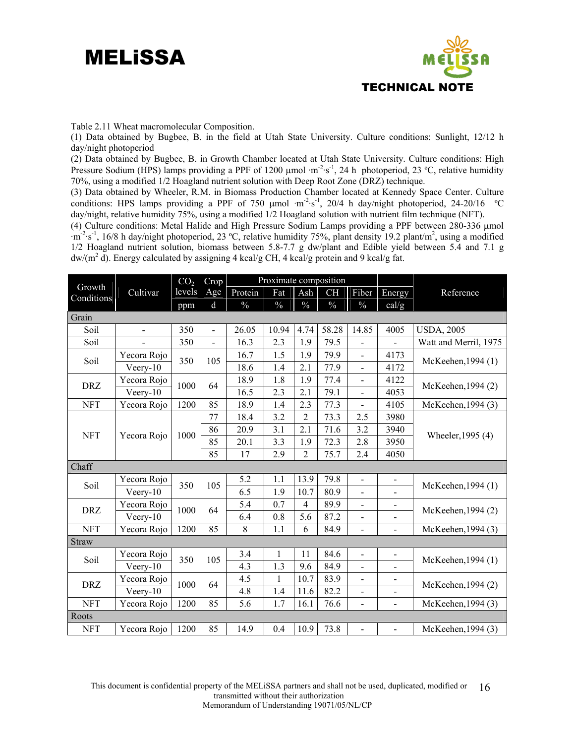Table 2.11 Wheat macromolecular Composition.

(1) Data obtained by Bugbee, B. in the field at Utah State University. Culture conditions: Sunlight, 12/12 h day/night photoperiod

(2) Data obtained by Bugbee, B. in Growth Chamber located at Utah State University. Culture conditions: High Pressure Sodium (HPS) lamps providing a PPF of 1200 µmol $\cdot m^{-2} \cdot s^{-1}$, 24 h photoperiod, 23 ºC, relative humidity 70%, using a modified 1/2 Hoagland nutrient solution with Deep Root Zone (DRZ) technique.

(3) Data obtained by Wheeler, R.M. in Biomass Production Chamber located at Kennedy Space Center. Culture conditions: HPS lamps providing a PPF of 750 µmol $\cdot m^{-2} \cdot s^{-1}$, 20/4 h day/night photoperiod, 24-20/16 ºC day/night, relative humidity 75%, using a modified 1/2 Hoagland solution with nutrient film technique (NFT).

(4) Culture conditions: Metal Halide and High Pressure Sodium Lamps providing a PPF between 280-336 µmol $\cdot m^{-2} \cdot s^{-1}$, 16/8 h day/night photoperiod, 23 ºC, relative humidity 75%, plant density 19.2 plant/$m^2$, using a modified 1/2 Hoagland nutrient solution, biomass between 5.8-7.7 g dw/plant and Edible yield between 5.4 and 7.1 g dw/($m^2$ d). Energy calculated by assigning 4 kcal/g CH, 4 kcal/g protein and 9 kcal/g fat.

| Growth Conditions | Cultivar | $CO_2$ levels | Crop Age | Proximate composition | | | | Fiber | Energy | Reference |
|---|---|---|---|---|---|---|---|---|---|---|
| | | | | Protein | Fat | Ash | CH | | | |
| | | ppm | d | % | % | % | % | % | cal/g | |
| **Grain** | | | | | | | | | | |
| Soil | - | 350 | - | 26.05 | 10.94 | 4.74 | 58.28 | 14.85 | 4005 | USDA, 2005 |
| Soil | - | 350 | - | 16.3 | 2.3 | 1.9 | 79.5 | - | - | Watt and Merril, 1975 |
| Soil | Yecora Rojo | 350 | 105 | 16.7 | 1.5 | 1.9 | 79.9 | - | 4173 | McKeehen,1994 (1) |
| | Veery-10 | | | 18.6 | 1.4 | 2.1 | 77.9 | - | 4172 | |
| DRZ | Yecora Rojo | 1000 | 64 | 18.9 | 1.8 | 1.9 | 77.4 | - | 4122 | McKeehen,1994 (2) |
| | Veery-10 | | | 16.5 | 2.3 | 2.1 | 79.1 | - | 4053 | |
| NFT | Yecora Rojo | 1200 | 85 | 18.9 | 1.4 | 2.3 | 77.3 | - | 4105 | McKeehen,1994 (3) |
| NFT | Yecora Rojo | 1000 | 77 | 18.4 | 3.2 | 2 | 73.3 | 2.5 | 3980 | Wheeler,1995 (4) |
| | | | 86 | 20.9 | 3.1 | 2.1 | 71.6 | 3.2 | 3940 | |
| | | | 85 | 20.1 | 3.3 | 1.9 | 72.3 | 2.8 | 3950 | |
| | | | 85 | 17 | 2.9 | 2 | 75.7 | 2.4 | 4050 | |
| **Chaff** | | | | | | | | | | |
| Soil | Yecora Rojo | 350 | 105 | 5.2 | 1.1 | 13.9 | 79.8 | - | - | McKeehen,1994 (1) |
| | Veery-10 | | | 6.5 | 1.9 | 10.7 | 80.9 | - | - | |
| DRZ | Yecora Rojo | 1000 | 64 | 5.4 | 0.7 | 4 | 89.9 | - | - | McKeehen,1994 (2) |
| | Veery-10 | | | 6.4 | 0.8 | 5.6 | 87.2 | - | - | |
| NFT | Yecora Rojo | 1200 | 85 | 8 | 1.1 | 6 | 84.9 | - | - | McKeehen,1994 (3) |
| **Straw** | | | | | | | | | | |
| Soil | Yecora Rojo | 350 | 105 | 3.4 | 1 | 11 | 84.6 | - | - | McKeehen,1994 (1) |
| | Veery-10 | | | 4.3 | 1.3 | 9.6 | 84.9 | - | - | |
| DRZ | Yecora Rojo | 1000 | 64 | 4.5 | 1 | 10.7 | 83.9 | - | - | McKeehen,1994 (2) |
| | Veery-10 | | | 4.8 | 1.4 | 11.6 | 82.2 | - | - | |
| NFT | Yecora Rojo | 1200 | 85 | 5.6 | 1.7 | 16.1 | 76.6 | - | - | McKeehen,1994 (3) |
| **Roots** | | | | | | | | | | |
| NFT | Yecora Rojo | 1200 | 85 | 14.9 | 0.4 | 10.9 | 73.8 | - | - | McKeehen,1994 (3) |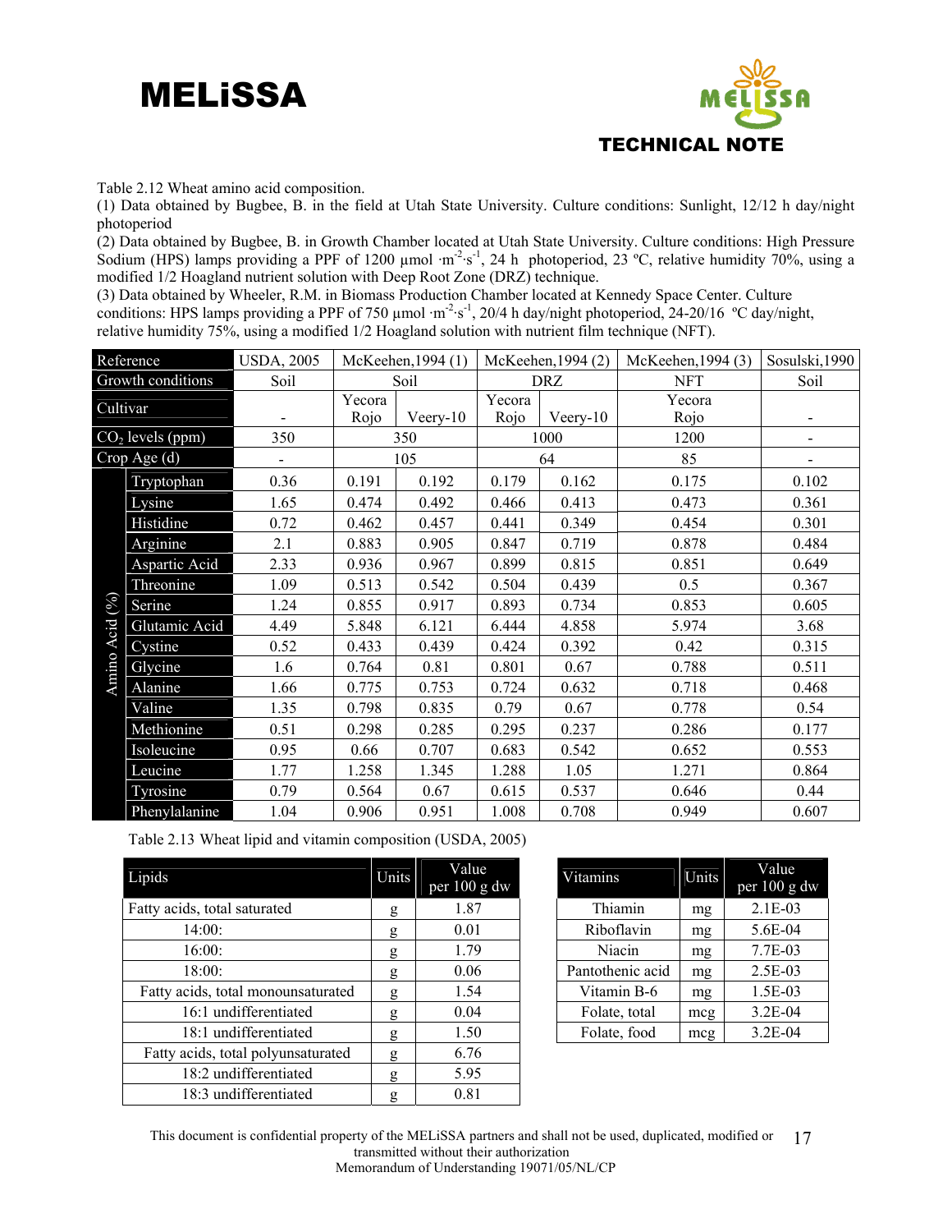Table 2.12 Wheat amino acid composition.

(1) Data obtained by Bugbee, B. in the field at Utah State University. Culture conditions: Sunlight, 12/12 h day/night photoperiod

(2) Data obtained by Bugbee, B. in Growth Chamber located at Utah State University. Culture conditions: High Pressure Sodium (HPS) lamps providing a PPF of 1200 µmol $\cdot m^{-2} \cdot s^{-1}$, 24 h photoperiod, 23 ºC, relative humidity 70%, using a modified 1/2 Hoagland nutrient solution with Deep Root Zone (DRZ) technique.

(3) Data obtained by Wheeler, R.M. in Biomass Production Chamber located at Kennedy Space Center. Culture conditions: HPS lamps providing a PPF of 750 µmol $\cdot m^{-2} \cdot s^{-1}$, 20/4 h day/night photoperiod, 24-20/16 ºC day/night, relative humidity 75%, using a modified 1/2 Hoagland solution with nutrient film technique (NFT).

| | Reference | USDA, 2005 | McKeehen,1994 (1) | | McKeehen,1994 (2) | | McKeehen,1994 (3) | Sosulski,1990 |
|---|---|---|---|---|---|---|---|---|
| | Growth conditions | Soil | Soil | | DRZ | | NFT | Soil |
| | Cultivar | - | Yecora Rojo | Veery-10 | Yecora Rojo | Veery-10 | Yecora Rojo | - |
| | $CO_2$ levels (ppm) | 350 | 350 | | 1000 | | 1200 | - |
| | Crop Age (d) | - | 105 | | 64 | | 85 | - |
| Amino Acid (%) | Tryptophan | 0.36 | 0.191 | 0.192 | 0.179 | 0.162 | 0.175 | 0.102 |
| | Lysine | 1.65 | 0.474 | 0.492 | 0.466 | 0.413 | 0.473 | 0.361 |
| | Histidine | 0.72 | 0.462 | 0.457 | 0.441 | 0.349 | 0.454 | 0.301 |
| | Arginine | 2.1 | 0.883 | 0.905 | 0.847 | 0.719 | 0.878 | 0.484 |
| | Aspartic Acid | 2.33 | 0.936 | 0.967 | 0.899 | 0.815 | 0.851 | 0.649 |
| | Threonine | 1.09 | 0.513 | 0.542 | 0.504 | 0.439 | 0.5 | 0.367 |
| | Serine | 1.24 | 0.855 | 0.917 | 0.893 | 0.734 | 0.853 | 0.605 |
| | Glutamic Acid | 4.49 | 5.848 | 6.121 | 6.444 | 4.858 | 5.974 | 3.68 |
| | Cystine | 0.52 | 0.433 | 0.439 | 0.424 | 0.392 | 0.42 | 0.315 |
| | Glycine | 1.6 | 0.764 | 0.81 | 0.801 | 0.67 | 0.788 | 0.511 |
| | Alanine | 1.66 | 0.775 | 0.753 | 0.724 | 0.632 | 0.718 | 0.468 |
| | Valine | 1.35 | 0.798 | 0.835 | 0.79 | 0.67 | 0.778 | 0.54 |
| | Methionine | 0.51 | 0.298 | 0.285 | 0.295 | 0.237 | 0.286 | 0.177 |
| | Isoleucine | 0.95 | 0.66 | 0.707 | 0.683 | 0.542 | 0.652 | 0.553 |
| | Leucine | 1.77 | 1.258 | 1.345 | 1.288 | 1.05 | 1.271 | 0.864 |
| | Tyrosine | 0.79 | 0.564 | 0.67 | 0.615 | 0.537 | 0.646 | 0.44 |
| | Phenylalanine | 1.04 | 0.906 | 0.951 | 1.008 | 0.708 | 0.949 | 0.607 |

Table 2.13 Wheat lipid and vitamin composition (USDA, 2005)

| Lipids | Units | Value per 100 g dw |
|---|---|---|
| Fatty acids, total saturated | g | 1.87 |
| 14:00: | g | 0.01 |
| 16:00: | g | 1.79 |
| 18:00: | g | 0.06 |
| Fatty acids, total monounsaturated | g | 1.54 |
| 16:1 undifferentiated | g | 0.04 |
| 18:1 undifferentiated | g | 1.50 |
| Fatty acids, total polyunsaturated | g | 6.76 |
| 18:2 undifferentiated | g | 5.95 |
| 18:3 undifferentiated | g | 0.81 |

| Vitamins | Units | Value per 100 g dw |
|---|---|---|
| Thiamin | mg | 2.1E-03 |
| Riboflavin | mg | 5.6E-04 |
| Niacin | mg | 7.7E-03 |
| Pantothenic acid | mg | 2.5E-03 |
| Vitamin B-6 | mg | 1.5E-03 |
| Folate, total | mcg | 3.2E-04 |
| Folate, food | mcg | 3.2E-04 |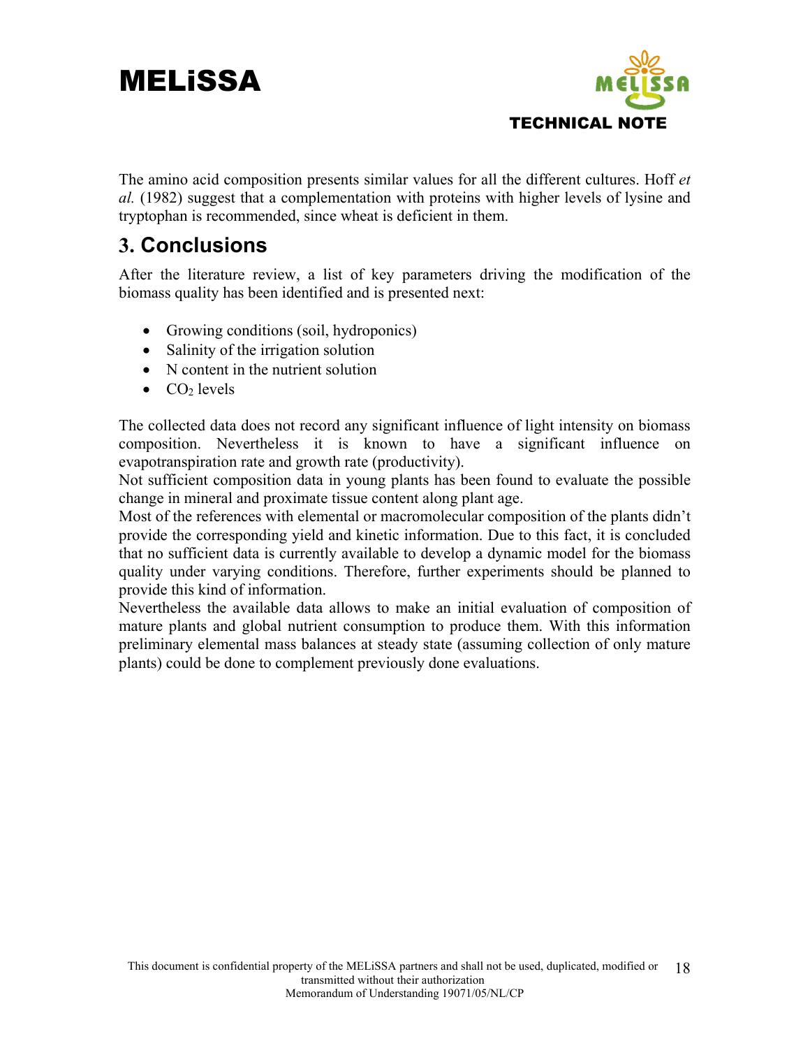The amino acid composition presents similar values for all the different cultures. Hoff *et al.* (1982) suggest that a complementation with proteins with higher levels of lysine and tryptophan is recommended, since wheat is deficient in them.

## 3. Conclusions

After the literature review, a list of key parameters driving the modification of the biomass quality has been identified and is presented next:

- Growing conditions (soil, hydroponics)
- Salinity of the irrigation solution
- N content in the nutrient solution
- $CO_2$ levels

The collected data does not record any significant influence of light intensity on biomass composition. Nevertheless it is known to have a significant influence on evapotranspiration rate and growth rate (productivity).
Not sufficient composition data in young plants has been found to evaluate the possible change in mineral and proximate tissue content along plant age.
Most of the references with elemental or macromolecular composition of the plants didn't provide the corresponding yield and kinetic information. Due to this fact, it is concluded that no sufficient data is currently available to develop a dynamic model for the biomass quality under varying conditions. Therefore, further experiments should be planned to provide this kind of information.
Nevertheless the available data allows to make an initial evaluation of composition of mature plants and global nutrient consumption to produce them. With this information preliminary elemental mass balances at steady state (assuming collection of only mature plants) could be done to complement previously done evaluations.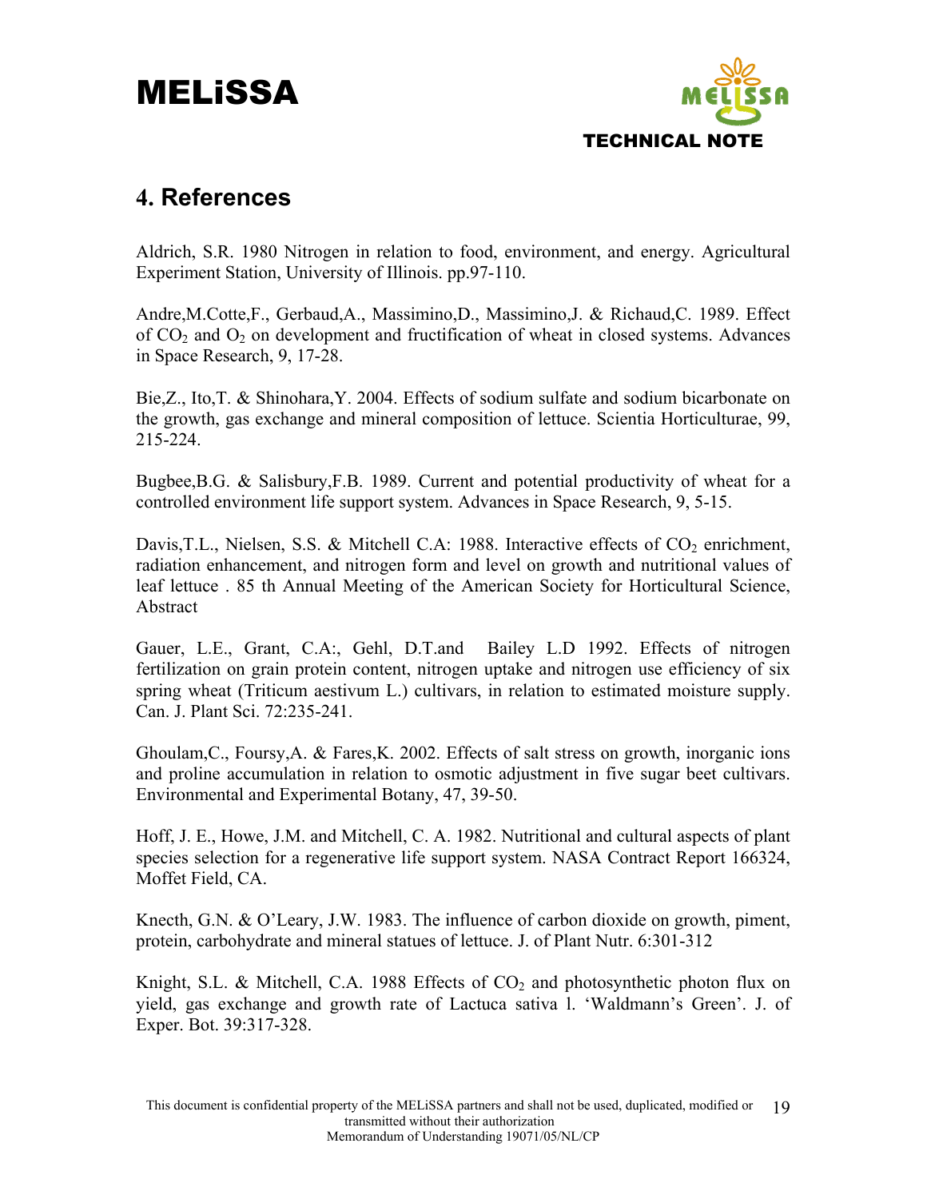## 4. References

Aldrich, S.R. 1980 Nitrogen in relation to food, environment, and energy. Agricultural Experiment Station, University of Illinois. pp.97-110.

Andre,M.Cotte,F., Gerbaud,A., Massimino,D., Massimino,J. & Richaud,C. 1989. Effect of $CO_2$ and $O_2$ on development and fructification of wheat in closed systems. Advances in Space Research, 9, 17-28.

Bie,Z., Ito,T. & Shinohara,Y. 2004. Effects of sodium sulfate and sodium bicarbonate on the growth, gas exchange and mineral composition of lettuce. Scientia Horticulturae, 99, 215-224.

Bugbee,B.G. & Salisbury,F.B. 1989. Current and potential productivity of wheat for a controlled environment life support system. Advances in Space Research, 9, 5-15.

Davis,T.L., Nielsen, S.S. & Mitchell C.A: 1988. Interactive effects of $CO_2$ enrichment, radiation enhancement, and nitrogen form and level on growth and nutritional values of leaf lettuce . 85 th Annual Meeting of the American Society for Horticultural Science, Abstract

Gauer, L.E., Grant, C.A:, Gehl, D.T.and Bailey L.D 1992. Effects of nitrogen fertilization on grain protein content, nitrogen uptake and nitrogen use efficiency of six spring wheat (Triticum aestivum L.) cultivars, in relation to estimated moisture supply. Can. J. Plant Sci. 72:235-241.

Ghoulam,C., Foursy,A. & Fares,K. 2002. Effects of salt stress on growth, inorganic ions and proline accumulation in relation to osmotic adjustment in five sugar beet cultivars. Environmental and Experimental Botany, 47, 39-50.

Hoff, J. E., Howe, J.M. and Mitchell, C. A. 1982. Nutritional and cultural aspects of plant species selection for a regenerative life support system. NASA Contract Report 166324, Moffet Field, CA.

Knecth, G.N. & O'Leary, J.W. 1983. The influence of carbon dioxide on growth, piment, protein, carbohydrate and mineral statues of lettuce. J. of Plant Nutr. 6:301-312

Knight, S.L. & Mitchell, C.A. 1988 Effects of $CO_2$ and photosynthetic photon flux on yield, gas exchange and growth rate of Lactuca sativa l. 'Waldmann's Green'. J. of Exper. Bot. 39:317-328.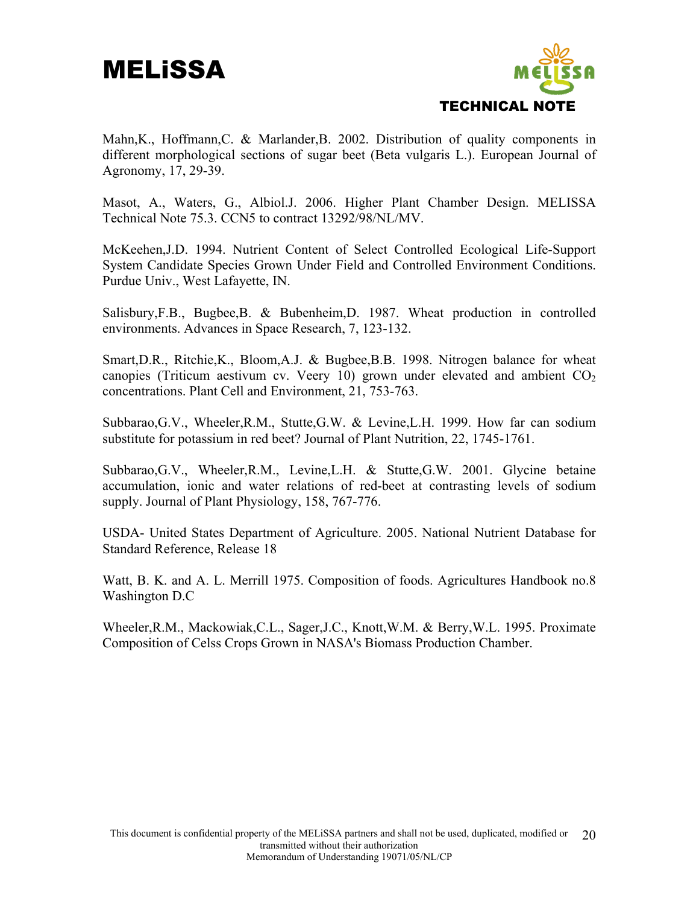Mahn,K., Hoffmann,C. & Marlander,B. 2002. Distribution of quality components in different morphological sections of sugar beet (Beta vulgaris L.). European Journal of Agronomy, 17, 29-39.

Masot, A., Waters, G., Albiol.J. 2006. Higher Plant Chamber Design. MELISSA Technical Note 75.3. CCN5 to contract 13292/98/NL/MV.

McKeehen,J.D. 1994. Nutrient Content of Select Controlled Ecological Life-Support System Candidate Species Grown Under Field and Controlled Environment Conditions. Purdue Univ., West Lafayette, IN.

Salisbury,F.B., Bugbee,B. & Bubenheim,D. 1987. Wheat production in controlled environments. Advances in Space Research, 7, 123-132.

Smart,D.R., Ritchie,K., Bloom,A.J. & Bugbee,B.B. 1998. Nitrogen balance for wheat canopies (Triticum aestivum cv. Veery 10) grown under elevated and ambient $CO_2$ concentrations. Plant Cell and Environment, 21, 753-763.

Subbarao,G.V., Wheeler,R.M., Stutte,G.W. & Levine,L.H. 1999. How far can sodium substitute for potassium in red beet? Journal of Plant Nutrition, 22, 1745-1761.

Subbarao,G.V., Wheeler,R.M., Levine,L.H. & Stutte,G.W. 2001. Glycine betaine accumulation, ionic and water relations of red-beet at contrasting levels of sodium supply. Journal of Plant Physiology, 158, 767-776.

USDA- United States Department of Agriculture. 2005. National Nutrient Database for Standard Reference, Release 18

Watt, B. K. and A. L. Merrill 1975. Composition of foods. Agricultures Handbook no.8 Washington D.C

Wheeler,R.M., Mackowiak,C.L., Sager,J.C., Knott,W.M. & Berry,W.L. 1995. Proximate Composition of Celss Crops Grown in NASA's Biomass Production Chamber.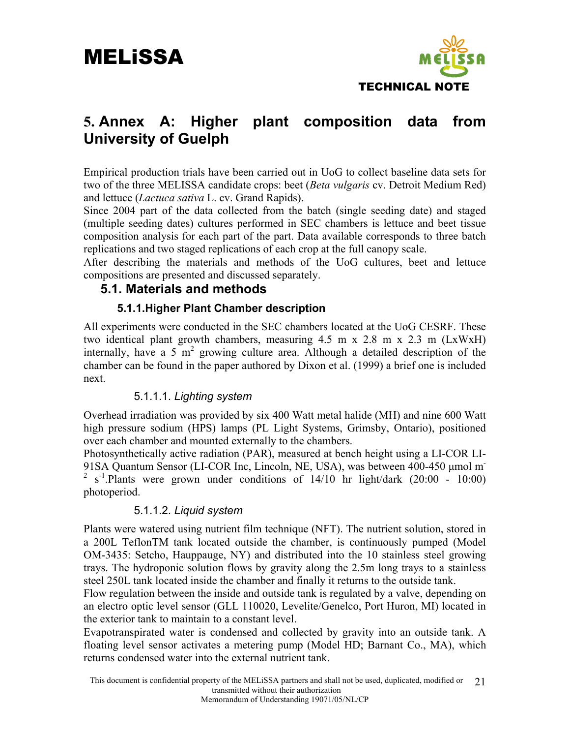# 5. Annex A: Higher plant composition data from University of Guelph

Empirical production trials have been carried out in UoG to collect baseline data sets for two of the three MELISSA candidate crops: beet (*Beta vulgaris* cv. Detroit Medium Red) and lettuce (*Lactuca sativa* L. cv. Grand Rapids).

Since 2004 part of the data collected from the batch (single seeding date) and staged (multiple seeding dates) cultures performed in SEC chambers is lettuce and beet tissue composition analysis for each part of the part. Data available corresponds to three batch replications and two staged replications of each crop at the full canopy scale.

After describing the materials and methods of the UoG cultures, beet and lettuce compositions are presented and discussed separately.

## 5.1. Materials and methods

### 5.1.1. Higher Plant Chamber description

All experiments were conducted in the SEC chambers located at the UoG CESRF. These two identical plant growth chambers, measuring 4.5 m x 2.8 m x 2.3 m (LxWxH) internally, have a 5 $m^2$ growing culture area. Although a detailed description of the chamber can be found in the paper authored by Dixon et al. (1999) a brief one is included next.

#### 5.1.1.1. *Lighting system*

Overhead irradiation was provided by six 400 Watt metal halide (MH) and nine 600 Watt high pressure sodium (HPS) lamps (PL Light Systems, Grimsby, Ontario), positioned over each chamber and mounted externally to the chambers.

Photosynthetically active radiation (PAR), measured at bench height using a LI-COR LI-91SA Quantum Sensor (LI-COR Inc, Lincoln, NE, USA), was between 400-450 $\mu mol\ m^{-2}\ s^{-1}$. Plants were grown under conditions of 14/10 hr light/dark (20:00 - 10:00) photoperiod.

#### 5.1.1.2. *Liquid system*

Plants were watered using nutrient film technique (NFT). The nutrient solution, stored in a 200L TeflonTM tank located outside the chamber, is continuously pumped (Model OM-3435: Setcho, Hauppauge, NY) and distributed into the 10 stainless steel growing trays. The hydroponic solution flows by gravity along the 2.5m long trays to a stainless steel 250L tank located inside the chamber and finally it returns to the outside tank.

Flow regulation between the inside and outside tank is regulated by a valve, depending on an electro optic level sensor (GLL 110020, Levelite/Genelco, Port Huron, MI) located in the exterior tank to maintain to a constant level.

Evapotranspirated water is condensed and collected by gravity into an outside tank. A floating level sensor activates a metering pump (Model HD; Barnant Co., MA), which returns condensed water into the external nutrient tank.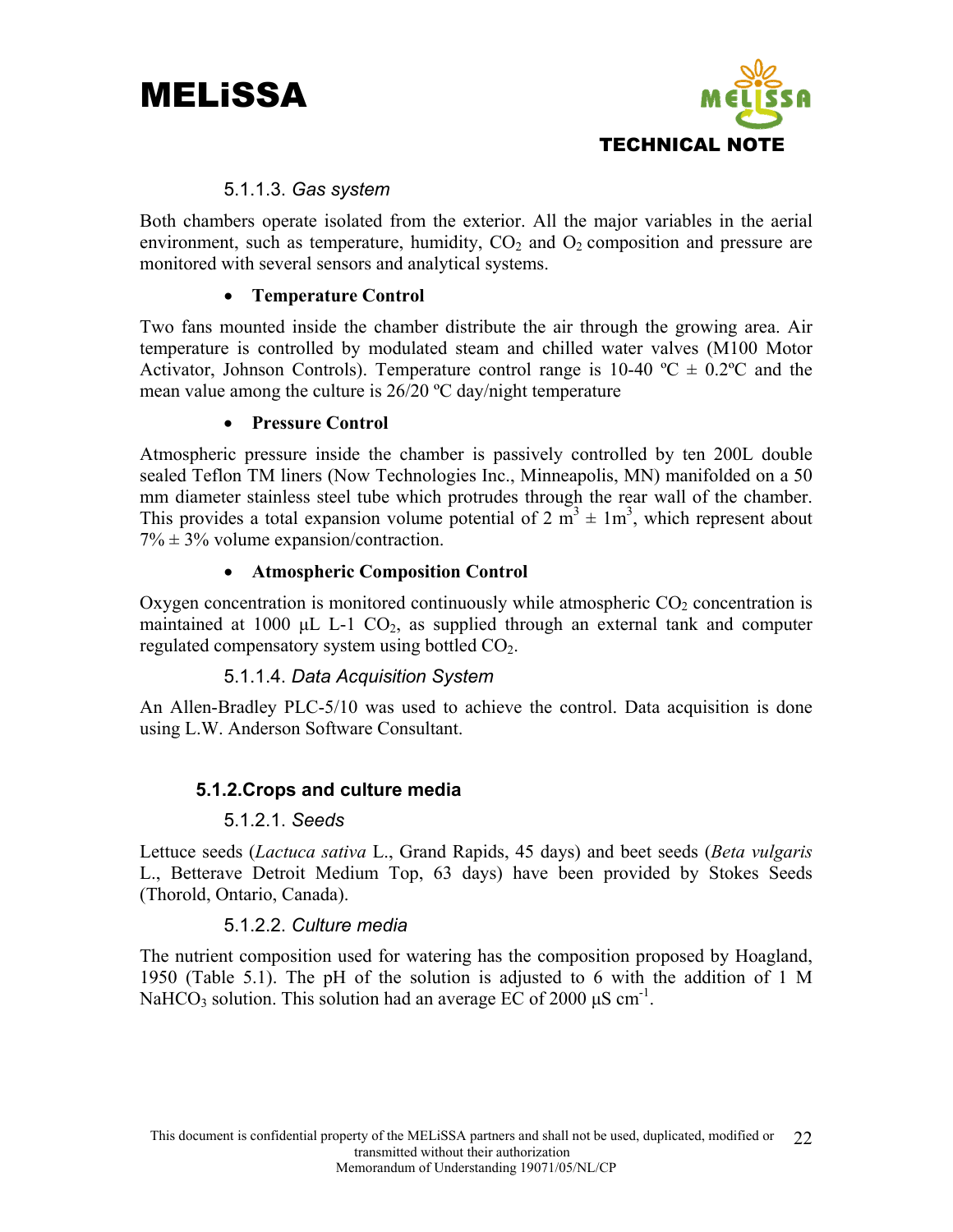#### 5.1.1.3. *Gas system*

Both chambers operate isolated from the exterior. All the major variables in the aerial environment, such as temperature, humidity, $CO_2$ and $O_2$ composition and pressure are monitored with several sensors and analytical systems.

- **Temperature Control**

Two fans mounted inside the chamber distribute the air through the growing area. Air temperature is controlled by modulated steam and chilled water valves (M100 Motor Activator, Johnson Controls). Temperature control range is 10-40 ºC ± 0.2ºC and the mean value among the culture is 26/20 ºC day/night temperature

- **Pressure Control**

Atmospheric pressure inside the chamber is passively controlled by ten 200L double sealed Teflon TM liners (Now Technologies Inc., Minneapolis, MN) manifolded on a 50 mm diameter stainless steel tube which protrudes through the rear wall of the chamber. This provides a total expansion volume potential of 2 $m^3$ ± 1$m^3$, which represent about 7% ± 3% volume expansion/contraction.

- **Atmospheric Composition Control**

Oxygen concentration is monitored continuously while atmospheric $CO_2$ concentration is maintained at 1000 µL L-1 $CO_2$, as supplied through an external tank and computer regulated compensatory system using bottled $CO_2$.

#### 5.1.1.4. *Data Acquisition System*

An Allen-Bradley PLC-5/10 was used to achieve the control. Data acquisition is done using L.W. Anderson Software Consultant.

### 5.1.2. Crops and culture media

#### 5.1.2.1. *Seeds*

Lettuce seeds (*Lactuca sativa* L., Grand Rapids, 45 days) and beet seeds (*Beta vulgaris* L., Betterave Detroit Medium Top, 63 days) have been provided by Stokes Seeds (Thorold, Ontario, Canada).

#### 5.1.2.2. *Culture media*

The nutrient composition used for watering has the composition proposed by Hoagland, 1950 (Table 5.1). The pH of the solution is adjusted to 6 with the addition of 1 M $NaHCO_3$ solution. This solution had an average EC of 2000 µS $cm^{-1}$.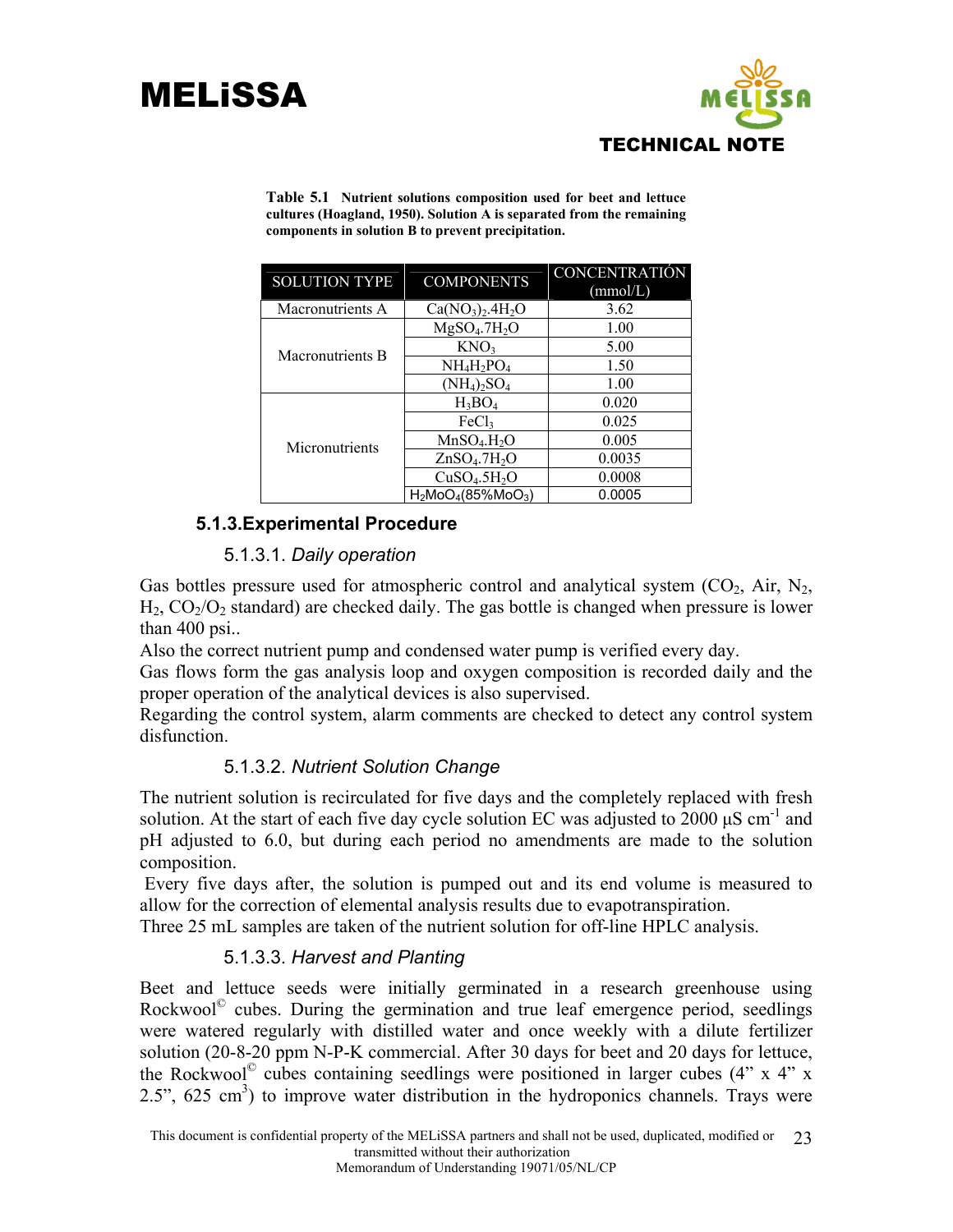**Table 5.1 Nutrient solutions composition used for beet and lettuce cultures (Hoagland, 1950). Solution A is separated from the remaining components in solution B to prevent precipitation.**

| SOLUTION TYPE | COMPONENTS | CONCENTRATIÓN (mmol/L) |
|---|---|---|
| Macronutrients A | $Ca(NO_3)_2.4H_2O$ | 3.62 |
| Macronutrients B | $MgSO_4.7H_2O$ | 1.00 |
| | $KNO_3$ | 5.00 |
| | $NH_4H_2PO_4$ | 1.50 |
| | $(NH_4)_2SO_4$ | 1.00 |
| Micronutrients | $H_3BO_4$ | 0.020 |
| | $FeCl_3$ | 0.025 |
| | $MnSO_4.H_2O$ | 0.005 |
| | $ZnSO_4.7H_2O$ | 0.0035 |
| | $CuSO_4.5H_2O$ | 0.0008 |
| | $H_2MoO_4$(85%$MoO_3$) | 0.0005 |

### 5.1.3. Experimental Procedure

#### 5.1.3.1. *Daily operation*

Gas bottles pressure used for atmospheric control and analytical system ($CO_2$, Air, $N_2$, $H_2$, $CO_2/O_2$ standard) are checked daily. The gas bottle is changed when pressure is lower than 400 psi..

Also the correct nutrient pump and condensed water pump is verified every day.

Gas flows form the gas analysis loop and oxygen composition is recorded daily and the proper operation of the analytical devices is also supervised.

Regarding the control system, alarm comments are checked to detect any control system disfunction.

#### 5.1.3.2. *Nutrient Solution Change*

The nutrient solution is recirculated for five days and the completely replaced with fresh solution. At the start of each five day cycle solution EC was adjusted to 2000 $\mu S\ cm^{-1}$ and pH adjusted to 6.0, but during each period no amendments are made to the solution composition.

Every five days after, the solution is pumped out and its end volume is measured to allow for the correction of elemental analysis results due to evapotranspiration.

Three 25 mL samples are taken of the nutrient solution for off-line HPLC analysis.

#### 5.1.3.3. *Harvest and Planting*

Beet and lettuce seeds were initially germinated in a research greenhouse using Rockwool© cubes. During the germination and true leaf emergence period, seedlings were watered regularly with distilled water and once weekly with a dilute fertilizer solution (20-8-20 ppm N-P-K commercial. After 30 days for beet and 20 days for lettuce, the Rockwool© cubes containing seedlings were positioned in larger cubes (4" x 4" x 2.5", 625 $cm^3$) to improve water distribution in the hydroponics channels. Trays were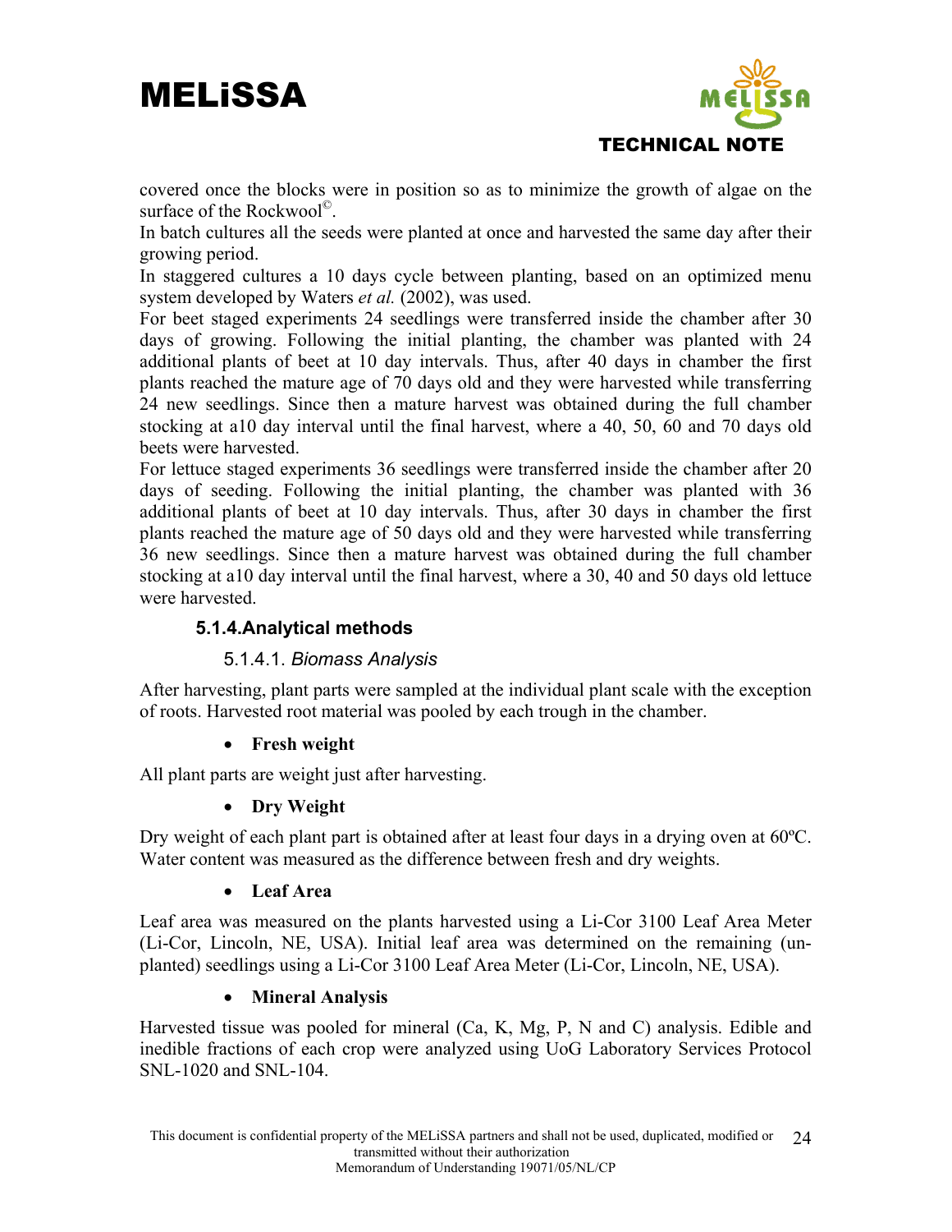covered once the blocks were in position so as to minimize the growth of algae on the surface of the Rockwool©.

In batch cultures all the seeds were planted at once and harvested the same day after their growing period.

In staggered cultures a 10 days cycle between planting, based on an optimized menu system developed by Waters *et al.* (2002), was used.

For beet staged experiments 24 seedlings were transferred inside the chamber after 30 days of growing. Following the initial planting, the chamber was planted with 24 additional plants of beet at 10 day intervals. Thus, after 40 days in chamber the first plants reached the mature age of 70 days old and they were harvested while transferring 24 new seedlings. Since then a mature harvest was obtained during the full chamber stocking at a10 day interval until the final harvest, where a 40, 50, 60 and 70 days old beets were harvested.

For lettuce staged experiments 36 seedlings were transferred inside the chamber after 20 days of seeding. Following the initial planting, the chamber was planted with 36 additional plants of beet at 10 day intervals. Thus, after 30 days in chamber the first plants reached the mature age of 50 days old and they were harvested while transferring 36 new seedlings. Since then a mature harvest was obtained during the full chamber stocking at a10 day interval until the final harvest, where a 30, 40 and 50 days old lettuce were harvested.

### 5.1.4. Analytical methods

#### 5.1.4.1. *Biomass Analysis*

After harvesting, plant parts were sampled at the individual plant scale with the exception of roots. Harvested root material was pooled by each trough in the chamber.

- **Fresh weight**

All plant parts are weight just after harvesting.

- **Dry Weight**

Dry weight of each plant part is obtained after at least four days in a drying oven at 60ºC. Water content was measured as the difference between fresh and dry weights.

- **Leaf Area**

Leaf area was measured on the plants harvested using a Li-Cor 3100 Leaf Area Meter (Li-Cor, Lincoln, NE, USA). Initial leaf area was determined on the remaining (un-planted) seedlings using a Li-Cor 3100 Leaf Area Meter (Li-Cor, Lincoln, NE, USA).

- **Mineral Analysis**

Harvested tissue was pooled for mineral (Ca, K, Mg, P, N and C) analysis. Edible and inedible fractions of each crop were analyzed using UoG Laboratory Services Protocol SNL-1020 and SNL-104.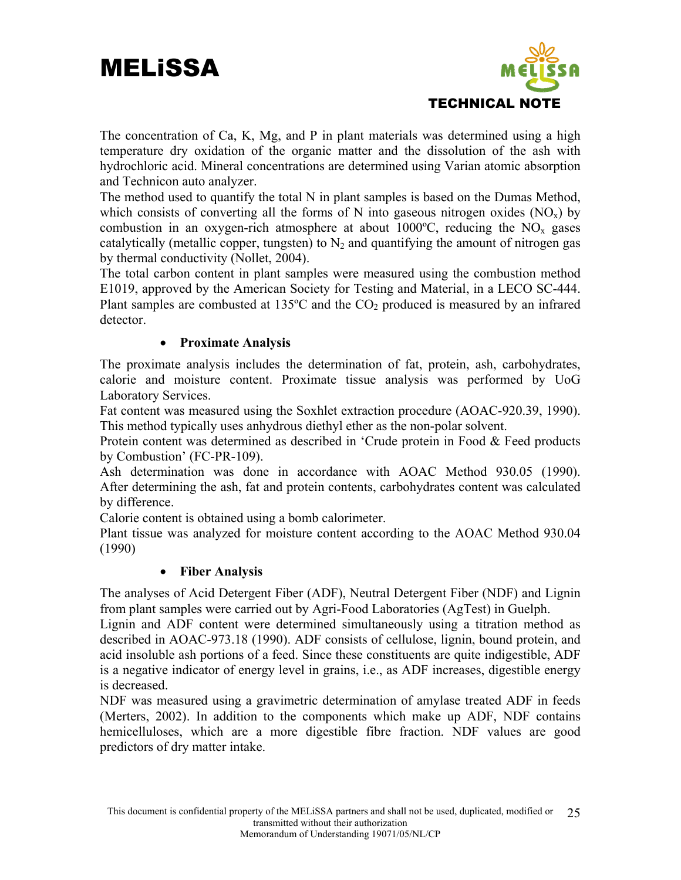The concentration of Ca, K, Mg, and P in plant materials was determined using a high temperature dry oxidation of the organic matter and the dissolution of the ash with hydrochloric acid. Mineral concentrations are determined using Varian atomic absorption and Technicon auto analyzer.

The method used to quantify the total N in plant samples is based on the Dumas Method, which consists of converting all the forms of N into gaseous nitrogen oxides ($NO_x$) by combustion in an oxygen-rich atmosphere at about 1000ºC, reducing the $NO_x$ gases catalytically (metallic copper, tungsten) to $N_2$ and quantifying the amount of nitrogen gas by thermal conductivity (Nollet, 2004).

The total carbon content in plant samples were measured using the combustion method E1019, approved by the American Society for Testing and Material, in a LECO SC-444. Plant samples are combusted at 135ºC and the $CO_2$ produced is measured by an infrared detector.

- **Proximate Analysis**

The proximate analysis includes the determination of fat, protein, ash, carbohydrates, calorie and moisture content. Proximate tissue analysis was performed by UoG Laboratory Services.

Fat content was measured using the Soxhlet extraction procedure (AOAC-920.39, 1990). This method typically uses anhydrous diethyl ether as the non-polar solvent.

Protein content was determined as described in 'Crude protein in Food & Feed products by Combustion' (FC-PR-109).

Ash determination was done in accordance with AOAC Method 930.05 (1990). After determining the ash, fat and protein contents, carbohydrates content was calculated by difference.

Calorie content is obtained using a bomb calorimeter.

Plant tissue was analyzed for moisture content according to the AOAC Method 930.04 (1990)

- **Fiber Analysis**

The analyses of Acid Detergent Fiber (ADF), Neutral Detergent Fiber (NDF) and Lignin from plant samples were carried out by Agri-Food Laboratories (AgTest) in Guelph.

Lignin and ADF content were determined simultaneously using a titration method as described in AOAC-973.18 (1990). ADF consists of cellulose, lignin, bound protein, and acid insoluble ash portions of a feed. Since these constituents are quite indigestible, ADF is a negative indicator of energy level in grains, i.e., as ADF increases, digestible energy is decreased.

NDF was measured using a gravimetric determination of amylase treated ADF in feeds (Merters, 2002). In addition to the components which make up ADF, NDF contains hemicelluloses, which are a more digestible fibre fraction. NDF values are good predictors of dry matter intake.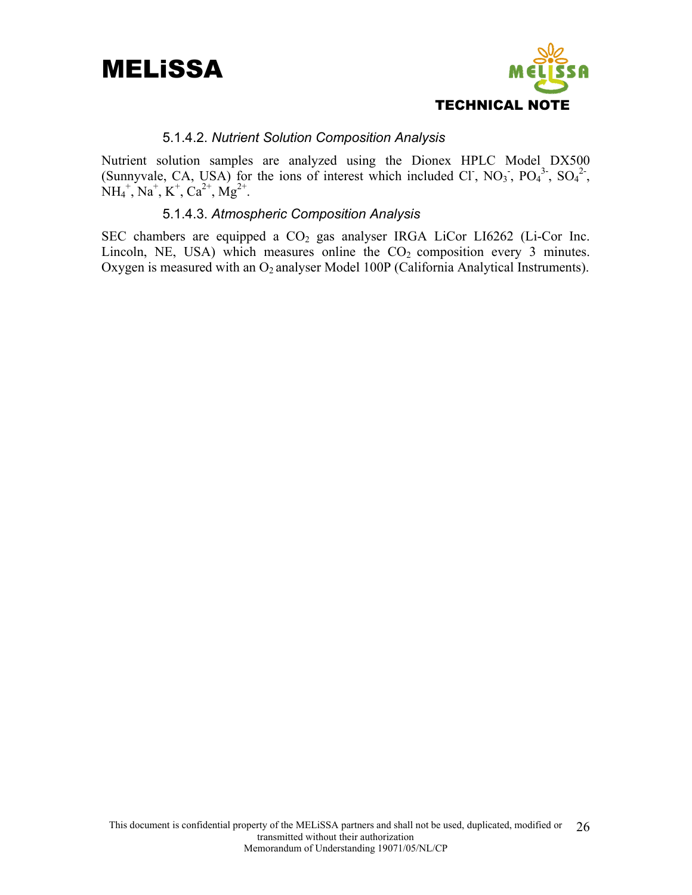#### 5.1.4.2. *Nutrient Solution Composition Analysis*

Nutrient solution samples are analyzed using the Dionex HPLC Model DX500 (Sunnyvale, CA, USA) for the ions of interest which included $Cl^-$, $NO_3^-$, $PO_4^{3-}$, $SO_4^{2-}$, $NH_4^+$, $Na^+$, $K^+$, $Ca^{2+}$, $Mg^{2+}$.

#### 5.1.4.3. *Atmospheric Composition Analysis*

SEC chambers are equipped a $CO_2$ gas analyser IRGA LiCor LI6262 (Li-Cor Inc. Lincoln, NE, USA) which measures online the $CO_2$ composition every 3 minutes. Oxygen is measured with an $O_2$ analyser Model 100P (California Analytical Instruments).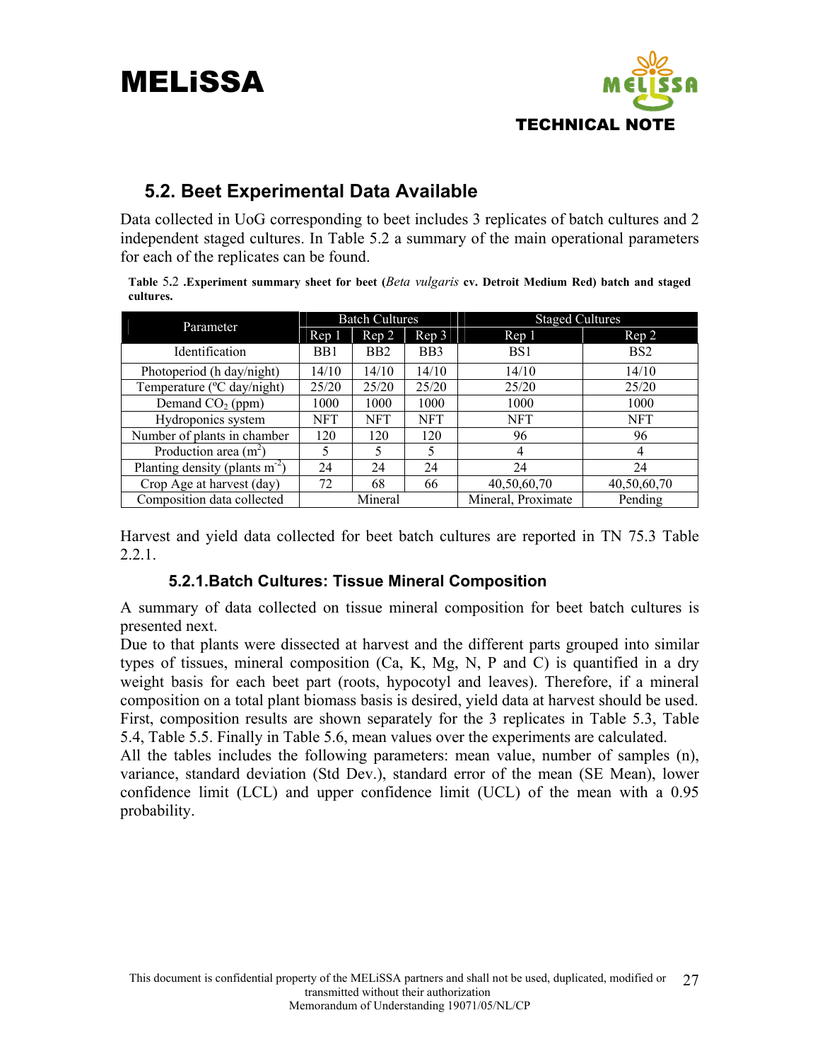## 5.2. Beet Experimental Data Available

Data collected in UoG corresponding to beet includes 3 replicates of batch cultures and 2 independent staged cultures. In Table 5.2 a summary of the main operational parameters for each of the replicates can be found.

**Table 5.2 .Experiment summary sheet for beet (*Beta vulgaris* cv. Detroit Medium Red) batch and staged cultures.**

| Parameter | Batch Cultures | | | Staged Cultures | |
|---|---|---|---|---|---|
| | Rep 1 | Rep 2 | Rep 3 | Rep 1 | Rep 2 |
| Identification | BB1 | BB2 | BB3 | BS1 | BS2 |
| Photoperiod (h day/night) | 14/10 | 14/10 | 14/10 | 14/10 | 14/10 |
| Temperature (ºC day/night) | 25/20 | 25/20 | 25/20 | 25/20 | 25/20 |
| Demand $CO_2$ (ppm) | 1000 | 1000 | 1000 | 1000 | 1000 |
| Hydroponics system | NFT | NFT | NFT | NFT | NFT |
| Number of plants in chamber | 120 | 120 | 120 | 96 | 96 |
| Production area ($m^2$) | 5 | 5 | 5 | 4 | 4 |
| Planting density (plants $m^{-2}$) | 24 | 24 | 24 | 24 | 24 |
| Crop Age at harvest (day) | 72 | 68 | 66 | 40,50,60,70 | 40,50,60,70 |
| Composition data collected | Mineral | | | Mineral, Proximate | Pending |

Harvest and yield data collected for beet batch cultures are reported in TN 75.3 Table 2.2.1.

### 5.2.1.Batch Cultures: Tissue Mineral Composition

A summary of data collected on tissue mineral composition for beet batch cultures is presented next.

Due to that plants were dissected at harvest and the different parts grouped into similar types of tissues, mineral composition (Ca, K, Mg, N, P and C) is quantified in a dry weight basis for each beet part (roots, hypocotyl and leaves). Therefore, if a mineral composition on a total plant biomass basis is desired, yield data at harvest should be used. First, composition results are shown separately for the 3 replicates in Table 5.3, Table 5.4, Table 5.5. Finally in Table 5.6, mean values over the experiments are calculated.

All the tables includes the following parameters: mean value, number of samples (n), variance, standard deviation (Std Dev.), standard error of the mean (SE Mean), lower confidence limit (LCL) and upper confidence limit (UCL) of the mean with a 0.95 probability.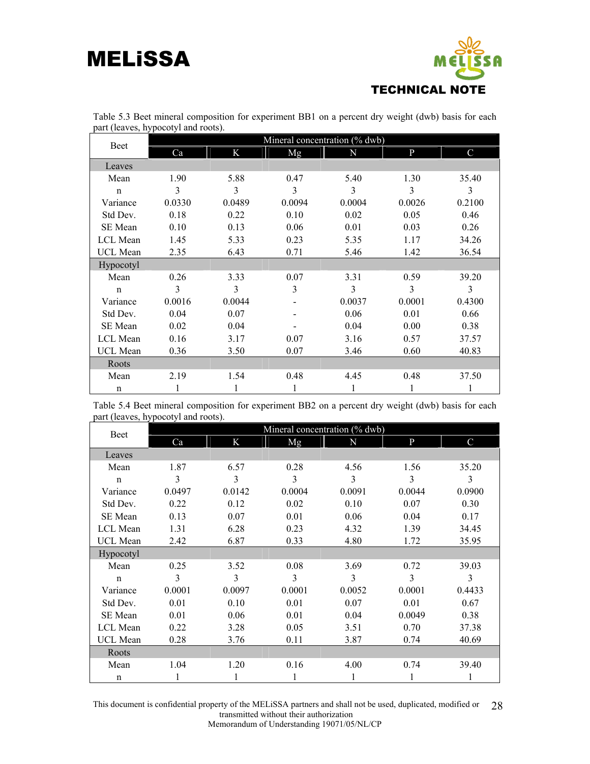Table 5.3 Beet mineral composition for experiment BB1 on a percent dry weight (dwb) basis for each part (leaves, hypocotyl and roots).

| Beet | Mineral concentration (% dwb) | | | | | |
|---|---|---|---|---|---|---|
| | Ca | K | Mg | N | P | C |
| **Leaves** | | | | | | |
| Mean | 1.90 | 5.88 | 0.47 | 5.40 | 1.30 | 35.40 |
| n | 3 | 3 | 3 | 3 | 3 | 3 |
| Variance | 0.0330 | 0.0489 | 0.0094 | 0.0004 | 0.0026 | 0.2100 |
| Std Dev. | 0.18 | 0.22 | 0.10 | 0.02 | 0.05 | 0.46 |
| SE Mean | 0.10 | 0.13 | 0.06 | 0.01 | 0.03 | 0.26 |
| LCL Mean | 1.45 | 5.33 | 0.23 | 5.35 | 1.17 | 34.26 |
| UCL Mean | 2.35 | 6.43 | 0.71 | 5.46 | 1.42 | 36.54 |
| **Hypocotyl** | | | | | | |
| Mean | 0.26 | 3.33 | 0.07 | 3.31 | 0.59 | 39.20 |
| n | 3 | 3 | 3 | 3 | 3 | 3 |
| Variance | 0.0016 | 0.0044 | - | 0.0037 | 0.0001 | 0.4300 |
| Std Dev. | 0.04 | 0.07 | - | 0.06 | 0.01 | 0.66 |
| SE Mean | 0.02 | 0.04 | - | 0.04 | 0.00 | 0.38 |
| LCL Mean | 0.16 | 3.17 | 0.07 | 3.16 | 0.57 | 37.57 |
| UCL Mean | 0.36 | 3.50 | 0.07 | 3.46 | 0.60 | 40.83 |
| **Roots** | | | | | | |
| Mean | 2.19 | 1.54 | 0.48 | 4.45 | 0.48 | 37.50 |
| n | 1 | 1 | 1 | 1 | 1 | 1 |

Table 5.4 Beet mineral composition for experiment BB2 on a percent dry weight (dwb) basis for each part (leaves, hypocotyl and roots).

| Beet | Mineral concentration (% dwb) | | | | | |
|---|---|---|---|---|---|---|
| | Ca | K | Mg | N | P | C |
| **Leaves** | | | | | | |
| Mean | 1.87 | 6.57 | 0.28 | 4.56 | 1.56 | 35.20 |
| n | 3 | 3 | 3 | 3 | 3 | 3 |
| Variance | 0.0497 | 0.0142 | 0.0004 | 0.0091 | 0.0044 | 0.0900 |
| Std Dev. | 0.22 | 0.12 | 0.02 | 0.10 | 0.07 | 0.30 |
| SE Mean | 0.13 | 0.07 | 0.01 | 0.06 | 0.04 | 0.17 |
| LCL Mean | 1.31 | 6.28 | 0.23 | 4.32 | 1.39 | 34.45 |
| UCL Mean | 2.42 | 6.87 | 0.33 | 4.80 | 1.72 | 35.95 |
| **Hypocotyl** | | | | | | |
| Mean | 0.25 | 3.52 | 0.08 | 3.69 | 0.72 | 39.03 |
| n | 3 | 3 | 3 | 3 | 3 | 3 |
| Variance | 0.0001 | 0.0097 | 0.0001 | 0.0052 | 0.0001 | 0.4433 |
| Std Dev. | 0.01 | 0.10 | 0.01 | 0.07 | 0.01 | 0.67 |
| SE Mean | 0.01 | 0.06 | 0.01 | 0.04 | 0.0049 | 0.38 |
| LCL Mean | 0.22 | 3.28 | 0.05 | 3.51 | 0.70 | 37.38 |
| UCL Mean | 0.28 | 3.76 | 0.11 | 3.87 | 0.74 | 40.69 |
| **Roots** | | | | | | |
| Mean | 1.04 | 1.20 | 0.16 | 4.00 | 0.74 | 39.40 |
| n | 1 | 1 | 1 | 1 | 1 | 1 |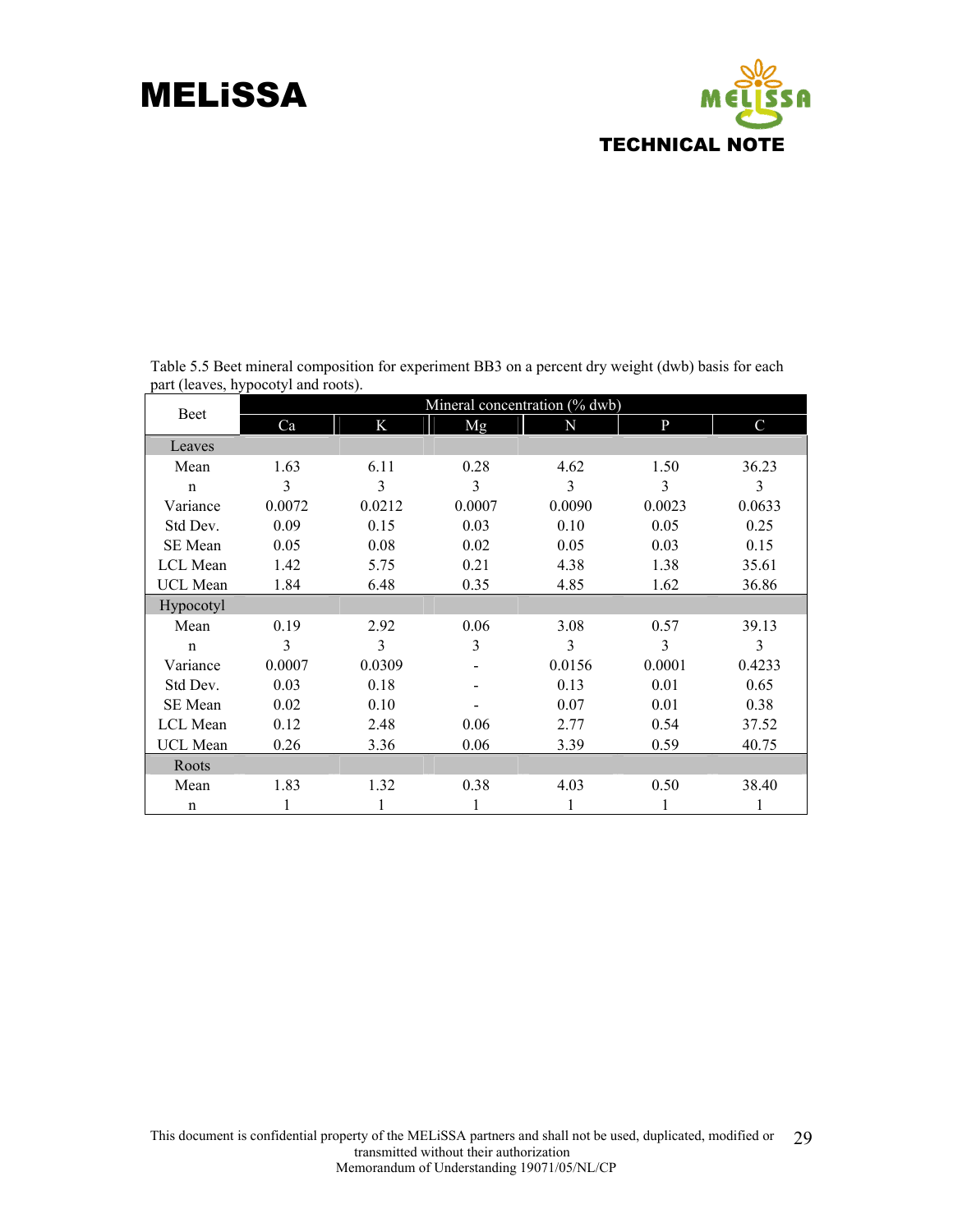Table 5.5 Beet mineral composition for experiment BB3 on a percent dry weight (dwb) basis for each part (leaves, hypocotyl and roots).

| Beet | Mineral concentration (% dwb) | | | | | |
|---|---|---|---|---|---|---|
| | Ca | K | Mg | N | P | C |
| **Leaves** | | | | | | |
| Mean | 1.63 | 6.11 | 0.28 | 4.62 | 1.50 | 36.23 |
| n | 3 | 3 | 3 | 3 | 3 | 3 |
| Variance | 0.0072 | 0.0212 | 0.0007 | 0.0090 | 0.0023 | 0.0633 |
| Std Dev. | 0.09 | 0.15 | 0.03 | 0.10 | 0.05 | 0.25 |
| SE Mean | 0.05 | 0.08 | 0.02 | 0.05 | 0.03 | 0.15 |
| LCL Mean | 1.42 | 5.75 | 0.21 | 4.38 | 1.38 | 35.61 |
| UCL Mean | 1.84 | 6.48 | 0.35 | 4.85 | 1.62 | 36.86 |
| **Hypocotyl** | | | | | | |
| Mean | 0.19 | 2.92 | 0.06 | 3.08 | 0.57 | 39.13 |
| n | 3 | 3 | 3 | 3 | 3 | 3 |
| Variance | 0.0007 | 0.0309 | - | 0.0156 | 0.0001 | 0.4233 |
| Std Dev. | 0.03 | 0.18 | - | 0.13 | 0.01 | 0.65 |
| SE Mean | 0.02 | 0.10 | - | 0.07 | 0.01 | 0.38 |
| LCL Mean | 0.12 | 2.48 | 0.06 | 2.77 | 0.54 | 37.52 |
| UCL Mean | 0.26 | 3.36 | 0.06 | 3.39 | 0.59 | 40.75 |
| **Roots** | | | | | | |
| Mean | 1.83 | 1.32 | 0.38 | 4.03 | 0.50 | 38.40 |
| n | 1 | 1 | 1 | 1 | 1 | 1 |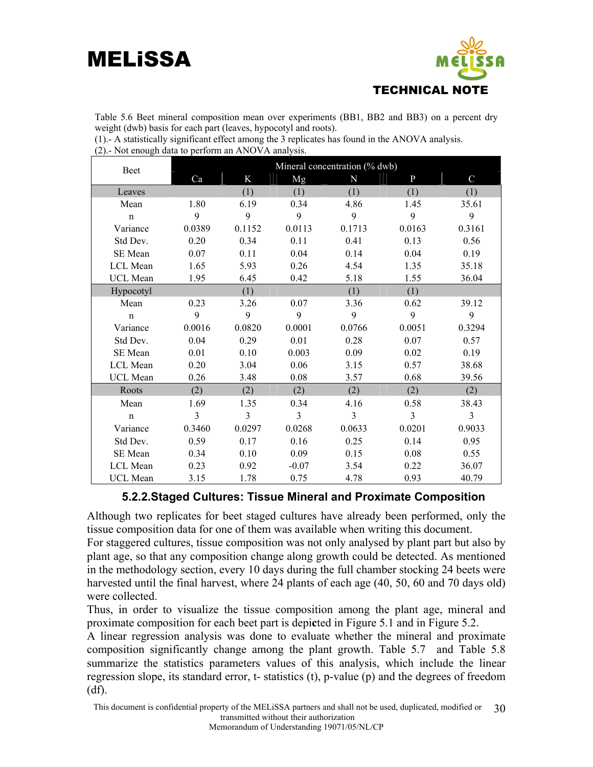Table 5.6 Beet mineral composition mean over experiments (BB1, BB2 and BB3) on a percent dry weight (dwb) basis for each part (leaves, hypocotyl and roots).
(1).- A statistically significant effect among the 3 replicates has found in the ANOVA analysis.
(2).- Not enough data to perform an ANOVA analysis.

| Beet | Mineral concentration (% dwb) | | | | | |
|---|---|---|---|---|---|---|
| | Ca | K | Mg | N | P | C |
| **Leaves** | | (1) | (1) | (1) | (1) | (1) |
| Mean | 1.80 | 6.19 | 0.34 | 4.86 | 1.45 | 35.61 |
| n | 9 | 9 | 9 | 9 | 9 | 9 |
| Variance | 0.0389 | 0.1152 | 0.0113 | 0.1713 | 0.0163 | 0.3161 |
| Std Dev. | 0.20 | 0.34 | 0.11 | 0.41 | 0.13 | 0.56 |
| SE Mean | 0.07 | 0.11 | 0.04 | 0.14 | 0.04 | 0.19 |
| LCL Mean | 1.65 | 5.93 | 0.26 | 4.54 | 1.35 | 35.18 |
| UCL Mean | 1.95 | 6.45 | 0.42 | 5.18 | 1.55 | 36.04 |
| **Hypocotyl** | | (1) | | (1) | (1) | |
| Mean | 0.23 | 3.26 | 0.07 | 3.36 | 0.62 | 39.12 |
| n | 9 | 9 | 9 | 9 | 9 | 9 |
| Variance | 0.0016 | 0.0820 | 0.0001 | 0.0766 | 0.0051 | 0.3294 |
| Std Dev. | 0.04 | 0.29 | 0.01 | 0.28 | 0.07 | 0.57 |
| SE Mean | 0.01 | 0.10 | 0.003 | 0.09 | 0.02 | 0.19 |
| LCL Mean | 0.20 | 3.04 | 0.06 | 3.15 | 0.57 | 38.68 |
| UCL Mean | 0.26 | 3.48 | 0.08 | 3.57 | 0.68 | 39.56 |
| **Roots** | (2) | (2) | (2) | (2) | (2) | (2) |
| Mean | 1.69 | 1.35 | 0.34 | 4.16 | 0.58 | 38.43 |
| n | 3 | 3 | 3 | 3 | 3 | 3 |
| Variance | 0.3460 | 0.0297 | 0.0268 | 0.0633 | 0.0201 | 0.9033 |
| Std Dev. | 0.59 | 0.17 | 0.16 | 0.25 | 0.14 | 0.95 |
| SE Mean | 0.34 | 0.10 | 0.09 | 0.15 | 0.08 | 0.55 |
| LCL Mean | 0.23 | 0.92 | -0.07 | 3.54 | 0.22 | 36.07 |
| UCL Mean | 3.15 | 1.78 | 0.75 | 4.78 | 0.93 | 40.79 |

### 5.2.2. Staged Cultures: Tissue Mineral and Proximate Composition

Although two replicates for beet staged cultures have already been performed, only the tissue composition data for one of them was available when writing this document.
For staggered cultures, tissue composition was not only analysed by plant part but also by plant age, so that any composition change along growth could be detected. As mentioned in the methodology section, every 10 days during the full chamber stocking 24 beets were harvested until the final harvest, where 24 plants of each age (40, 50, 60 and 70 days old) were collected.
Thus, in order to visualize the tissue composition among the plant age, mineral and proximate composition for each beet part is depicted in Figure 5.1 and in Figure 5.2.
A linear regression analysis was done to evaluate whether the mineral and proximate composition significantly change among the plant growth. Table 5.7 and Table 5.8 summarize the statistics parameters values of this analysis, which include the linear regression slope, its standard error, t- statistics (t), p-value (p) and the degrees of freedom (df).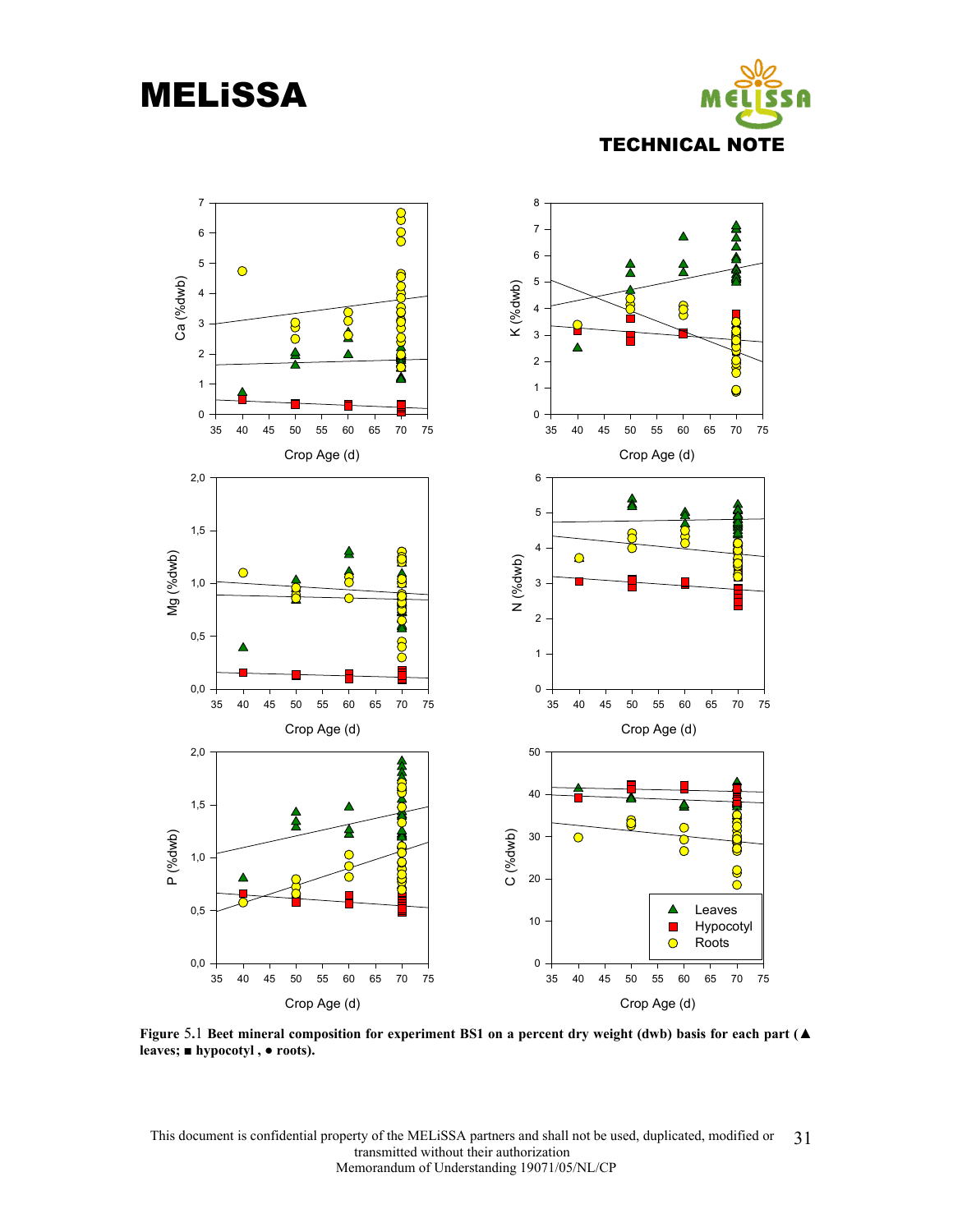**Figure 5.1 Beet mineral composition for experiment BS1 on a percent dry weight (dwb) basis for each part (▲ leaves; ■ hypocotyl , ● roots).**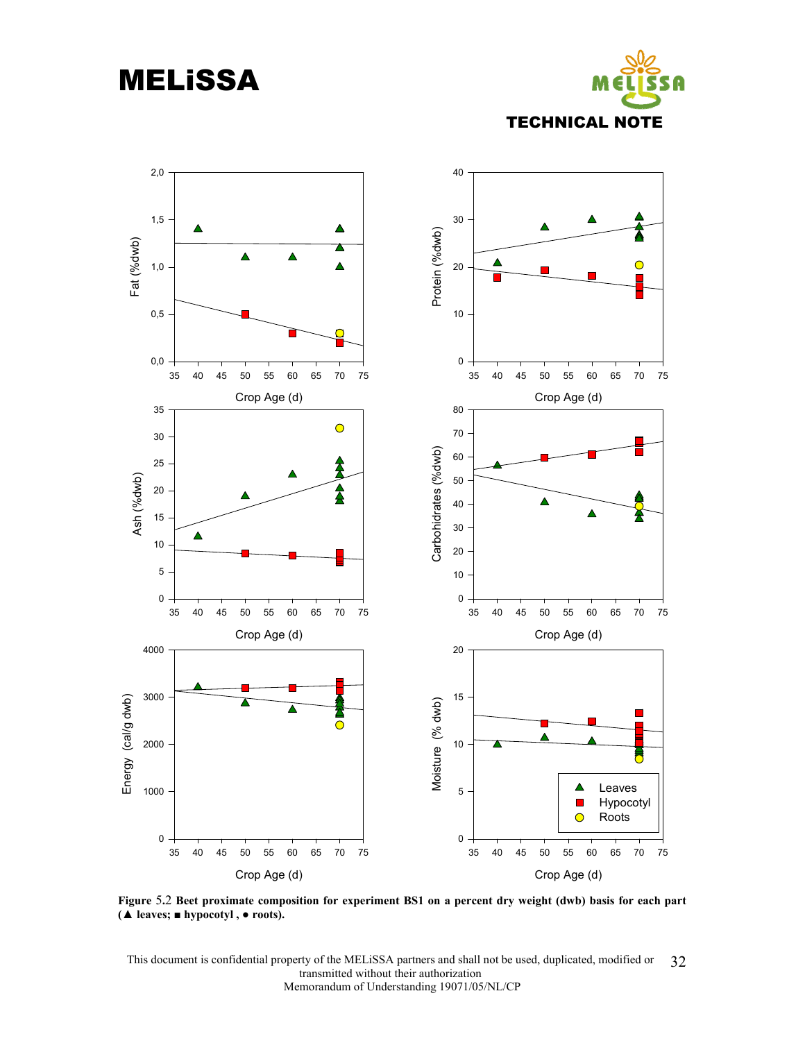**Figure 5.2 Beet proximate composition for experiment BS1 on a percent dry weight (dwb) basis for each part (▲ leaves; ■ hypocotyl , ● roots).**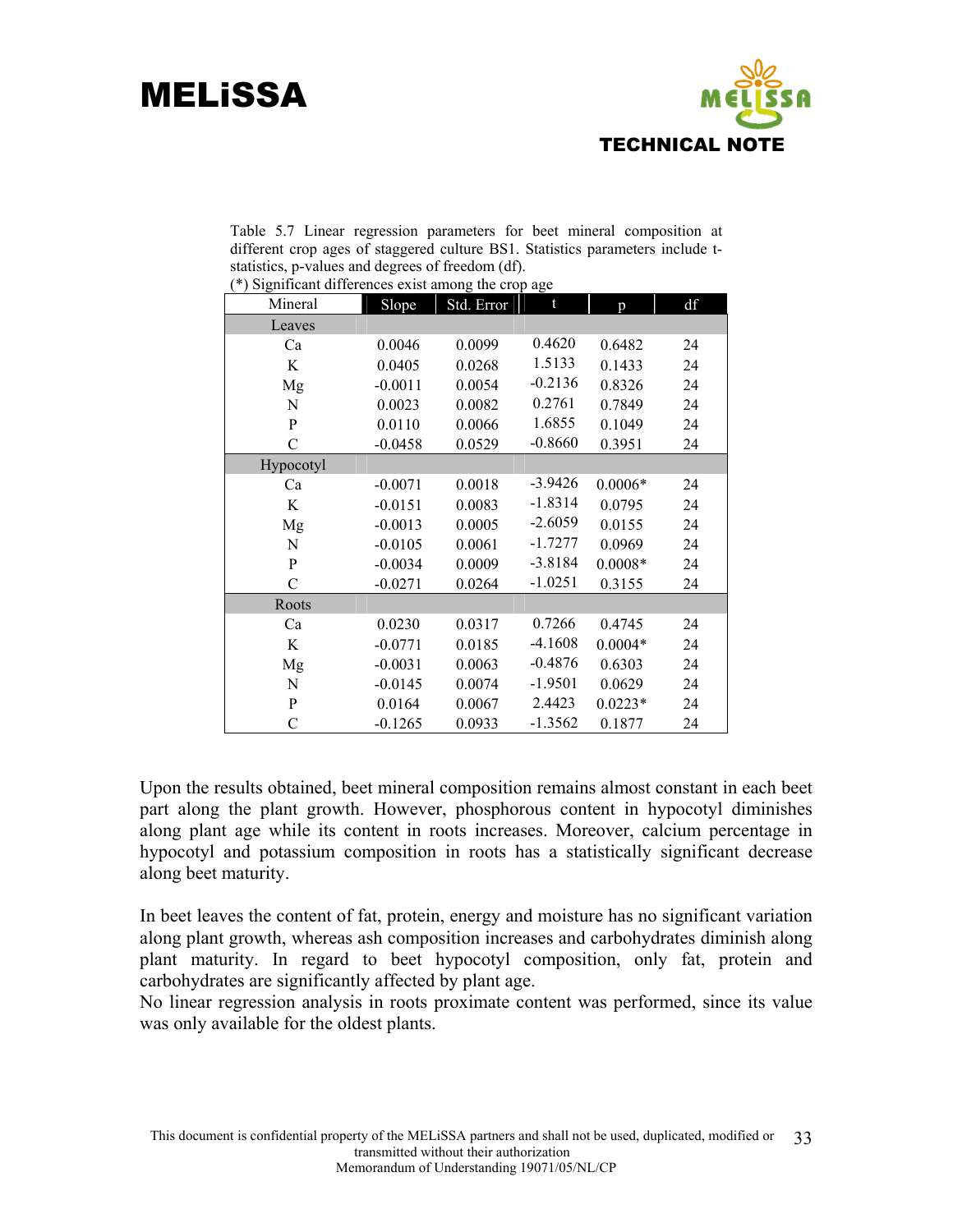Table 5.7 Linear regression parameters for beet mineral composition at different crop ages of staggered culture BS1. Statistics parameters include t-statistics, p-values and degrees of freedom (df).
(*) Significant differences exist among the crop age

| Mineral | Slope | Std. Error | t | p | df |
|---|---|---|---|---|---|
| **Leaves** | | | | | |
| Ca | 0.0046 | 0.0099 | 0.4620 | 0.6482 | 24 |
| K | 0.0405 | 0.0268 | 1.5133 | 0.1433 | 24 |
| Mg | -0.0011 | 0.0054 | -0.2136 | 0.8326 | 24 |
| N | 0.0023 | 0.0082 | 0.2761 | 0.7849 | 24 |
| P | 0.0110 | 0.0066 | 1.6855 | 0.1049 | 24 |
| C | -0.0458 | 0.0529 | -0.8660 | 0.3951 | 24 |
| **Hypocotyl** | | | | | |
| Ca | -0.0071 | 0.0018 | -3.9426 | 0.0006* | 24 |
| K | -0.0151 | 0.0083 | -1.8314 | 0.0795 | 24 |
| Mg | -0.0013 | 0.0005 | -2.6059 | 0.0155 | 24 |
| N | -0.0105 | 0.0061 | -1.7277 | 0.0969 | 24 |
| P | -0.0034 | 0.0009 | -3.8184 | 0.0008* | 24 |
| C | -0.0271 | 0.0264 | -1.0251 | 0.3155 | 24 |
| **Roots** | | | | | |
| Ca | 0.0230 | 0.0317 | 0.7266 | 0.4745 | 24 |
| K | -0.0771 | 0.0185 | -4.1608 | 0.0004* | 24 |
| Mg | -0.0031 | 0.0063 | -0.4876 | 0.6303 | 24 |
| N | -0.0145 | 0.0074 | -1.9501 | 0.0629 | 24 |
| P | 0.0164 | 0.0067 | 2.4423 | 0.0223* | 24 |
| C | -0.1265 | 0.0933 | -1.3562 | 0.1877 | 24 |

Upon the results obtained, beet mineral composition remains almost constant in each beet part along the plant growth. However, phosphorous content in hypocotyl diminishes along plant age while its content in roots increases. Moreover, calcium percentage in hypocotyl and potassium composition in roots has a statistically significant decrease along beet maturity.

In beet leaves the content of fat, protein, energy and moisture has no significant variation along plant growth, whereas ash composition increases and carbohydrates diminish along plant maturity. In regard to beet hypocotyl composition, only fat, protein and carbohydrates are significantly affected by plant age.
No linear regression analysis in roots proximate content was performed, since its value was only available for the oldest plants.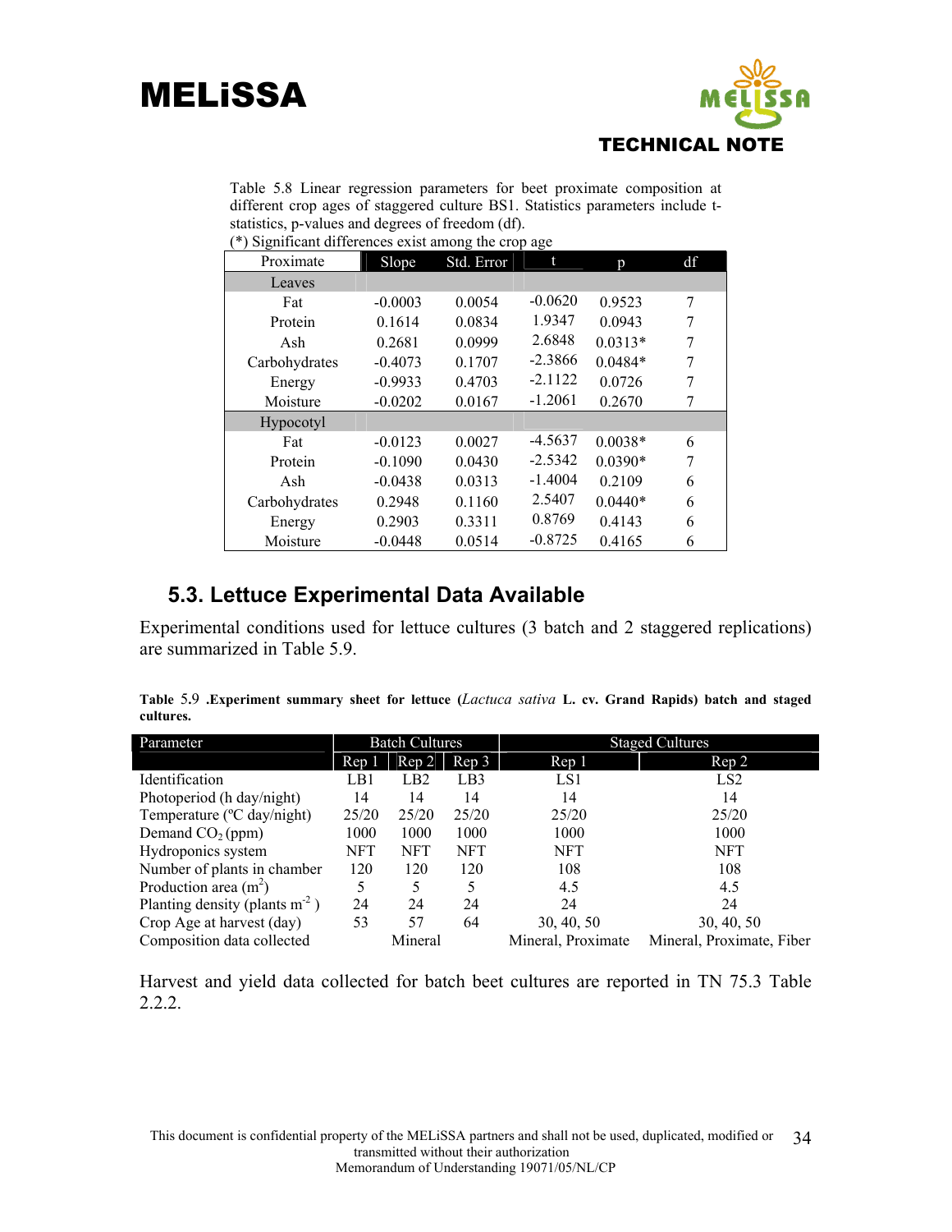Table 5.8 Linear regression parameters for beet proximate composition at different crop ages of staggered culture BS1. Statistics parameters include t-statistics, p-values and degrees of freedom (df).
(*) Significant differences exist among the crop age

| Proximate | Slope | Std. Error | t | p | df |
|---|---|---|---|---|---|
| Leaves | | | | | |
| Fat | -0.0003 | 0.0054 | -0.0620 | 0.9523 | 7 |
| Protein | 0.1614 | 0.0834 | 1.9347 | 0.0943 | 7 |
| Ash | 0.2681 | 0.0999 | 2.6848 | 0.0313* | 7 |
| Carbohydrates | -0.4073 | 0.1707 | -2.3866 | 0.0484* | 7 |
| Energy | -0.9933 | 0.4703 | -2.1122 | 0.0726 | 7 |
| Moisture | -0.0202 | 0.0167 | -1.2061 | 0.2670 | 7 |
| Hypocotyl | | | | | |
| Fat | -0.0123 | 0.0027 | -4.5637 | 0.0038* | 6 |
| Protein | -0.1090 | 0.0430 | -2.5342 | 0.0390* | 7 |
| Ash | -0.0438 | 0.0313 | -1.4004 | 0.2109 | 6 |
| Carbohydrates | 0.2948 | 0.1160 | 2.5407 | 0.0440* | 6 |
| Energy | 0.2903 | 0.3311 | 0.8769 | 0.4143 | 6 |
| Moisture | -0.0448 | 0.0514 | -0.8725 | 0.4165 | 6 |

## 5.3. Lettuce Experimental Data Available

Experimental conditions used for lettuce cultures (3 batch and 2 staggered replications) are summarized in Table 5.9.

**Table 5.9 .Experiment summary sheet for lettuce (*Lactuca sativa* L. cv. Grand Rapids) batch and staged cultures.**

| Parameter | Batch Cultures | | | Staged Cultures | |
|---|---|---|---|---|---|
| | Rep 1 | Rep 2 | Rep 3 | Rep 1 | Rep 2 |
| Identification | LB1 | LB2 | LB3 | LS1 | LS2 |
| Photoperiod (h day/night) | 14 | 14 | 14 | 14 | 14 |
| Temperature (ºC day/night) | 25/20 | 25/20 | 25/20 | 25/20 | 25/20 |
| Demand $CO_2$ (ppm) | 1000 | 1000 | 1000 | 1000 | 1000 |
| Hydroponics system | NFT | NFT | NFT | NFT | NFT |
| Number of plants in chamber | 120 | 120 | 120 | 108 | 108 |
| Production area ($m^2$) | 5 | 5 | 5 | 4.5 | 4.5 |
| Planting density (plants $m^{-2}$ ) | 24 | 24 | 24 | 24 | 24 |
| Crop Age at harvest (day) | 53 | 57 | 64 | 30, 40, 50 | 30, 40, 50 |
| Composition data collected | | Mineral | | Mineral, Proximate | Mineral, Proximate, Fiber |

Harvest and yield data collected for batch beet cultures are reported in TN 75.3 Table 2.2.2.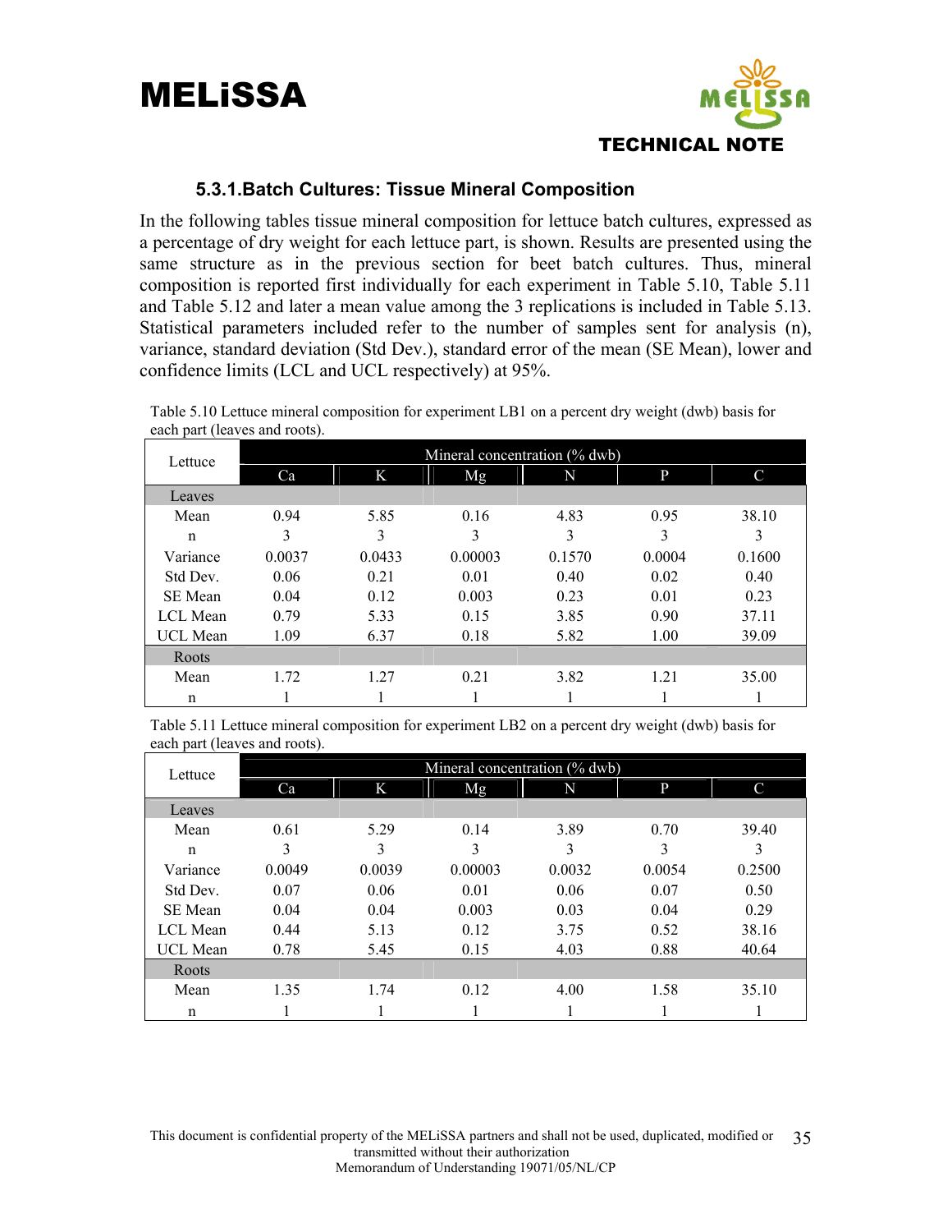### 5.3.1. Batch Cultures: Tissue Mineral Composition

In the following tables tissue mineral composition for lettuce batch cultures, expressed as a percentage of dry weight for each lettuce part, is shown. Results are presented using the same structure as in the previous section for beet batch cultures. Thus, mineral composition is reported first individually for each experiment in Table 5.10, Table 5.11 and Table 5.12 and later a mean value among the 3 replications is included in Table 5.13. Statistical parameters included refer to the number of samples sent for analysis (n), variance, standard deviation (Std Dev.), standard error of the mean (SE Mean), lower and confidence limits (LCL and UCL respectively) at 95%.

Table 5.10 Lettuce mineral composition for experiment LB1 on a percent dry weight (dwb) basis for each part (leaves and roots).

| Lettuce | Mineral concentration (% dwb) | | | | | |
|---|---|---|---|---|---|---|
| | Ca | K | Mg | N | P | C |
| **Leaves** | | | | | | |
| Mean | 0.94 | 5.85 | 0.16 | 4.83 | 0.95 | 38.10 |
| n | 3 | 3 | 3 | 3 | 3 | 3 |
| Variance | 0.0037 | 0.0433 | 0.00003 | 0.1570 | 0.0004 | 0.1600 |
| Std Dev. | 0.06 | 0.21 | 0.01 | 0.40 | 0.02 | 0.40 |
| SE Mean | 0.04 | 0.12 | 0.003 | 0.23 | 0.01 | 0.23 |
| LCL Mean | 0.79 | 5.33 | 0.15 | 3.85 | 0.90 | 37.11 |
| UCL Mean | 1.09 | 6.37 | 0.18 | 5.82 | 1.00 | 39.09 |
| **Roots** | | | | | | |
| Mean | 1.72 | 1.27 | 0.21 | 3.82 | 1.21 | 35.00 |
| n | 1 | 1 | 1 | 1 | 1 | 1 |

Table 5.11 Lettuce mineral composition for experiment LB2 on a percent dry weight (dwb) basis for each part (leaves and roots).

| Lettuce | Mineral concentration (% dwb) | | | | | |
|---|---|---|---|---|---|---|
| | Ca | K | Mg | N | P | C |
| **Leaves** | | | | | | |
| Mean | 0.61 | 5.29 | 0.14 | 3.89 | 0.70 | 39.40 |
| n | 3 | 3 | 3 | 3 | 3 | 3 |
| Variance | 0.0049 | 0.0039 | 0.00003 | 0.0032 | 0.0054 | 0.2500 |
| Std Dev. | 0.07 | 0.06 | 0.01 | 0.06 | 0.07 | 0.50 |
| SE Mean | 0.04 | 0.04 | 0.003 | 0.03 | 0.04 | 0.29 |
| LCL Mean | 0.44 | 5.13 | 0.12 | 3.75 | 0.52 | 38.16 |
| UCL Mean | 0.78 | 5.45 | 0.15 | 4.03 | 0.88 | 40.64 |
| **Roots** | | | | | | |
| Mean | 1.35 | 1.74 | 0.12 | 4.00 | 1.58 | 35.10 |
| n | 1 | 1 | 1 | 1 | 1 | 1 |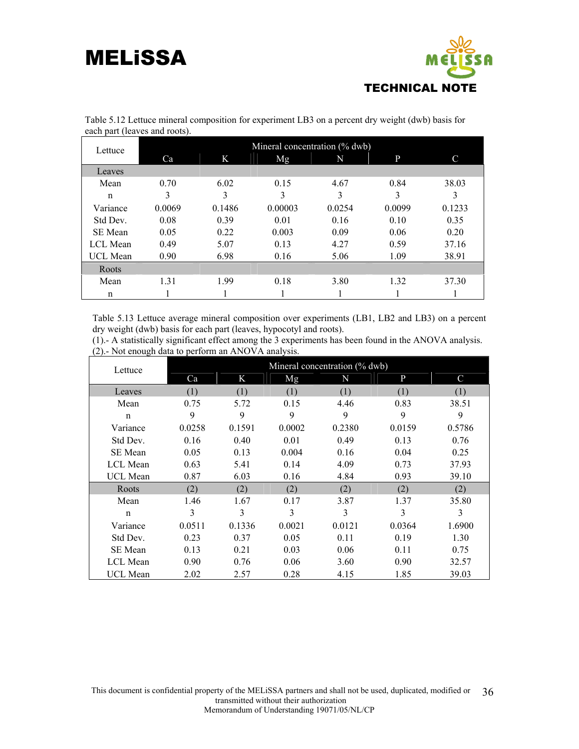Table 5.12 Lettuce mineral composition for experiment LB3 on a percent dry weight (dwb) basis for each part (leaves and roots).

| Lettuce | Mineral concentration (% dwb) | | | | | |
|---|---|---|---|---|---|---|
| | Ca | K | Mg | N | P | C |
| **Leaves** | | | | | | |
| Mean | 0.70 | 6.02 | 0.15 | 4.67 | 0.84 | 38.03 |
| n | 3 | 3 | 3 | 3 | 3 | 3 |
| Variance | 0.0069 | 0.1486 | 0.00003 | 0.0254 | 0.0099 | 0.1233 |
| Std Dev. | 0.08 | 0.39 | 0.01 | 0.16 | 0.10 | 0.35 |
| SE Mean | 0.05 | 0.22 | 0.003 | 0.09 | 0.06 | 0.20 |
| LCL Mean | 0.49 | 5.07 | 0.13 | 4.27 | 0.59 | 37.16 |
| UCL Mean | 0.90 | 6.98 | 0.16 | 5.06 | 1.09 | 38.91 |
| **Roots** | | | | | | |
| Mean | 1.31 | 1.99 | 0.18 | 3.80 | 1.32 | 37.30 |
| n | 1 | 1 | 1 | 1 | 1 | 1 |

Table 5.13 Lettuce average mineral composition over experiments (LB1, LB2 and LB3) on a percent dry weight (dwb) basis for each part (leaves, hypocotyl and roots).
(1).- A statistically significant effect among the 3 experiments has been found in the ANOVA analysis.
(2).- Not enough data to perform an ANOVA analysis.

| Lettuce | Mineral concentration (% dwb) | | | | | |
|---|---|---|---|---|---|---|
| | Ca | K | Mg | N | P | C |
| **Leaves** | (1) | (1) | (1) | (1) | (1) | (1) |
| Mean | 0.75 | 5.72 | 0.15 | 4.46 | 0.83 | 38.51 |
| n | 9 | 9 | 9 | 9 | 9 | 9 |
| Variance | 0.0258 | 0.1591 | 0.0002 | 0.2380 | 0.0159 | 0.5786 |
| Std Dev. | 0.16 | 0.40 | 0.01 | 0.49 | 0.13 | 0.76 |
| SE Mean | 0.05 | 0.13 | 0.004 | 0.16 | 0.04 | 0.25 |
| LCL Mean | 0.63 | 5.41 | 0.14 | 4.09 | 0.73 | 37.93 |
| UCL Mean | 0.87 | 6.03 | 0.16 | 4.84 | 0.93 | 39.10 |
| **Roots** | (2) | (2) | (2) | (2) | (2) | (2) |
| Mean | 1.46 | 1.67 | 0.17 | 3.87 | 1.37 | 35.80 |
| n | 3 | 3 | 3 | 3 | 3 | 3 |
| Variance | 0.0511 | 0.1336 | 0.0021 | 0.0121 | 0.0364 | 1.6900 |
| Std Dev. | 0.23 | 0.37 | 0.05 | 0.11 | 0.19 | 1.30 |
| SE Mean | 0.13 | 0.21 | 0.03 | 0.06 | 0.11 | 0.75 |
| LCL Mean | 0.90 | 0.76 | 0.06 | 3.60 | 0.90 | 32.57 |
| UCL Mean | 2.02 | 2.57 | 0.28 | 4.15 | 1.85 | 39.03 |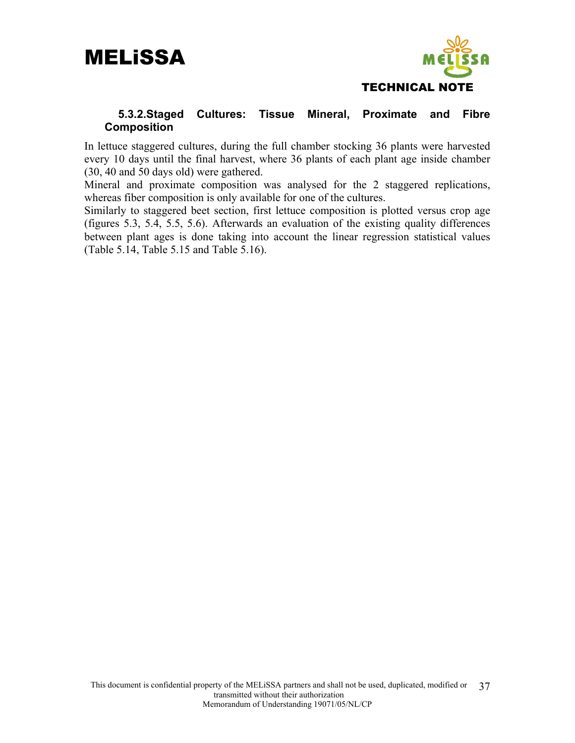### 5.3.2. Staged Cultures: Tissue Mineral, Proximate and Fibre Composition

In lettuce staggered cultures, during the full chamber stocking 36 plants were harvested every 10 days until the final harvest, where 36 plants of each plant age inside chamber (30, 40 and 50 days old) were gathered.

Mineral and proximate composition was analysed for the 2 staggered replications, whereas fiber composition is only available for one of the cultures.

Similarly to staggered beet section, first lettuce composition is plotted versus crop age (figures 5.3, 5.4, 5.5, 5.6). Afterwards an evaluation of the existing quality differences between plant ages is done taking into account the linear regression statistical values (Table 5.14, Table 5.15 and Table 5.16).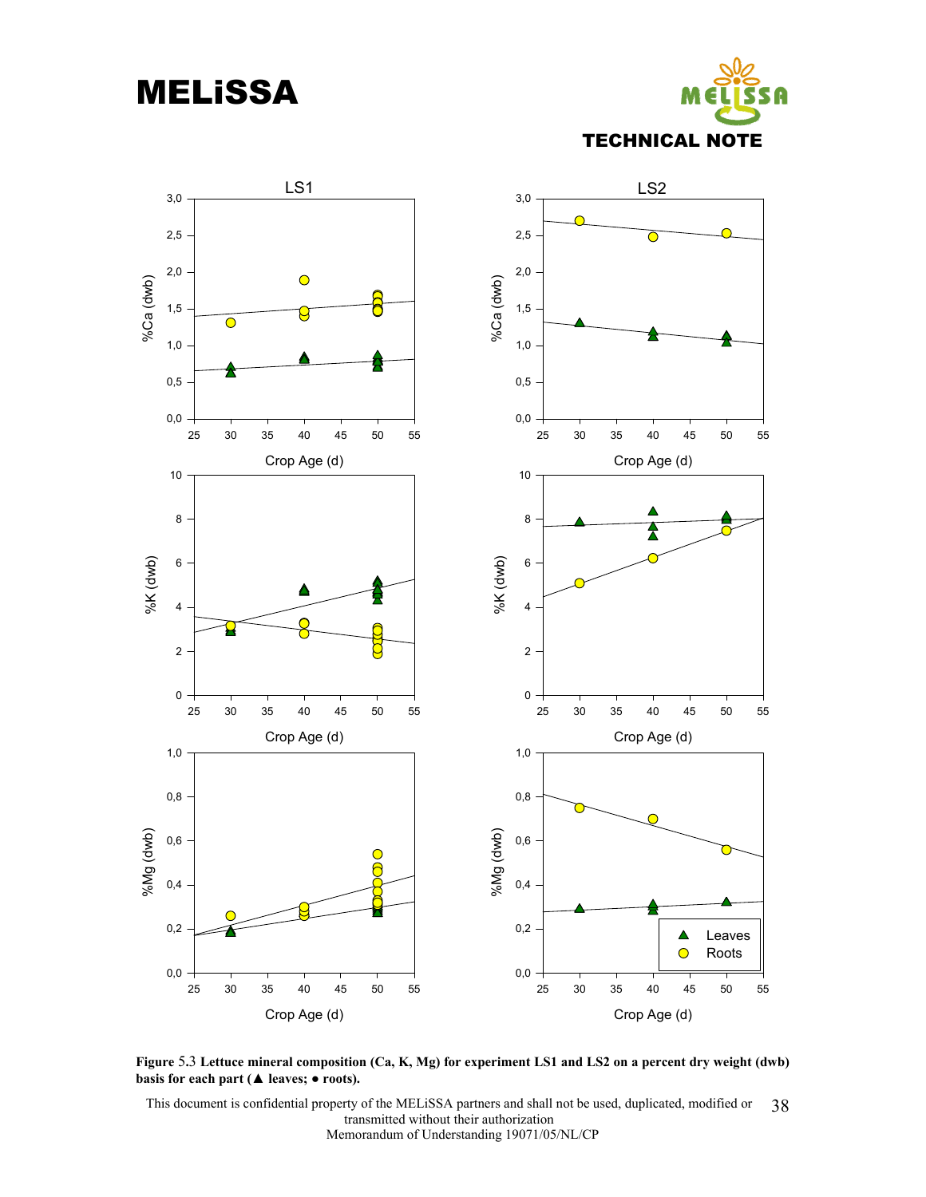Figure 5.3 **Lettuce mineral composition (Ca, K, Mg) for experiment LS1 and LS2 on a percent dry weight (dwb) basis for each part (▲ leaves; ● roots).**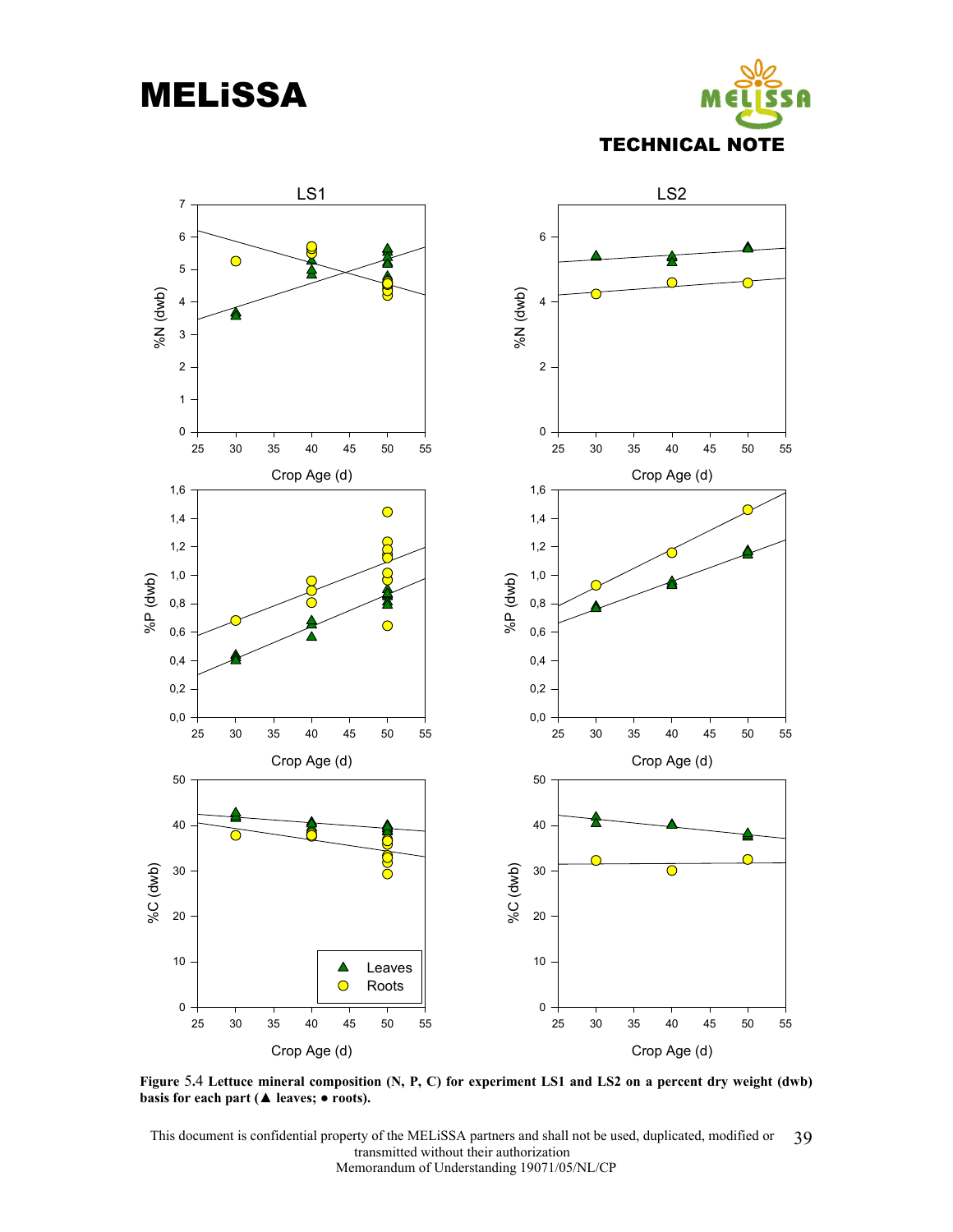**Figure 5.4 Lettuce mineral composition (N, P, C) for experiment LS1 and LS2 on a percent dry weight (dwb) basis for each part (▲ leaves; ● roots).**

This document is confidential property of the MELiSSA partners and shall not be used, duplicated, modified or transmitted without their authorization
Memorandum of Understanding 19071/05/NL/CP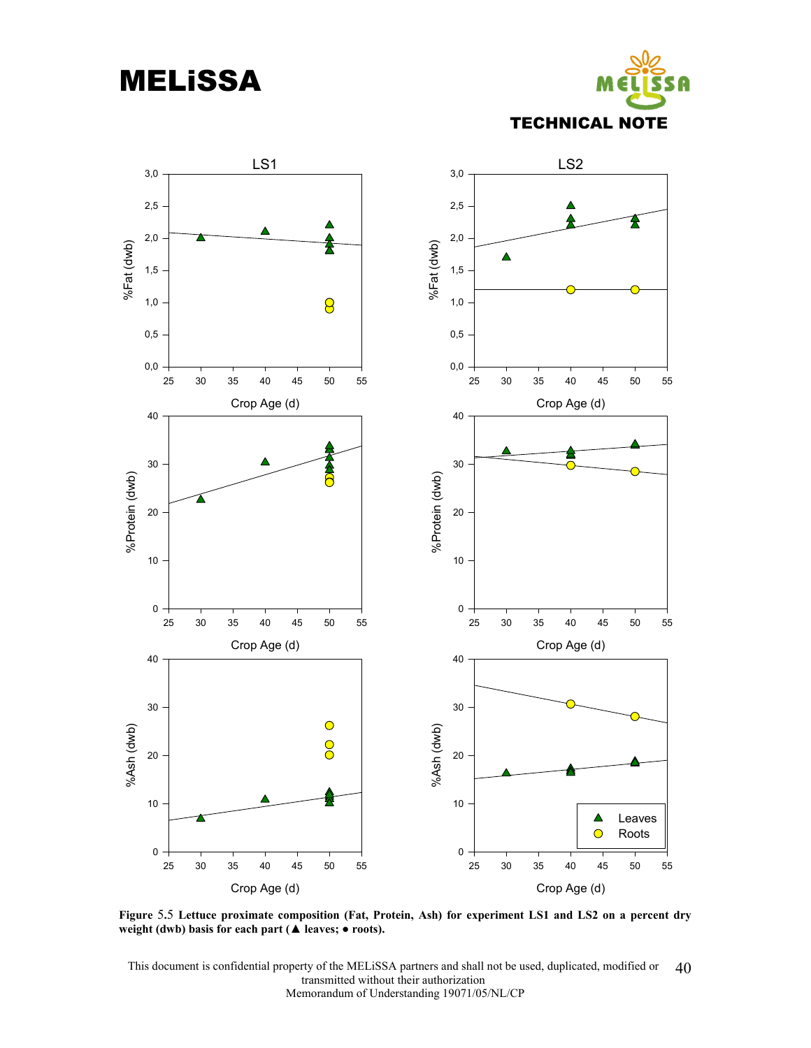**Figure 5.5 Lettuce proximate composition (Fat, Protein, Ash) for experiment LS1 and LS2 on a percent dry weight (dwb) basis for each part (▲ leaves; ● roots).**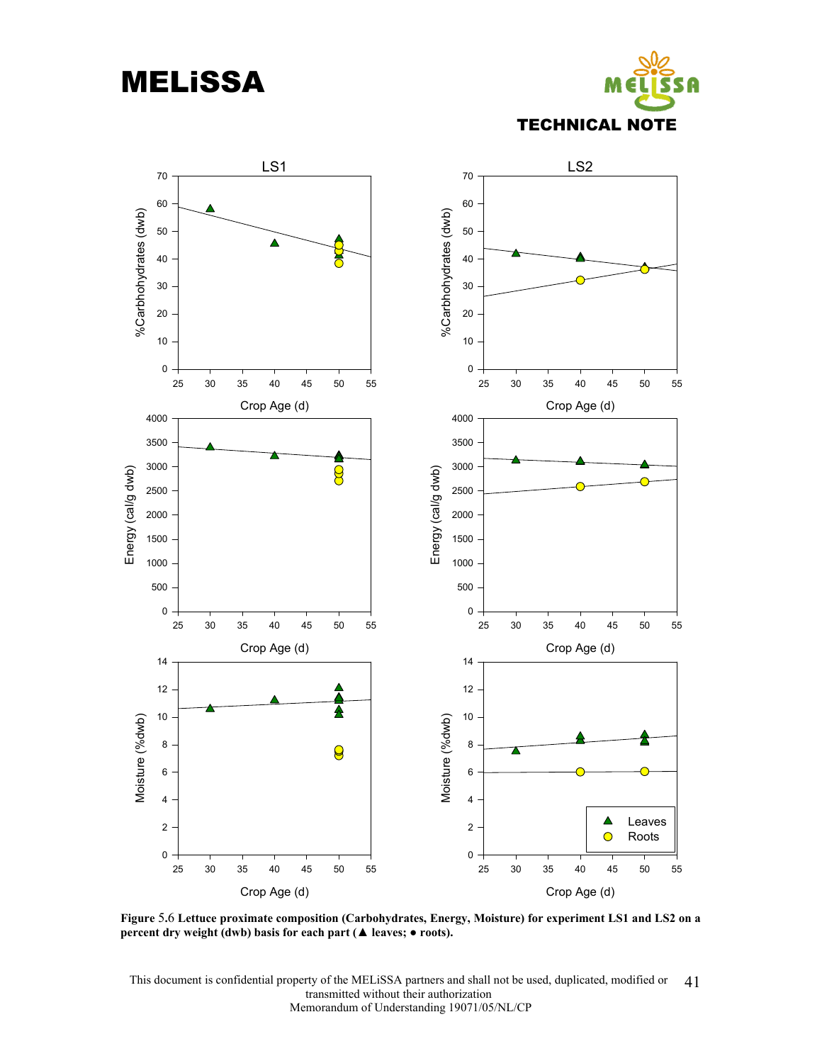**Figure 5.6 Lettuce proximate composition (Carbohydrates, Energy, Moisture) for experiment LS1 and LS2 on a percent dry weight (dwb) basis for each part (▲ leaves; ● roots).**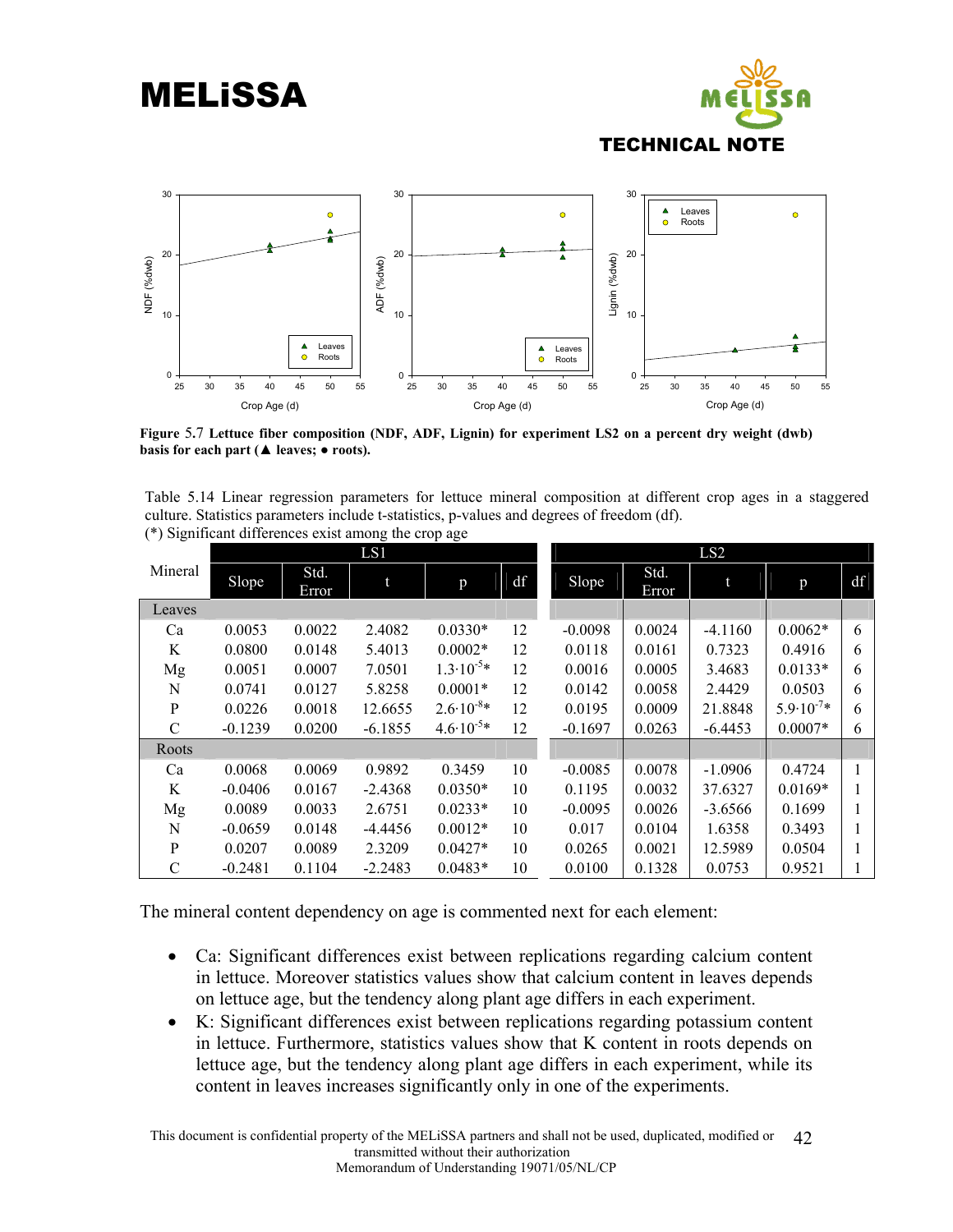**Figure 5.7 Lettuce fiber composition (NDF, ADF, Lignin) for experiment LS2 on a percent dry weight (dwb) basis for each part (▲ leaves; ● roots).**

Table 5.14 Linear regression parameters for lettuce mineral composition at different crop ages in a staggered culture. Statistics parameters include t-statistics, p-values and degrees of freedom (df).
(*) Significant differences exist among the crop age

| Mineral | LS1 | | | | | LS2 | | | | |
|---|---|---|---|---|---|---|---|---|---|---|
| | Slope | Std. Error | t | p | df | Slope | Std. Error | t | p | df |
| **Leaves** | | | | | | | | | | |
| Ca | 0.0053 | 0.0022 | 2.4082 | 0.0330* | 12 | -0.0098 | 0.0024 | -4.1160 | 0.0062* | 6 |
| K | 0.0800 | 0.0148 | 5.4013 | 0.0002* | 12 | 0.0118 | 0.0161 | 0.7323 | 0.4916 | 6 |
| Mg | 0.0051 | 0.0007 | 7.0501 | $1.3 \cdot 10^{-5}$* | 12 | 0.0016 | 0.0005 | 3.4683 | 0.0133* | 6 |
| N | 0.0741 | 0.0127 | 5.8258 | 0.0001* | 12 | 0.0142 | 0.0058 | 2.4429 | 0.0503 | 6 |
| P | 0.0226 | 0.0018 | 12.6655 | $2.6 \cdot 10^{-8}$* | 12 | 0.0195 | 0.0009 | 21.8848 | $5.9 \cdot 10^{-7}$* | 6 |
| C | -0.1239 | 0.0200 | -6.1855 | $4.6 \cdot 10^{-5}$* | 12 | -0.1697 | 0.0263 | -6.4453 | 0.0007* | 6 |
| **Roots** | | | | | | | | | | |
| Ca | 0.0068 | 0.0069 | 0.9892 | 0.3459 | 10 | -0.0085 | 0.0078 | -1.0906 | 0.4724 | 1 |
| K | -0.0406 | 0.0167 | -2.4368 | 0.0350* | 10 | 0.1195 | 0.0032 | 37.6327 | 0.0169* | 1 |
| Mg | 0.0089 | 0.0033 | 2.6751 | 0.0233* | 10 | -0.0095 | 0.0026 | -3.6566 | 0.1699 | 1 |
| N | -0.0659 | 0.0148 | -4.4456 | 0.0012* | 10 | 0.017 | 0.0104 | 1.6358 | 0.3493 | 1 |
| P | 0.0207 | 0.0089 | 2.3209 | 0.0427* | 10 | 0.0265 | 0.0021 | 12.5989 | 0.0504 | 1 |
| C | -0.2481 | 0.1104 | -2.2483 | 0.0483* | 10 | 0.0100 | 0.1328 | 0.0753 | 0.9521 | 1 |

The mineral content dependency on age is commented next for each element:

- Ca: Significant differences exist between replications regarding calcium content in lettuce. Moreover statistics values show that calcium content in leaves depends on lettuce age, but the tendency along plant age differs in each experiment.
- K: Significant differences exist between replications regarding potassium content in lettuce. Furthermore, statistics values show that K content in roots depends on lettuce age, but the tendency along plant age differs in each experiment, while its content in leaves increases significantly only in one of the experiments.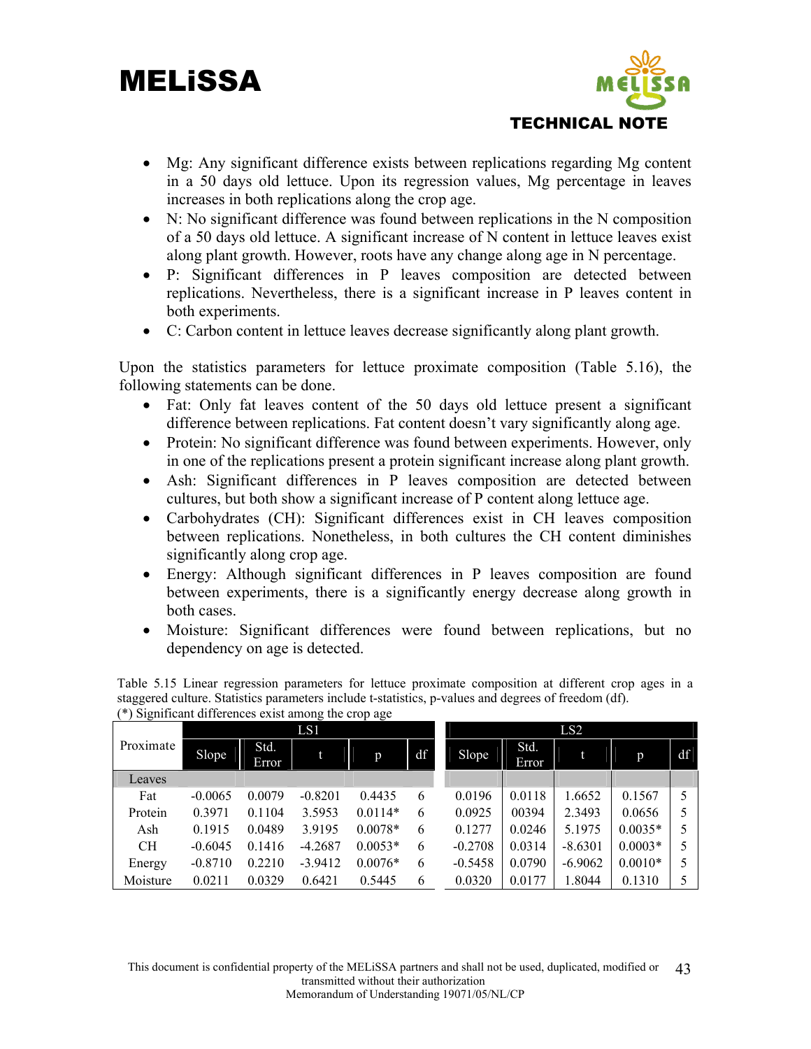- Mg: Any significant difference exists between replications regarding Mg content in a 50 days old lettuce. Upon its regression values, Mg percentage in leaves increases in both replications along the crop age.
- N: No significant difference was found between replications in the N composition of a 50 days old lettuce. A significant increase of N content in lettuce leaves exist along plant growth. However, roots have any change along age in N percentage.
- P: Significant differences in P leaves composition are detected between replications. Nevertheless, there is a significant increase in P leaves content in both experiments.
- C: Carbon content in lettuce leaves decrease significantly along plant growth.

Upon the statistics parameters for lettuce proximate composition (Table 5.16), the following statements can be done.

- Fat: Only fat leaves content of the 50 days old lettuce present a significant difference between replications. Fat content doesn't vary significantly along age.
- Protein: No significant difference was found between experiments. However, only in one of the replications present a protein significant increase along plant growth.
- Ash: Significant differences in P leaves composition are detected between cultures, but both show a significant increase of P content along lettuce age.
- Carbohydrates (CH): Significant differences exist in CH leaves composition between replications. Nonetheless, in both cultures the CH content diminishes significantly along crop age.
- Energy: Although significant differences in P leaves composition are found between experiments, there is a significantly energy decrease along growth in both cases.
- Moisture: Significant differences were found between replications, but no dependency on age is detected.

Table 5.15 Linear regression parameters for lettuce proximate composition at different crop ages in a staggered culture. Statistics parameters include t-statistics, p-values and degrees of freedom (df). (*) Significant differences exist among the crop age

| Proximate | LS1 | | | | | LS2 | | | | |
|---|---|---|---|---|---|---|---|---|---|---|
| | Slope | Std. Error | t | p | df | Slope | Std. Error | t | p | df |
| Leaves | | | | | | | | | | |
| Fat | -0.0065 | 0.0079 | -0.8201 | 0.4435 | 6 | 0.0196 | 0.0118 | 1.6652 | 0.1567 | 5 |
| Protein | 0.3971 | 0.1104 | 3.5953 | 0.0114* | 6 | 0.0925 | 00394 | 2.3493 | 0.0656 | 5 |
| Ash | 0.1915 | 0.0489 | 3.9195 | 0.0078* | 6 | 0.1277 | 0.0246 | 5.1975 | 0.0035* | 5 |
| CH | -0.6045 | 0.1416 | -4.2687 | 0.0053* | 6 | -0.2708 | 0.0314 | -8.6301 | 0.0003* | 5 |
| Energy | -0.8710 | 0.2210 | -3.9412 | 0.0076* | 6 | -0.5458 | 0.0790 | -6.9062 | 0.0010* | 5 |
| Moisture | 0.0211 | 0.0329 | 0.6421 | 0.5445 | 6 | 0.0320 | 0.0177 | 1.8044 | 0.1310 | 5 |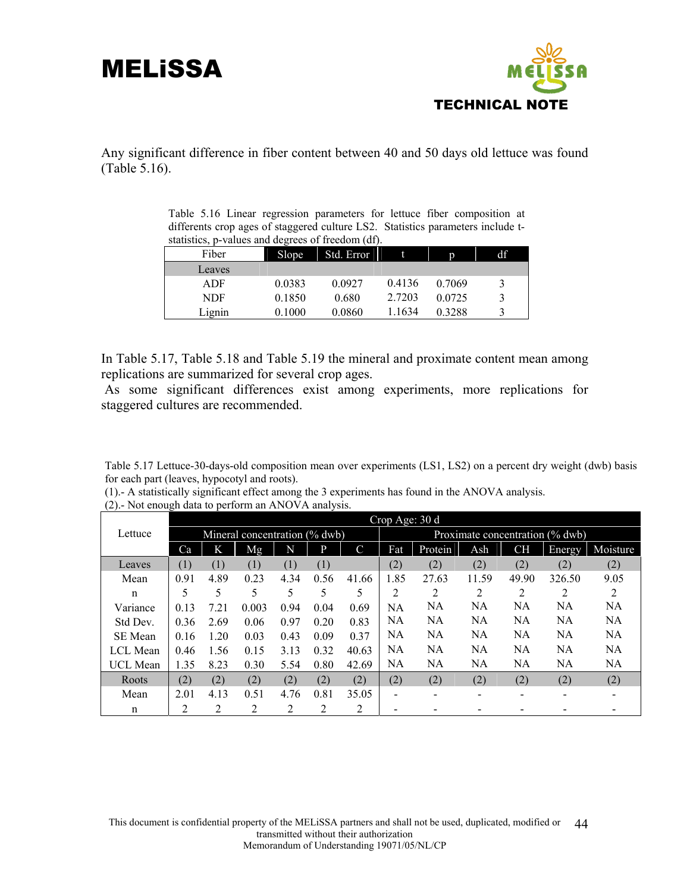Any significant difference in fiber content between 40 and 50 days old lettuce was found (Table 5.16).

Table 5.16 Linear regression parameters for lettuce fiber composition at differents crop ages of staggered culture LS2. Statistics parameters include t-statistics, p-values and degrees of freedom (df).

| Fiber | Slope | Std. Error | t | p | df |
|---|---|---|---|---|---|
| Leaves | | | | | |
| ADF | 0.0383 | 0.0927 | 0.4136 | 0.7069 | 3 |
| NDF | 0.1850 | 0.680 | 2.7203 | 0.0725 | 3 |
| Lignin | 0.1000 | 0.0860 | 1.1634 | 0.3288 | 3 |

In Table 5.17, Table 5.18 and Table 5.19 the mineral and proximate content mean among replications are summarized for several crop ages.
As some significant differences exist among experiments, more replications for staggered cultures are recommended.

Table 5.17 Lettuce-30-days-old composition mean over experiments (LS1, LS2) on a percent dry weight (dwb) basis for each part (leaves, hypocotyl and roots).
(1).- A statistically significant effect among the 3 experiments has found in the ANOVA analysis.
(2).- Not enough data to perform an ANOVA analysis.

| Lettuce | Crop Age: 30 d | | | | | | | | | | | |
|---|---|---|---|---|---|---|---|---|---|---|---|---|
| | Mineral concentration (% dwb) | | | | | | Proximate concentration (% dwb) | | | | | |
| | Ca | K | Mg | N | P | C | Fat | Protein | Ash | CH | Energy | Moisture |
| Leaves | (1) | (1) | (1) | (1) | (1) | | (2) | (2) | (2) | (2) | (2) | (2) |
| Mean | 0.91 | 4.89 | 0.23 | 4.34 | 0.56 | 41.66 | 1.85 | 27.63 | 11.59 | 49.90 | 326.50 | 9.05 |
| n | 5 | 5 | 5 | 5 | 5 | 5 | 2 | 2 | 2 | 2 | 2 | 2 |
| Variance | 0.13 | 7.21 | 0.003 | 0.94 | 0.04 | 0.69 | NA | NA | NA | NA | NA | NA |
| Std Dev. | 0.36 | 2.69 | 0.06 | 0.97 | 0.20 | 0.83 | NA | NA | NA | NA | NA | NA |
| SE Mean | 0.16 | 1.20 | 0.03 | 0.43 | 0.09 | 0.37 | NA | NA | NA | NA | NA | NA |
| LCL Mean | 0.46 | 1.56 | 0.15 | 3.13 | 0.32 | 40.63 | NA | NA | NA | NA | NA | NA |
| UCL Mean | 1.35 | 8.23 | 0.30 | 5.54 | 0.80 | 42.69 | NA | NA | NA | NA | NA | NA |
| Roots | (2) | (2) | (2) | (2) | (2) | (2) | (2) | (2) | (2) | (2) | (2) | (2) |
| Mean | 2.01 | 4.13 | 0.51 | 4.76 | 0.81 | 35.05 | - | - | - | - | - | - |
| n | 2 | 2 | 2 | 2 | 2 | 2 | - | - | - | - | - | - |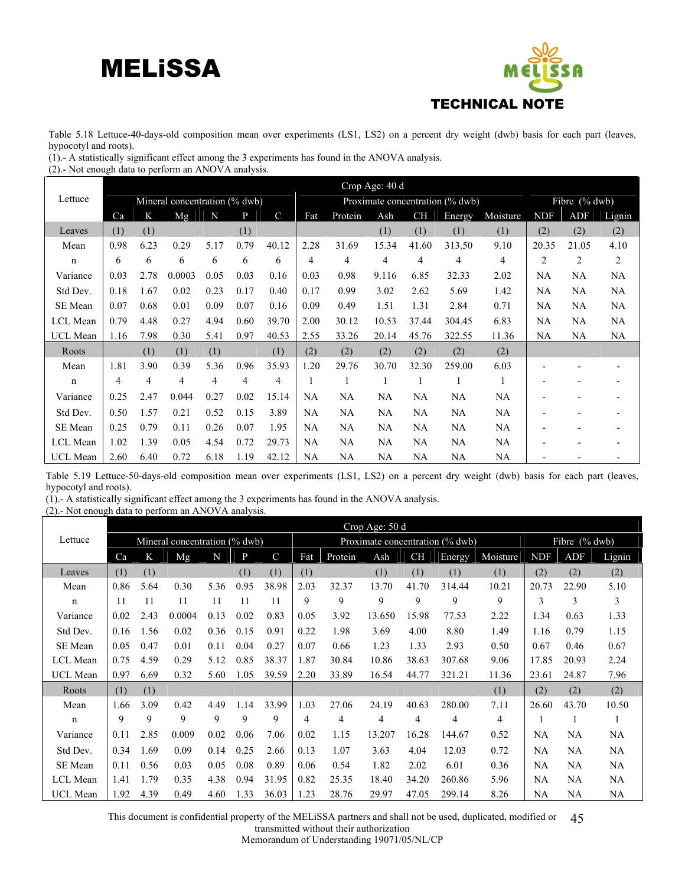Table 5.18 Lettuce-40-days-old composition mean over experiments (LS1, LS2) on a percent dry weight (dwb) basis for each part (leaves, hypocotyl and roots).
(1).- A statistically significant effect among the 3 experiments has found in the ANOVA analysis.
(2).- Not enough data to perform an ANOVA analysis.

| Lettuce | Crop Age: 40 d | | | | | | | | | | | | | | |
|---|---|---|---|---|---|---|---|---|---|---|---|---|---|---|---|
| | Mineral concentration (% dwb) | | | | | | Proximate concentration (% dwb) | | | | | | Fibre (% dwb) | | |
| | Ca | K | Mg | N | P | C | Fat | Protein | Ash | CH | Energy | Moisture | NDF | ADF | Lignin |
| Leaves | (1) | (1) | | | (1) | | | | (1) | (1) | (1) | (1) | (2) | (2) | (2) |
| Mean | 0.98 | 6.23 | 0.29 | 5.17 | 0.79 | 40.12 | 2.28 | 31.69 | 15.34 | 41.60 | 313.50 | 9.10 | 20.35 | 21.05 | 4.10 |
| n | 6 | 6 | 6 | 6 | 6 | 6 | 4 | 4 | 4 | 4 | 4 | 4 | 2 | 2 | 2 |
| Variance | 0.03 | 2.78 | 0.0003 | 0.05 | 0.03 | 0.16 | 0.03 | 0.98 | 9.116 | 6.85 | 32.33 | 2.02 | NA | NA | NA |
| Std Dev. | 0.18 | 1.67 | 0.02 | 0.23 | 0.17 | 0.40 | 0.17 | 0.99 | 3.02 | 2.62 | 5.69 | 1.42 | NA | NA | NA |
| SE Mean | 0.07 | 0.68 | 0.01 | 0.09 | 0.07 | 0.16 | 0.09 | 0.49 | 1.51 | 1.31 | 2.84 | 0.71 | NA | NA | NA |
| LCL Mean | 0.79 | 4.48 | 0.27 | 4.94 | 0.60 | 39.70 | 2.00 | 30.12 | 10.53 | 37.44 | 304.45 | 6.83 | NA | NA | NA |
| UCL Mean | 1.16 | 7.98 | 0.30 | 5.41 | 0.97 | 40.53 | 2.55 | 33.26 | 20.14 | 45.76 | 322.55 | 11.36 | NA | NA | NA |
| Roots | | (1) | (1) | (1) | | (1) | (2) | (2) | (2) | (2) | (2) | (2) | | | |
| Mean | 1.81 | 3.90 | 0.39 | 5.36 | 0.96 | 35.93 | 1.20 | 29.76 | 30.70 | 32.30 | 259.00 | 6.03 | - | - | - |
| n | 4 | 4 | 4 | 4 | 4 | 4 | 1 | 1 | 1 | 1 | 1 | 1 | - | - | - |
| Variance | 0.25 | 2.47 | 0.044 | 0.27 | 0.02 | 15.14 | NA | NA | NA | NA | NA | NA | - | - | - |
| Std Dev. | 0.50 | 1.57 | 0.21 | 0.52 | 0.15 | 3.89 | NA | NA | NA | NA | NA | NA | - | - | - |
| SE Mean | 0.25 | 0.79 | 0.11 | 0.26 | 0.07 | 1.95 | NA | NA | NA | NA | NA | NA | - | - | - |
| LCL Mean | 1.02 | 1.39 | 0.05 | 4.54 | 0.72 | 29.73 | NA | NA | NA | NA | NA | NA | - | - | - |
| UCL Mean | 2.60 | 6.40 | 0.72 | 6.18 | 1.19 | 42.12 | NA | NA | NA | NA | NA | NA | - | - | - |

Table 5.19 Lettuce-50-days-old composition mean over experiments (LS1, LS2) on a percent dry weight (dwb) basis for each part (leaves, hypocotyl and roots).
(1).- A statistically significant effect among the 3 experiments has found in the ANOVA analysis.
(2).- Not enough data to perform an ANOVA analysis.

| Lettuce | Crop Age: 50 d | | | | | | | | | | | | | | |
|---|---|---|---|---|---|---|---|---|---|---|---|---|---|---|---|
| | Mineral concentration (% dwb) | | | | | | Proximate concentration (% dwb) | | | | | | Fibre (% dwb) | | |
| | Ca | K | Mg | N | P | C | Fat | Protein | Ash | CH | Energy | Moisture | NDF | ADF | Lignin |
| Leaves | (1) | (1) | | | (1) | (1) | (1) | | (1) | (1) | (1) | (1) | (2) | (2) | (2) |
| Mean | 0.86 | 5.64 | 0.30 | 5.36 | 0.95 | 38.98 | 2.03 | 32.37 | 13.70 | 41.70 | 314.44 | 10.21 | 20.73 | 22.90 | 5.10 |
| n | 11 | 11 | 11 | 11 | 11 | 11 | 9 | 9 | 9 | 9 | 9 | 9 | 3 | 3 | 3 |
| Variance | 0.02 | 2.43 | 0.0004 | 0.13 | 0.02 | 0.83 | 0.05 | 3.92 | 13.650 | 15.98 | 77.53 | 2.22 | 1.34 | 0.63 | 1.33 |
| Std Dev. | 0.16 | 1.56 | 0.02 | 0.36 | 0.15 | 0.91 | 0.22 | 1.98 | 3.69 | 4.00 | 8.80 | 1.49 | 1.16 | 0.79 | 1.15 |
| SE Mean | 0.05 | 0.47 | 0.01 | 0.11 | 0.04 | 0.27 | 0.07 | 0.66 | 1.23 | 1.33 | 2.93 | 0.50 | 0.67 | 0.46 | 0.67 |
| LCL Mean | 0.75 | 4.59 | 0.29 | 5.12 | 0.85 | 38.37 | 1.87 | 30.84 | 10.86 | 38.63 | 307.68 | 9.06 | 17.85 | 20.93 | 2.24 |
| UCL Mean | 0.97 | 6.69 | 0.32 | 5.60 | 1.05 | 39.59 | 2.20 | 33.89 | 16.54 | 44.77 | 321.21 | 11.36 | 23.61 | 24.87 | 7.96 |
| Roots | (1) | (1) | | | | | | | | | | (1) | (2) | (2) | (2) |
| Mean | 1.66 | 3.09 | 0.42 | 4.49 | 1.14 | 33.99 | 1.03 | 27.06 | 24.19 | 40.63 | 280.00 | 7.11 | 26.60 | 43.70 | 10.50 |
| n | 9 | 9 | 9 | 9 | 9 | 9 | 4 | 4 | 4 | 4 | 4 | 4 | 1 | 1 | 1 |
| Variance | 0.11 | 2.85 | 0.009 | 0.02 | 0.06 | 7.06 | 0.02 | 1.15 | 13.207 | 16.28 | 144.67 | 0.52 | NA | NA | NA |
| Std Dev. | 0.34 | 1.69 | 0.09 | 0.14 | 0.25 | 2.66 | 0.13 | 1.07 | 3.63 | 4.04 | 12.03 | 0.72 | NA | NA | NA |
| SE Mean | 0.11 | 0.56 | 0.03 | 0.05 | 0.08 | 0.89 | 0.06 | 0.54 | 1.82 | 2.02 | 6.01 | 0.36 | NA | NA | NA |
| LCL Mean | 1.41 | 1.79 | 0.35 | 4.38 | 0.94 | 31.95 | 0.82 | 25.35 | 18.40 | 34.20 | 260.86 | 5.96 | NA | NA | NA |
| UCL Mean | 1.92 | 4.39 | 0.49 | 4.60 | 1.33 | 36.03 | 1.23 | 28.76 | 29.97 | 47.05 | 299.14 | 8.26 | NA | NA | NA |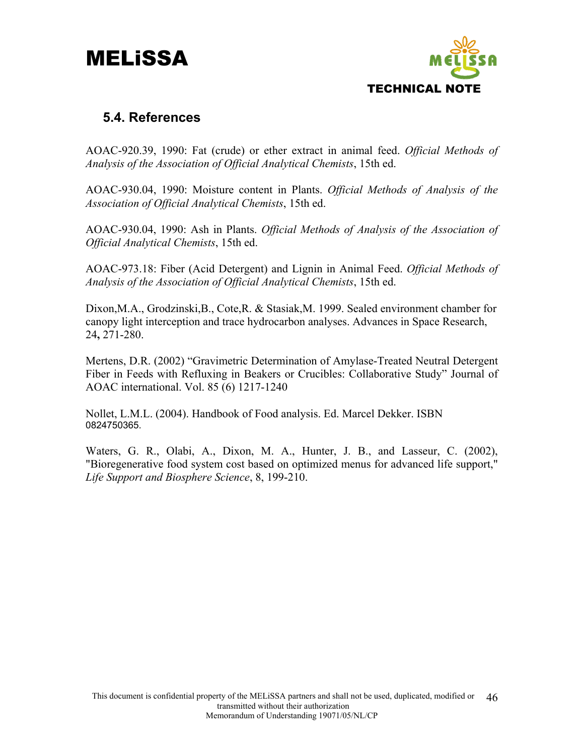## 5.4. References

AOAC-920.39, 1990: Fat (crude) or ether extract in animal feed. *Official Methods of Analysis of the Association of Official Analytical Chemists*, 15th ed.

AOAC-930.04, 1990: Moisture content in Plants. *Official Methods of Analysis of the Association of Official Analytical Chemists*, 15th ed.

AOAC-930.04, 1990: Ash in Plants. *Official Methods of Analysis of the Association of Official Analytical Chemists*, 15th ed.

AOAC-973.18: Fiber (Acid Detergent) and Lignin in Animal Feed. *Official Methods of Analysis of the Association of Official Analytical Chemists*, 15th ed.

Dixon,M.A., Grodzinski,B., Cote,R. & Stasiak,M. 1999. Sealed environment chamber for canopy light interception and trace hydrocarbon analyses. Advances in Space Research, 24**,** 271-280.

Mertens, D.R. (2002) "Gravimetric Determination of Amylase-Treated Neutral Detergent Fiber in Feeds with Refluxing in Beakers or Crucibles: Collaborative Study" Journal of AOAC international. Vol. 85 (6) 1217-1240

Nollet, L.M.L. (2004). Handbook of Food analysis. Ed. Marcel Dekker. ISBN 0824750365.

Waters, G. R., Olabi, A., Dixon, M. A., Hunter, J. B., and Lasseur, C. (2002), "Bioregenerative food system cost based on optimized menus for advanced life support," *Life Support and Biosphere Science*, 8, 199-210.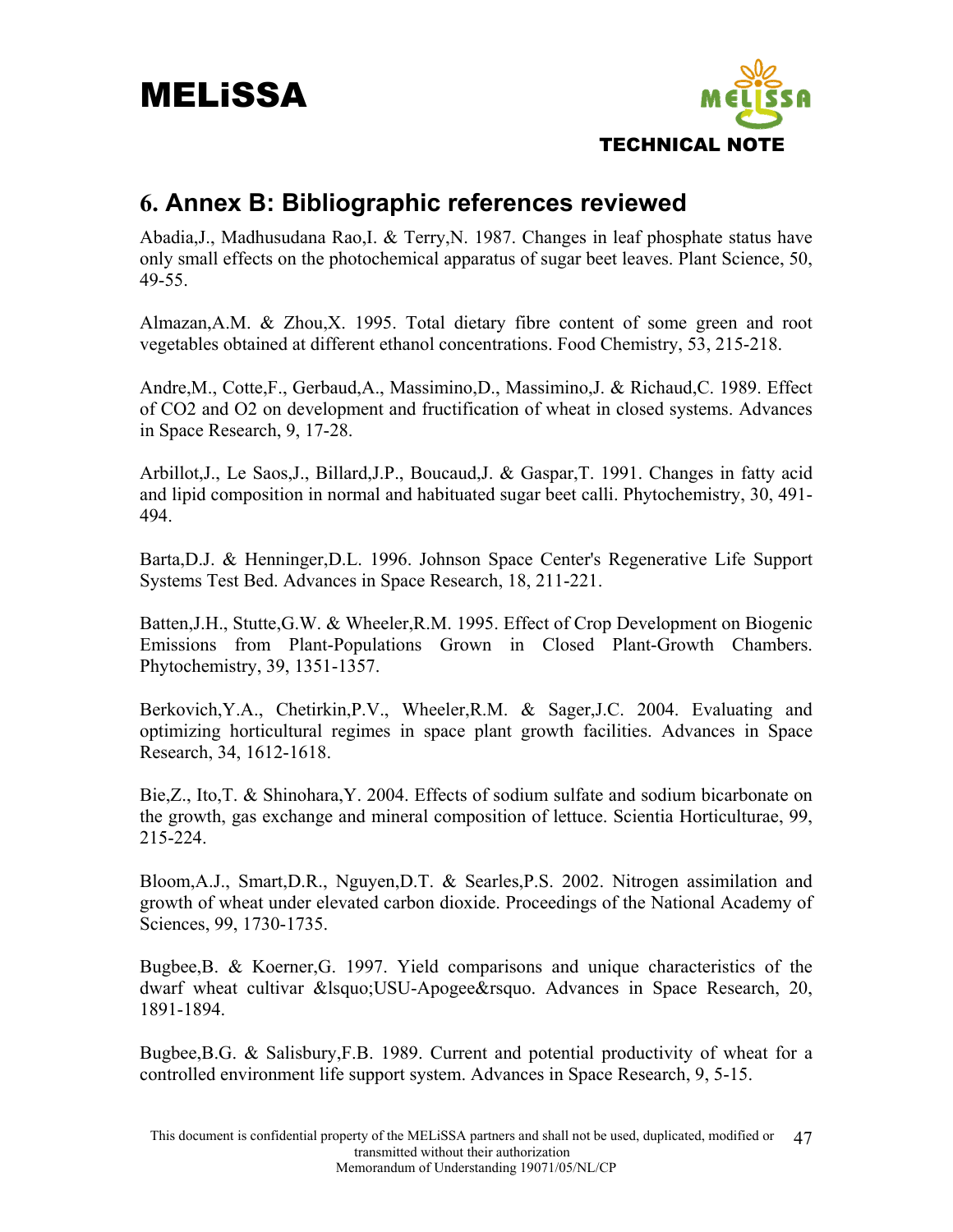## 6. Annex B: Bibliographic references reviewed

Abadia,J., Madhusudana Rao,I. & Terry,N. 1987. Changes in leaf phosphate status have only small effects on the photochemical apparatus of sugar beet leaves. Plant Science, 50, 49-55.

Almazan,A.M. & Zhou,X. 1995. Total dietary fibre content of some green and root vegetables obtained at different ethanol concentrations. Food Chemistry, 53, 215-218.

Andre,M., Cotte,F., Gerbaud,A., Massimino,D., Massimino,J. & Richaud,C. 1989. Effect of CO2 and O2 on development and fructification of wheat in closed systems. Advances in Space Research, 9, 17-28.

Arbillot,J., Le Saos,J., Billard,J.P., Boucaud,J. & Gaspar,T. 1991. Changes in fatty acid and lipid composition in normal and habituated sugar beet calli. Phytochemistry, 30, 491-494.

Barta,D.J. & Henninger,D.L. 1996. Johnson Space Center's Regenerative Life Support Systems Test Bed. Advances in Space Research, 18, 211-221.

Batten,J.H., Stutte,G.W. & Wheeler,R.M. 1995. Effect of Crop Development on Biogenic Emissions from Plant-Populations Grown in Closed Plant-Growth Chambers. Phytochemistry, 39, 1351-1357.

Berkovich,Y.A., Chetirkin,P.V., Wheeler,R.M. & Sager,J.C. 2004. Evaluating and optimizing horticultural regimes in space plant growth facilities. Advances in Space Research, 34, 1612-1618.

Bie,Z., Ito,T. & Shinohara,Y. 2004. Effects of sodium sulfate and sodium bicarbonate on the growth, gas exchange and mineral composition of lettuce. Scientia Horticulturae, 99, 215-224.

Bloom,A.J., Smart,D.R., Nguyen,D.T. & Searles,P.S. 2002. Nitrogen assimilation and growth of wheat under elevated carbon dioxide. Proceedings of the National Academy of Sciences, 99, 1730-1735.

Bugbee,B. & Koerner,G. 1997. Yield comparisons and unique characteristics of the dwarf wheat cultivar &lsquo;USU-Apogee&rsquo. Advances in Space Research, 20, 1891-1894.

Bugbee,B.G. & Salisbury,F.B. 1989. Current and potential productivity of wheat for a controlled environment life support system. Advances in Space Research, 9, 5-15.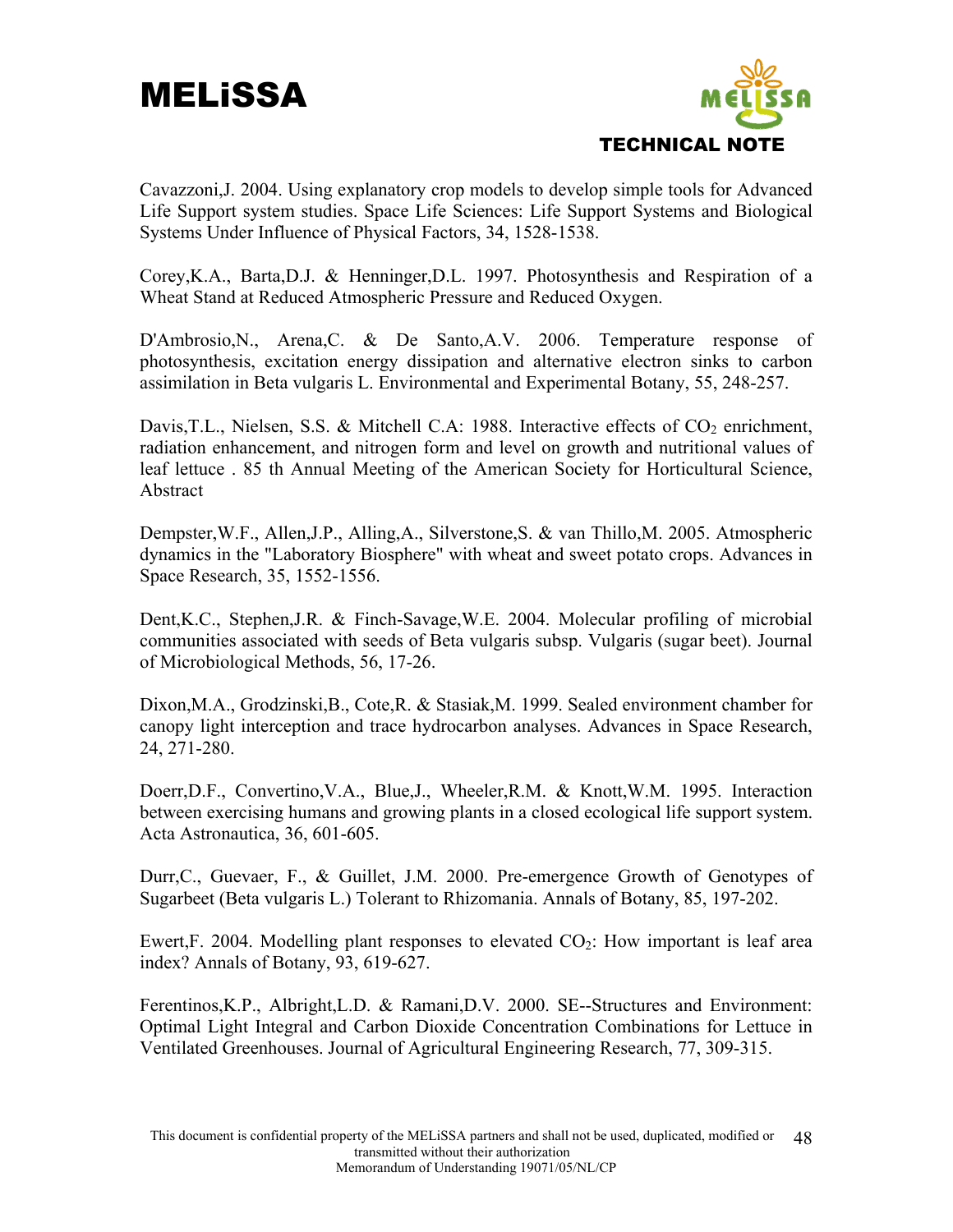Cavazzoni,J. 2004. Using explanatory crop models to develop simple tools for Advanced Life Support system studies. Space Life Sciences: Life Support Systems and Biological Systems Under Influence of Physical Factors, 34, 1528-1538.

Corey,K.A., Barta,D.J. & Henninger,D.L. 1997. Photosynthesis and Respiration of a Wheat Stand at Reduced Atmospheric Pressure and Reduced Oxygen.

D'Ambrosio,N., Arena,C. & De Santo,A.V. 2006. Temperature response of photosynthesis, excitation energy dissipation and alternative electron sinks to carbon assimilation in Beta vulgaris L. Environmental and Experimental Botany, 55, 248-257.

Davis,T.L., Nielsen, S.S. & Mitchell C.A: 1988. Interactive effects of $CO_2$ enrichment, radiation enhancement, and nitrogen form and level on growth and nutritional values of leaf lettuce . 85 th Annual Meeting of the American Society for Horticultural Science, Abstract

Dempster,W.F., Allen,J.P., Alling,A., Silverstone,S. & van Thillo,M. 2005. Atmospheric dynamics in the "Laboratory Biosphere" with wheat and sweet potato crops. Advances in Space Research, 35, 1552-1556.

Dent,K.C., Stephen,J.R. & Finch-Savage,W.E. 2004. Molecular profiling of microbial communities associated with seeds of Beta vulgaris subsp. Vulgaris (sugar beet). Journal of Microbiological Methods, 56, 17-26.

Dixon,M.A., Grodzinski,B., Cote,R. & Stasiak,M. 1999. Sealed environment chamber for canopy light interception and trace hydrocarbon analyses. Advances in Space Research, 24, 271-280.

Doerr,D.F., Convertino,V.A., Blue,J., Wheeler,R.M. & Knott,W.M. 1995. Interaction between exercising humans and growing plants in a closed ecological life support system. Acta Astronautica, 36, 601-605.

Durr,C., Guevaer, F., & Guillet, J.M. 2000. Pre-emergence Growth of Genotypes of Sugarbeet (Beta vulgaris L.) Tolerant to Rhizomania. Annals of Botany, 85, 197-202.

Ewert,F. 2004. Modelling plant responses to elevated $CO_2$: How important is leaf area index? Annals of Botany, 93, 619-627.

Ferentinos,K.P., Albright,L.D. & Ramani,D.V. 2000. SE--Structures and Environment: Optimal Light Integral and Carbon Dioxide Concentration Combinations for Lettuce in Ventilated Greenhouses. Journal of Agricultural Engineering Research, 77, 309-315.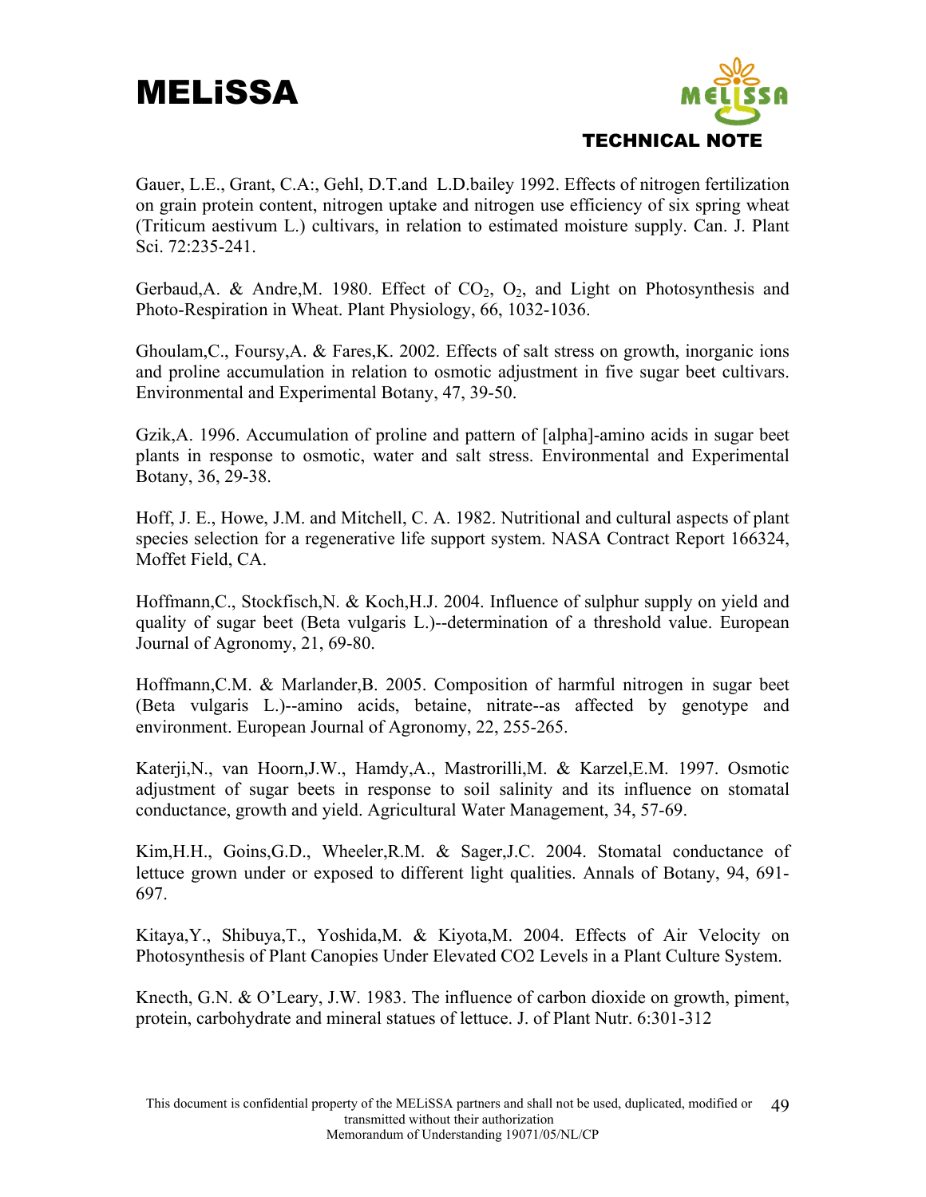Gauer, L.E., Grant, C.A:, Gehl, D.T.and L.D.bailey 1992. Effects of nitrogen fertilization on grain protein content, nitrogen uptake and nitrogen use efficiency of six spring wheat (Triticum aestivum L.) cultivars, in relation to estimated moisture supply. Can. J. Plant Sci. 72:235-241.

Gerbaud,A. & Andre,M. 1980. Effect of $CO_2$, $O_2$, and Light on Photosynthesis and Photo-Respiration in Wheat. Plant Physiology, 66, 1032-1036.

Ghoulam,C., Foursy,A. & Fares,K. 2002. Effects of salt stress on growth, inorganic ions and proline accumulation in relation to osmotic adjustment in five sugar beet cultivars. Environmental and Experimental Botany, 47, 39-50.

Gzik,A. 1996. Accumulation of proline and pattern of [alpha]-amino acids in sugar beet plants in response to osmotic, water and salt stress. Environmental and Experimental Botany, 36, 29-38.

Hoff, J. E., Howe, J.M. and Mitchell, C. A. 1982. Nutritional and cultural aspects of plant species selection for a regenerative life support system. NASA Contract Report 166324, Moffet Field, CA.

Hoffmann,C., Stockfisch,N. & Koch,H.J. 2004. Influence of sulphur supply on yield and quality of sugar beet (Beta vulgaris L.)--determination of a threshold value. European Journal of Agronomy, 21, 69-80.

Hoffmann,C.M. & Marlander,B. 2005. Composition of harmful nitrogen in sugar beet (Beta vulgaris L.)--amino acids, betaine, nitrate--as affected by genotype and environment. European Journal of Agronomy, 22, 255-265.

Katerji,N., van Hoorn,J.W., Hamdy,A., Mastrorilli,M. & Karzel,E.M. 1997. Osmotic adjustment of sugar beets in response to soil salinity and its influence on stomatal conductance, growth and yield. Agricultural Water Management, 34, 57-69.

Kim,H.H., Goins,G.D., Wheeler,R.M. & Sager,J.C. 2004. Stomatal conductance of lettuce grown under or exposed to different light qualities. Annals of Botany, 94, 691-697.

Kitaya,Y., Shibuya,T., Yoshida,M. & Kiyota,M. 2004. Effects of Air Velocity on Photosynthesis of Plant Canopies Under Elevated CO2 Levels in a Plant Culture System.

Knecth, G.N. & O'Leary, J.W. 1983. The influence of carbon dioxide on growth, piment, protein, carbohydrate and mineral statues of lettuce. J. of Plant Nutr. 6:301-312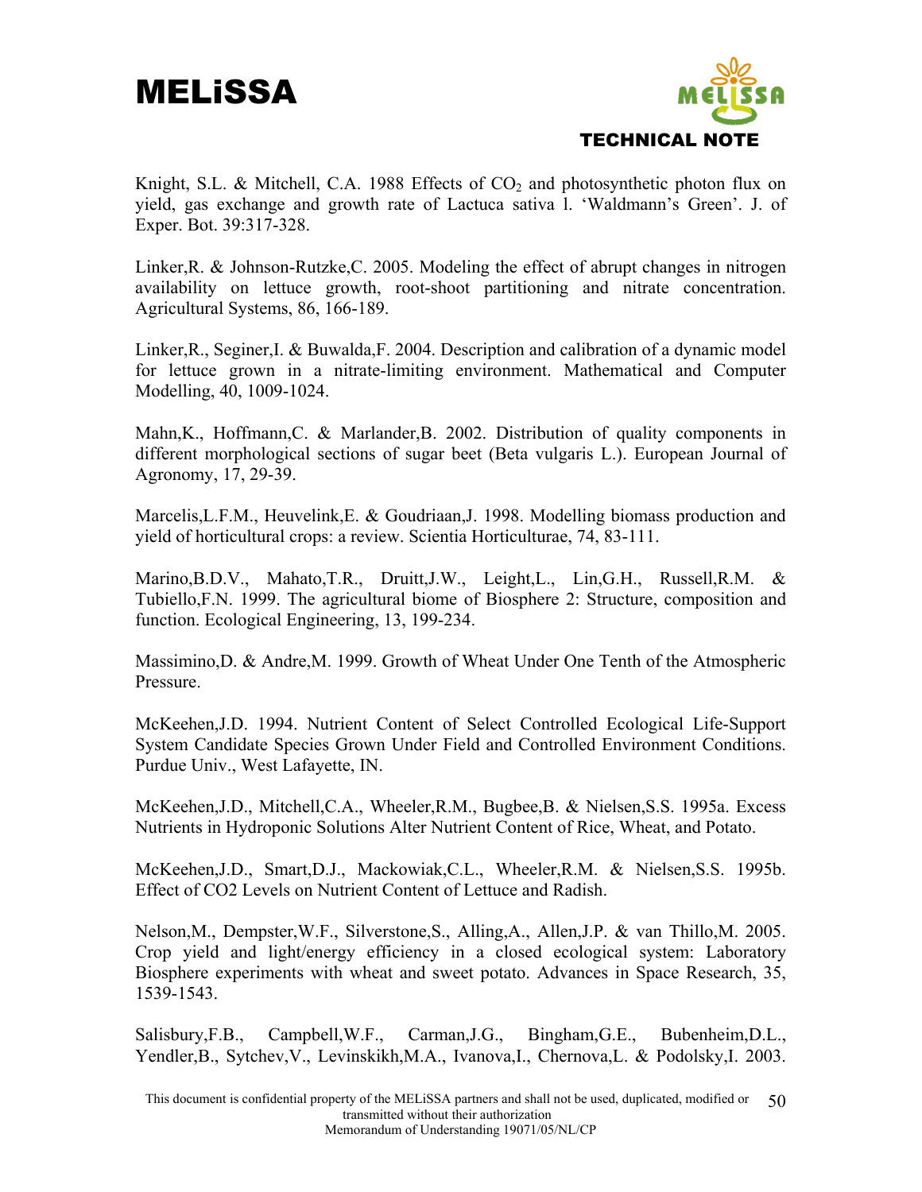Knight, S.L. & Mitchell, C.A. 1988 Effects of $CO_2$ and photosynthetic photon flux on yield, gas exchange and growth rate of Lactuca sativa l. 'Waldmann's Green'. J. of Exper. Bot. 39:317-328.

Linker,R. & Johnson-Rutzke,C. 2005. Modeling the effect of abrupt changes in nitrogen availability on lettuce growth, root-shoot partitioning and nitrate concentration. Agricultural Systems, 86, 166-189.

Linker,R., Seginer,I. & Buwalda,F. 2004. Description and calibration of a dynamic model for lettuce grown in a nitrate-limiting environment. Mathematical and Computer Modelling, 40, 1009-1024.

Mahn,K., Hoffmann,C. & Marlander,B. 2002. Distribution of quality components in different morphological sections of sugar beet (Beta vulgaris L.). European Journal of Agronomy, 17, 29-39.

Marcelis,L.F.M., Heuvelink,E. & Goudriaan,J. 1998. Modelling biomass production and yield of horticultural crops: a review. Scientia Horticulturae, 74, 83-111.

Marino,B.D.V., Mahato,T.R., Druitt,J.W., Leight,L., Lin,G.H., Russell,R.M. & Tubiello,F.N. 1999. The agricultural biome of Biosphere 2: Structure, composition and function. Ecological Engineering, 13, 199-234.

Massimino,D. & Andre,M. 1999. Growth of Wheat Under One Tenth of the Atmospheric Pressure.

McKeehen,J.D. 1994. Nutrient Content of Select Controlled Ecological Life-Support System Candidate Species Grown Under Field and Controlled Environment Conditions. Purdue Univ., West Lafayette, IN.

McKeehen,J.D., Mitchell,C.A., Wheeler,R.M., Bugbee,B. & Nielsen,S.S. 1995a. Excess Nutrients in Hydroponic Solutions Alter Nutrient Content of Rice, Wheat, and Potato.

McKeehen,J.D., Smart,D.J., Mackowiak,C.L., Wheeler,R.M. & Nielsen,S.S. 1995b. Effect of CO2 Levels on Nutrient Content of Lettuce and Radish.

Nelson,M., Dempster,W.F., Silverstone,S., Alling,A., Allen,J.P. & van Thillo,M. 2005. Crop yield and light/energy efficiency in a closed ecological system: Laboratory Biosphere experiments with wheat and sweet potato. Advances in Space Research, 35, 1539-1543.

Salisbury,F.B., Campbell,W.F., Carman,J.G., Bingham,G.E., Bubenheim,D.L., Yendler,B., Sytchev,V., Levinskikh,M.A., Ivanova,I., Chernova,L. & Podolsky,I. 2003.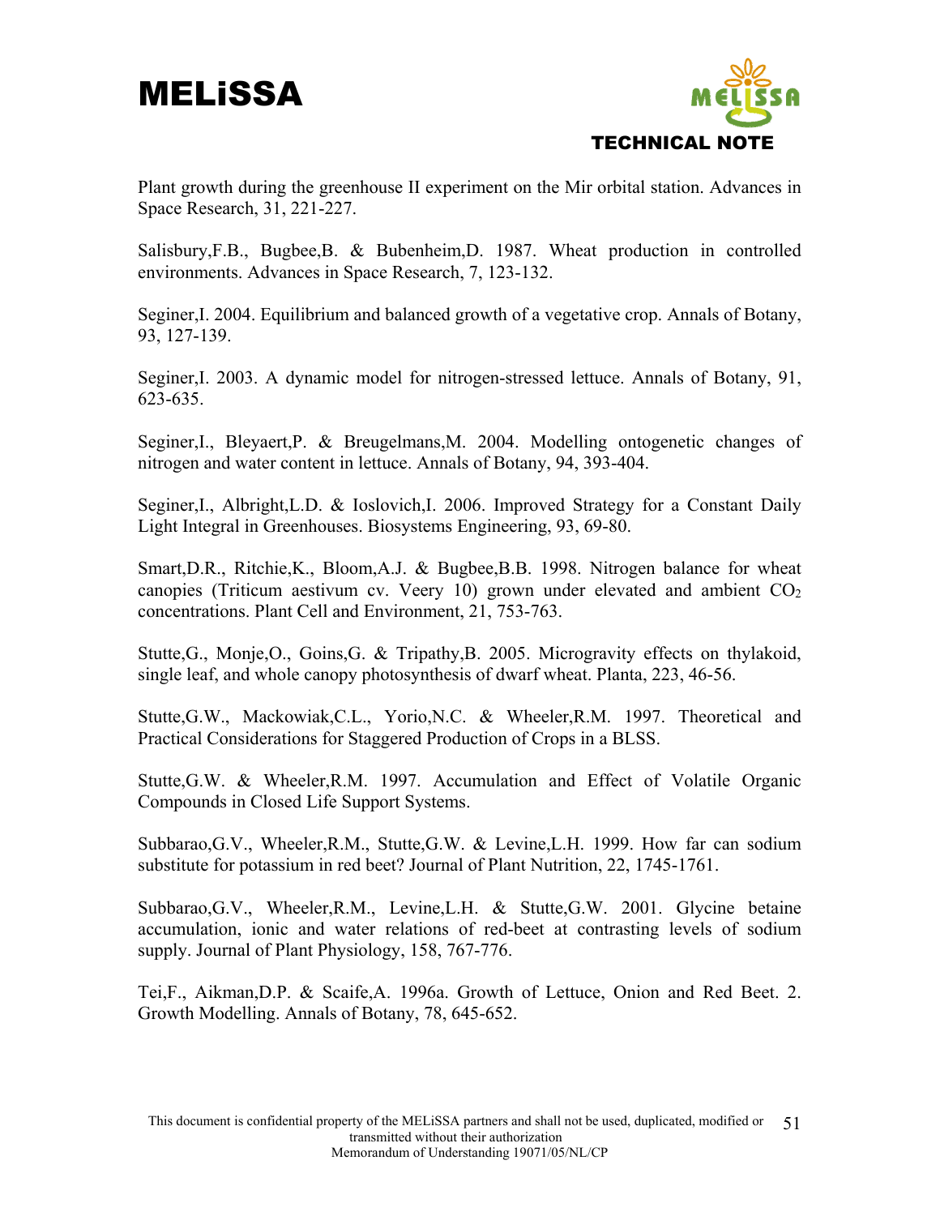Plant growth during the greenhouse II experiment on the Mir orbital station. Advances in Space Research, 31, 221-227.

Salisbury,F.B., Bugbee,B. & Bubenheim,D. 1987. Wheat production in controlled environments. Advances in Space Research, 7, 123-132.

Seginer,I. 2004. Equilibrium and balanced growth of a vegetative crop. Annals of Botany, 93, 127-139.

Seginer,I. 2003. A dynamic model for nitrogen-stressed lettuce. Annals of Botany, 91, 623-635.

Seginer,I., Bleyaert,P. & Breugelmans,M. 2004. Modelling ontogenetic changes of nitrogen and water content in lettuce. Annals of Botany, 94, 393-404.

Seginer,I., Albright,L.D. & Ioslovich,I. 2006. Improved Strategy for a Constant Daily Light Integral in Greenhouses. Biosystems Engineering, 93, 69-80.

Smart,D.R., Ritchie,K., Bloom,A.J. & Bugbee,B.B. 1998. Nitrogen balance for wheat canopies (Triticum aestivum cv. Veery 10) grown under elevated and ambient $CO_2$ concentrations. Plant Cell and Environment, 21, 753-763.

Stutte,G., Monje,O., Goins,G. & Tripathy,B. 2005. Microgravity effects on thylakoid, single leaf, and whole canopy photosynthesis of dwarf wheat. Planta, 223, 46-56.

Stutte,G.W., Mackowiak,C.L., Yorio,N.C. & Wheeler,R.M. 1997. Theoretical and Practical Considerations for Staggered Production of Crops in a BLSS.

Stutte,G.W. & Wheeler,R.M. 1997. Accumulation and Effect of Volatile Organic Compounds in Closed Life Support Systems.

Subbarao,G.V., Wheeler,R.M., Stutte,G.W. & Levine,L.H. 1999. How far can sodium substitute for potassium in red beet? Journal of Plant Nutrition, 22, 1745-1761.

Subbarao,G.V., Wheeler,R.M., Levine,L.H. & Stutte,G.W. 2001. Glycine betaine accumulation, ionic and water relations of red-beet at contrasting levels of sodium supply. Journal of Plant Physiology, 158, 767-776.

Tei,F., Aikman,D.P. & Scaife,A. 1996a. Growth of Lettuce, Onion and Red Beet. 2. Growth Modelling. Annals of Botany, 78, 645-652.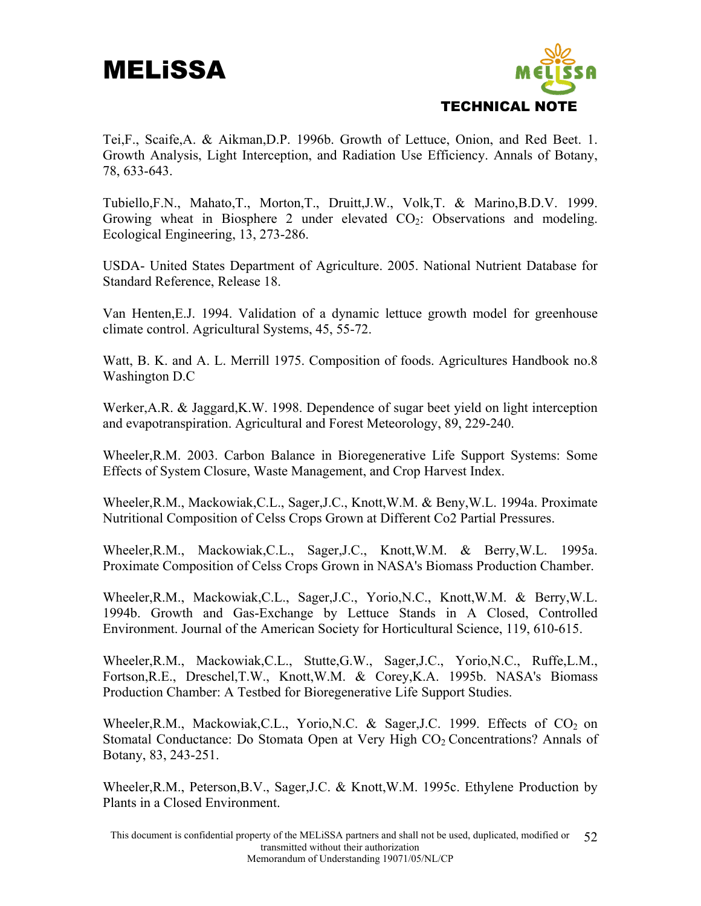Tei,F., Scaife,A. & Aikman,D.P. 1996b. Growth of Lettuce, Onion, and Red Beet. 1. Growth Analysis, Light Interception, and Radiation Use Efficiency. Annals of Botany, 78, 633-643.

Tubiello,F.N., Mahato,T., Morton,T., Druitt,J.W., Volk,T. & Marino,B.D.V. 1999. Growing wheat in Biosphere 2 under elevated $CO_2$: Observations and modeling. Ecological Engineering, 13, 273-286.

USDA- United States Department of Agriculture. 2005. National Nutrient Database for Standard Reference, Release 18.

Van Henten,E.J. 1994. Validation of a dynamic lettuce growth model for greenhouse climate control. Agricultural Systems, 45, 55-72.

Watt, B. K. and A. L. Merrill 1975. Composition of foods. Agricultures Handbook no.8 Washington D.C

Werker,A.R. & Jaggard,K.W. 1998. Dependence of sugar beet yield on light interception and evapotranspiration. Agricultural and Forest Meteorology, 89, 229-240.

Wheeler,R.M. 2003. Carbon Balance in Bioregenerative Life Support Systems: Some Effects of System Closure, Waste Management, and Crop Harvest Index.

Wheeler,R.M., Mackowiak,C.L., Sager,J.C., Knott,W.M. & Beny,W.L. 1994a. Proximate Nutritional Composition of Celss Crops Grown at Different Co2 Partial Pressures.

Wheeler,R.M., Mackowiak,C.L., Sager,J.C., Knott,W.M. & Berry,W.L. 1995a. Proximate Composition of Celss Crops Grown in NASA's Biomass Production Chamber.

Wheeler,R.M., Mackowiak,C.L., Sager,J.C., Yorio,N.C., Knott,W.M. & Berry,W.L. 1994b. Growth and Gas-Exchange by Lettuce Stands in A Closed, Controlled Environment. Journal of the American Society for Horticultural Science, 119, 610-615.

Wheeler,R.M., Mackowiak,C.L., Stutte,G.W., Sager,J.C., Yorio,N.C., Ruffe,L.M., Fortson,R.E., Dreschel,T.W., Knott,W.M. & Corey,K.A. 1995b. NASA's Biomass Production Chamber: A Testbed for Bioregenerative Life Support Studies.

Wheeler,R.M., Mackowiak,C.L., Yorio,N.C. & Sager,J.C. 1999. Effects of $CO_2$ on Stomatal Conductance: Do Stomata Open at Very High $CO_2$ Concentrations? Annals of Botany, 83, 243-251.

Wheeler,R.M., Peterson,B.V., Sager,J.C. & Knott,W.M. 1995c. Ethylene Production by Plants in a Closed Environment.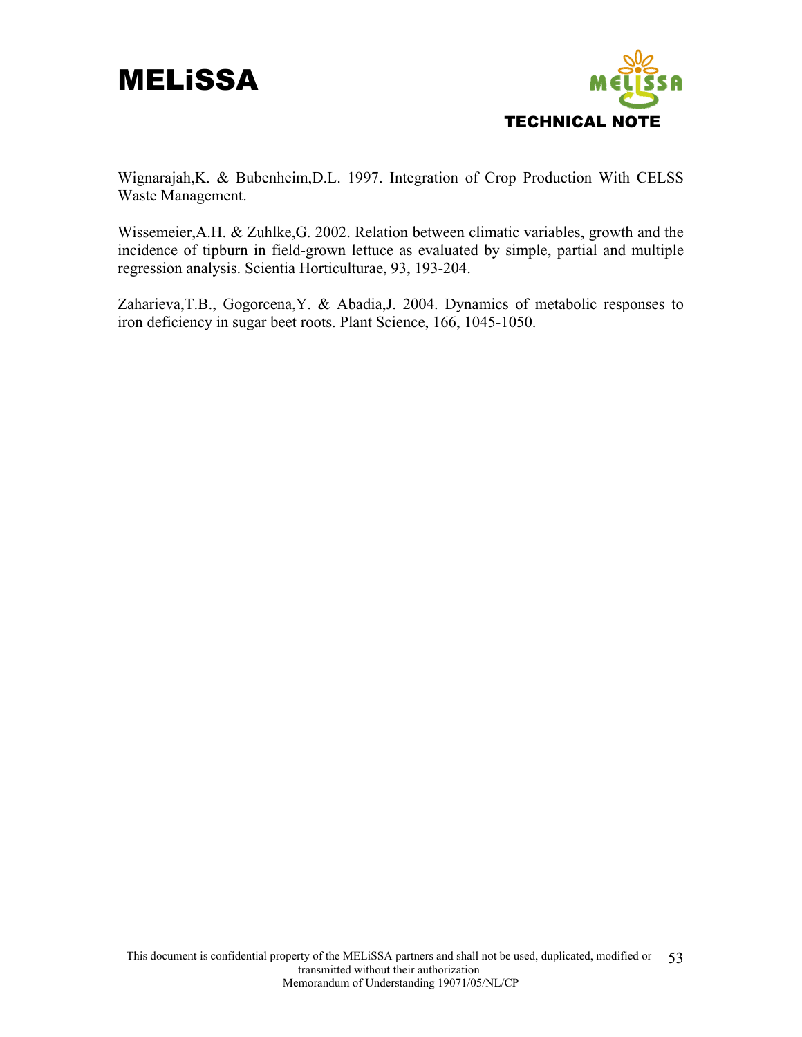Wignarajah,K. & Bubenheim,D.L. 1997. Integration of Crop Production With CELSS Waste Management.

Wissemeier,A.H. & Zuhlke,G. 2002. Relation between climatic variables, growth and the incidence of tipburn in field-grown lettuce as evaluated by simple, partial and multiple regression analysis. Scientia Horticulturae, 93, 193-204.

Zaharieva,T.B., Gogorcena,Y. & Abadia,J. 2004. Dynamics of metabolic responses to iron deficiency in sugar beet roots. Plant Science, 166, 1045-1050.